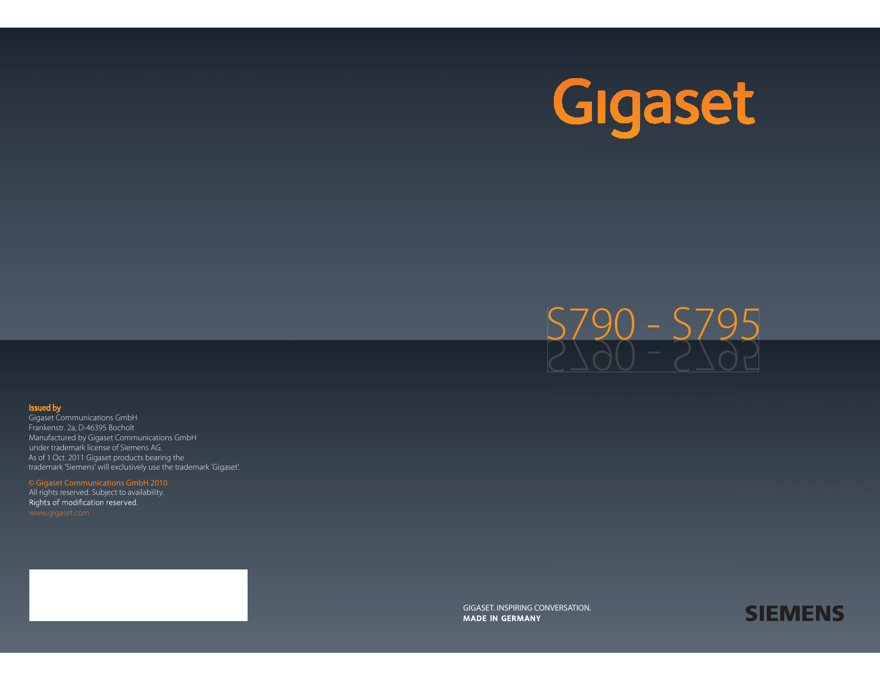# Gigaset

## S790 - S795

**Issued by**
Gigaset Communications GmbH
Frankenstr. 2a, D-46395 Bocholt
Manufactured by Gigaset Communications GmbH
under trademark license of Siemens AG.
As of 1 Oct. 2011 Gigaset products bearing the
trademark 'Siemens' will exclusively use the trademark 'Gigaset'.

© Gigaset Communications GmbH 2010
All rights reserved. Subject to availability.
Rights of modification reserved.
www.gigaset.com

GIGASET. INSPIRING CONVERSATION.
**MADE IN GERMANY**

**SIEMENS**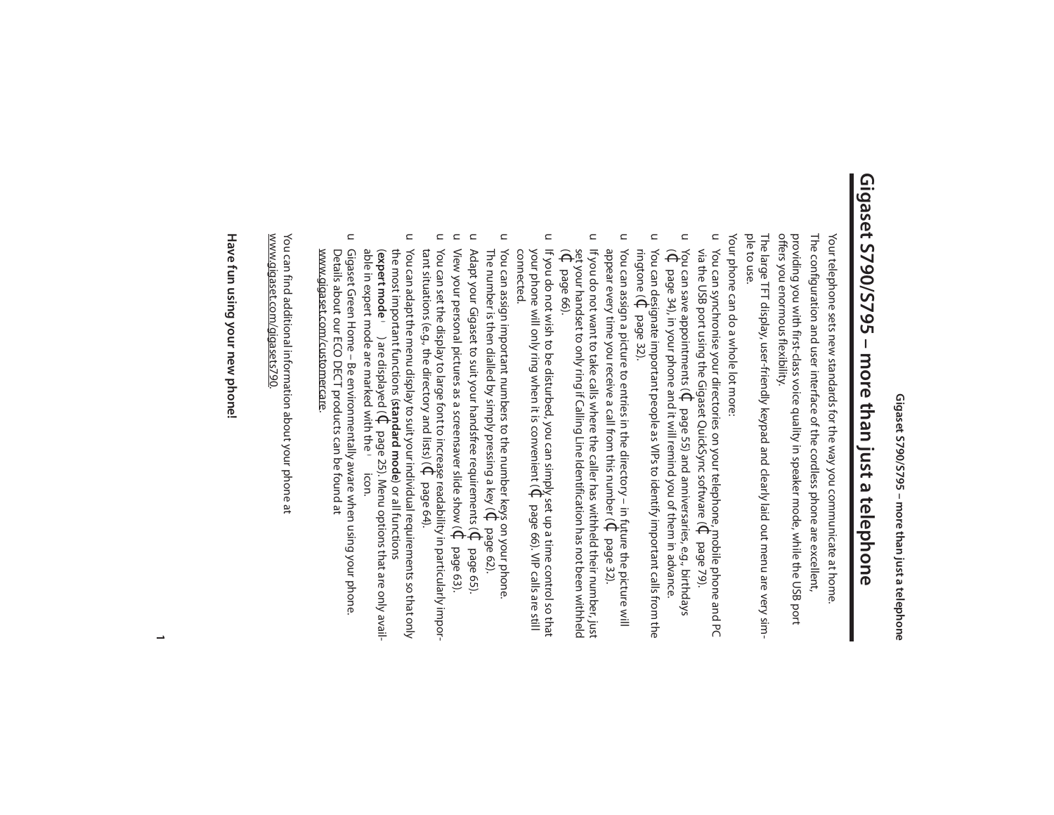# Gigaset S790/S795 – more than just a telephone

Your telephone sets new standards for the way you communicate at home.

The configuration and user interface of the cordless phone are excellent, providing you with first-class voice quality in speaker mode, while the USB port offers you enormous flexibility.

The large TFT display, user-friendly keypad and clearly laid out menu are very simple to use.

Your phone can do a whole lot more:

- You can synchronise your directories on your telephone, mobile phone and PC via the USB port using the Gigaset QuickSync software (→ page 79).
- You can save appointments (→ page 55) and anniversaries, e.g., birthdays (→ page 34), in your phone and it will remind you of them in advance.
- You can designate important people as VIPs to identify important calls from the ringtone (→ page 32).
- You can assign a picture to entries in the directory – in future the picture will appear every time you receive a call from this number (→ page 32).
- If you do not want to take calls where the caller has withheld their number, just set your handset to only ring if Calling Line Identification has not been withheld (→ page 66).
- If you do not wish to be disturbed, you can simply set up a time control so that your phone will only ring when it is convenient (→ page 66). VIP calls are still connected.
- You can assign important numbers to the number keys on your phone. The number is then dialled by simply pressing a key (→ page 62).
- Adapt your Gigaset to suit your handsfree requirements (→ page 65).
- View your personal pictures as a screensaver slide show (→ page 63).
- You can set the display to large font to increase readability in particularly important situations (e.g., the directory and lists) (→ page 64).
- You can adapt the menu display to suit your individual requirements so that only the most important functions (**standard mode**) or all functions (**expert mode** •) are displayed (→ page 25). Menu options that are only available in expert mode are marked with the • icon.
- Gigaset Green Home – Be environmentally aware when using your phone. Details about our ECO DECT products can be found at www.gigaset.com/customercare.

You can find additional information about your phone at www.gigaset.com/gigasets790.

**Have fun using your new phone!**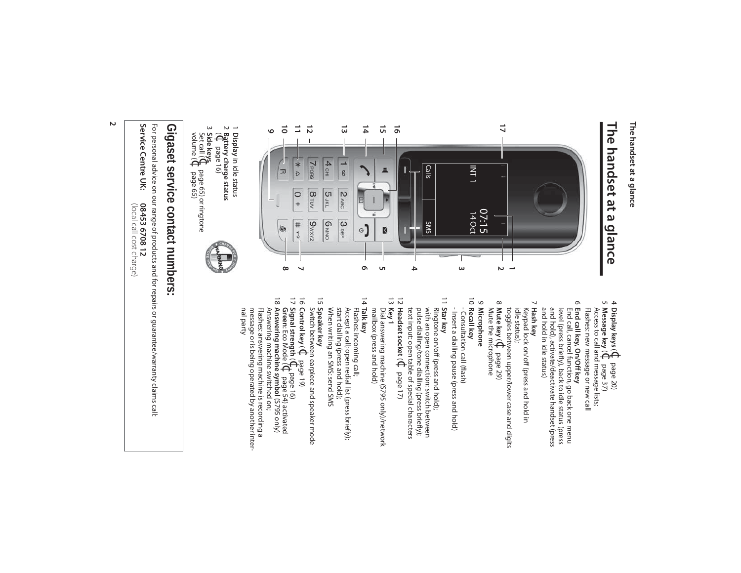# The handset at a glance

1 **Display** in idle status
2 **Battery charge status** (→ page 16)
3 **Side keys**
Set call (→ page 65) or ringtone volume (→ page 65)
4 **Display keys** (→ page 20)
5 **Message key** (→ page 37)
Access to call and message lists;
Flashes: new message or new call
6 **End call key, On/Off key**
End call, cancel function, go back one menu level (press briefly), back to idle status (press and hold), activate/deactivate handset (press and hold in idle status)
7 **Hash key**
Keypad lock on/off (press and hold in idle status);
toggles between upper/lower case and digits
8 **Mute key** (→ page 29)
Mute the microphone
9 **Microphone**
10 **Recall key**
- Consultation call (flash)
- Insert a dialling pause (press and hold)
11 **Star key**
Ringtone on/off (press and hold);
with an open connection: switch between pulse dialling/tone dialling (press briefly);
text input: open table of special characters
12 **Headset socket** (→ page 17)
13 **Key 1**
Dial answering machine (S795 only)/network mailbox (press and hold)
14 **Talk key**
Flashes: incoming call;
Accept a call; open redial list (press briefly);
start dialling (press and hold);
When writing an SMS: send SMS
15 **Speaker key**
Switch between earpiece and speaker mode
16 **Control key** (→ page 19)
17 **Signal strength** (→ page 16)
**Green**: Eco Mode (→ page 54) activated
18 **Answering machine symbol** (S795 only)
Answering machine switched on;
Flashes: answering machine is recording a message or is being operated by another internal party

## Gigaset service contact numbers:

For personal advice on our range of products and for repairs or guarantee/warranty claims call:

**Service Centre UK: 08453 6708 12**
(local call cost charge)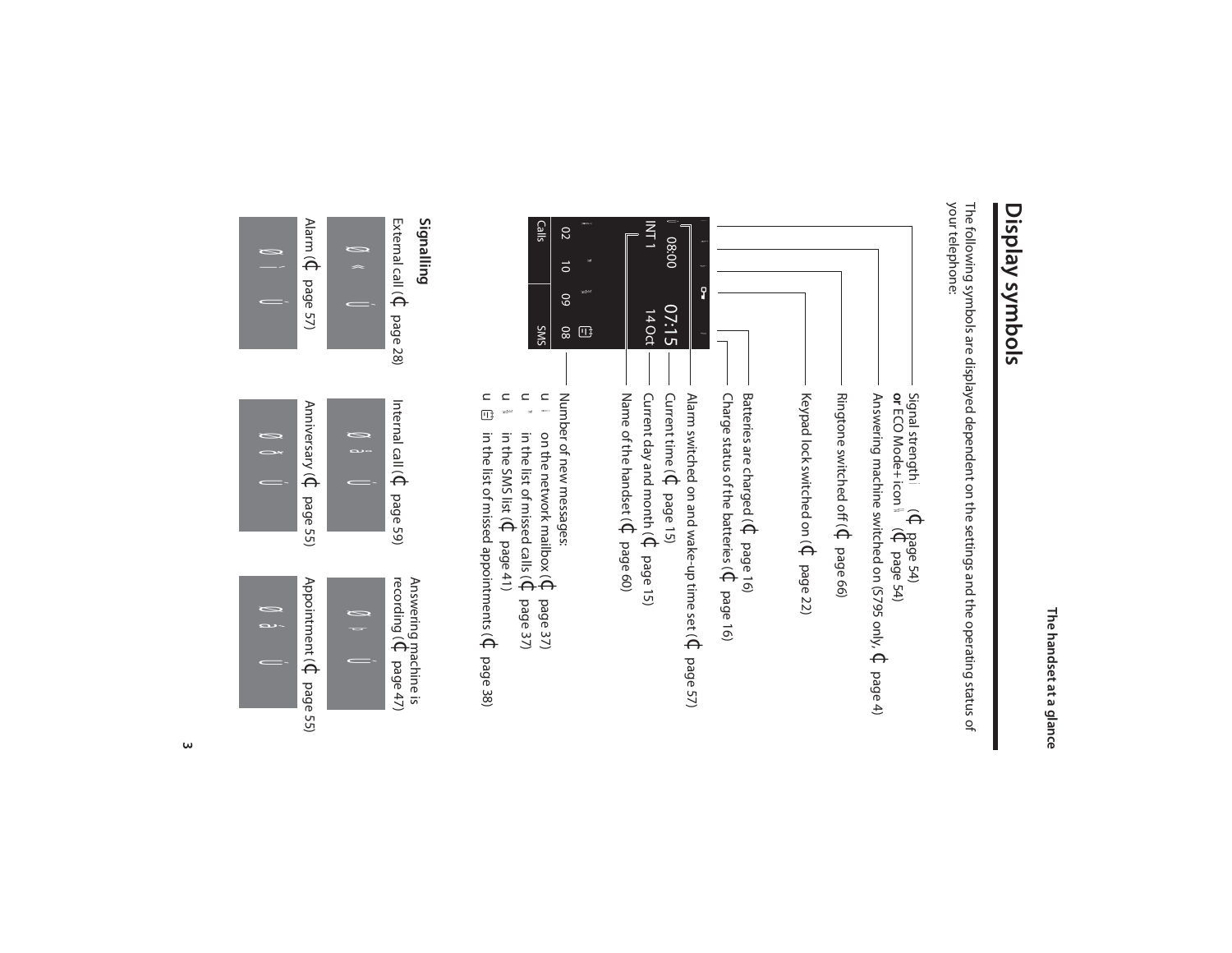# Display symbols

The following symbols are displayed dependent on the settings and the operating status of your telephone:

- Signal strength (→ page 54) **or** ECO Mode+ icon (→ page 54)
- Answering machine switched on (S795 only, → page 4)
- Ringtone switched off (→ page 66)
- Keypad lock switched on (→ page 22)
- Batteries are charged (→ page 16)
- Charge status of the batteries (→ page 16)
- Alarm switched on and wake-up time set (→ page 57)
- Current time (→ page 15)
- Current day and month (→ page 15)
- Name of the handset (→ page 60)
- Number of new messages:
  - on the network mailbox (→ page 37)
  - in the list of missed calls (→ page 37)
  - in the SMS list (→ page 41)
  - in the list of missed appointments (→ page 38)

INT 1 | 07:15 | 08:00 | 14 Oct | 02 10 09 08 | Calls | SMS

## Signalling

External call (→ page 28)

Internal call (→ page 59)

Answering machine is recording (→ page 47)

Alarm (→ page 57)

Anniversary (→ page 55)

Appointment (→ page 55)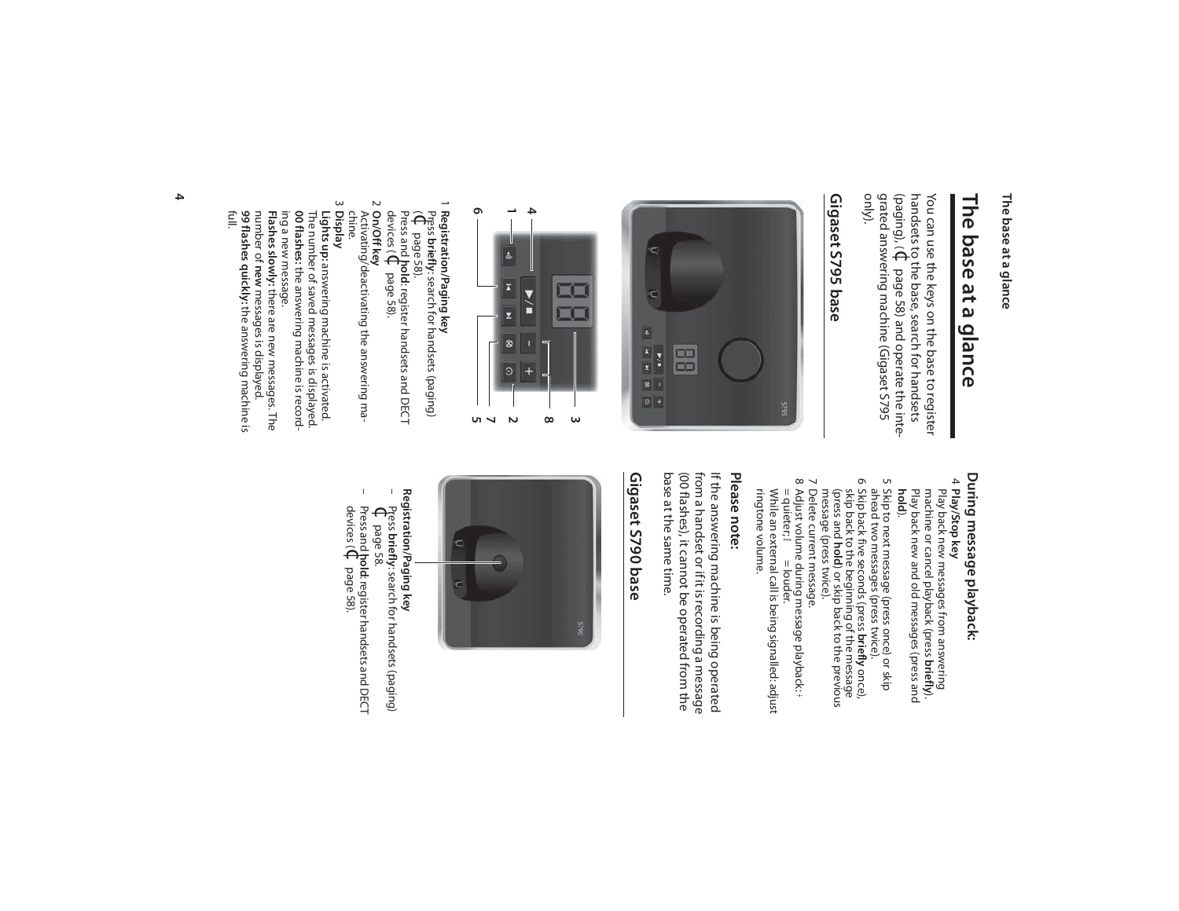# The base at a glance

You can use the keys on the base to register handsets to the base, search for handsets (paging), (→ page 58) and operate the integrated answering machine (Gigaset S795 only).

## Gigaset S795 base

1 **Registration/Paging key**
Press **briefly**: search for handsets (paging) (→ page 58).
Press and **hold**: register handsets and DECT devices (→ page 58).

2 **On/Off key**
Activating/deactivating the answering machine.

3 **Display**
**Lights up:** answering machine is activated. The number of saved messages is displayed.
**00 flashes:** the answering machine is recording a new message.
**Flashes slowly:** there are new messages. The number of **new** messages is displayed.
**99 flashes quickly:** the answering machine is full.

### During message playback:

4 **Play/Stop key**
Play back new messages from answering machine or cancel playback (press **briefly**).
Play back new and old messages (press and **hold**).

5 Skip to next message (press once) or skip ahead two messages (press twice).

6 Skip back five seconds (press **briefly** once), skip back to the beginning of the message (press and **hold**), or skip back to the previous message (press twice).

7 Delete current message.

8 Adjust volume during message playback: – = quieter; + = louder.
While an external call is being signalled: adjust ringtone volume.

### Please note:

If the answering machine is being operated from a handset or if it is recording a message (00 flashes), it cannot be operated from the base at the same time.

## Gigaset S790 base

**Registration/Paging key**

– Press **briefly**: search for handsets (paging) → page 58.

– Press and **hold**: register handsets and DECT devices (→ page 58).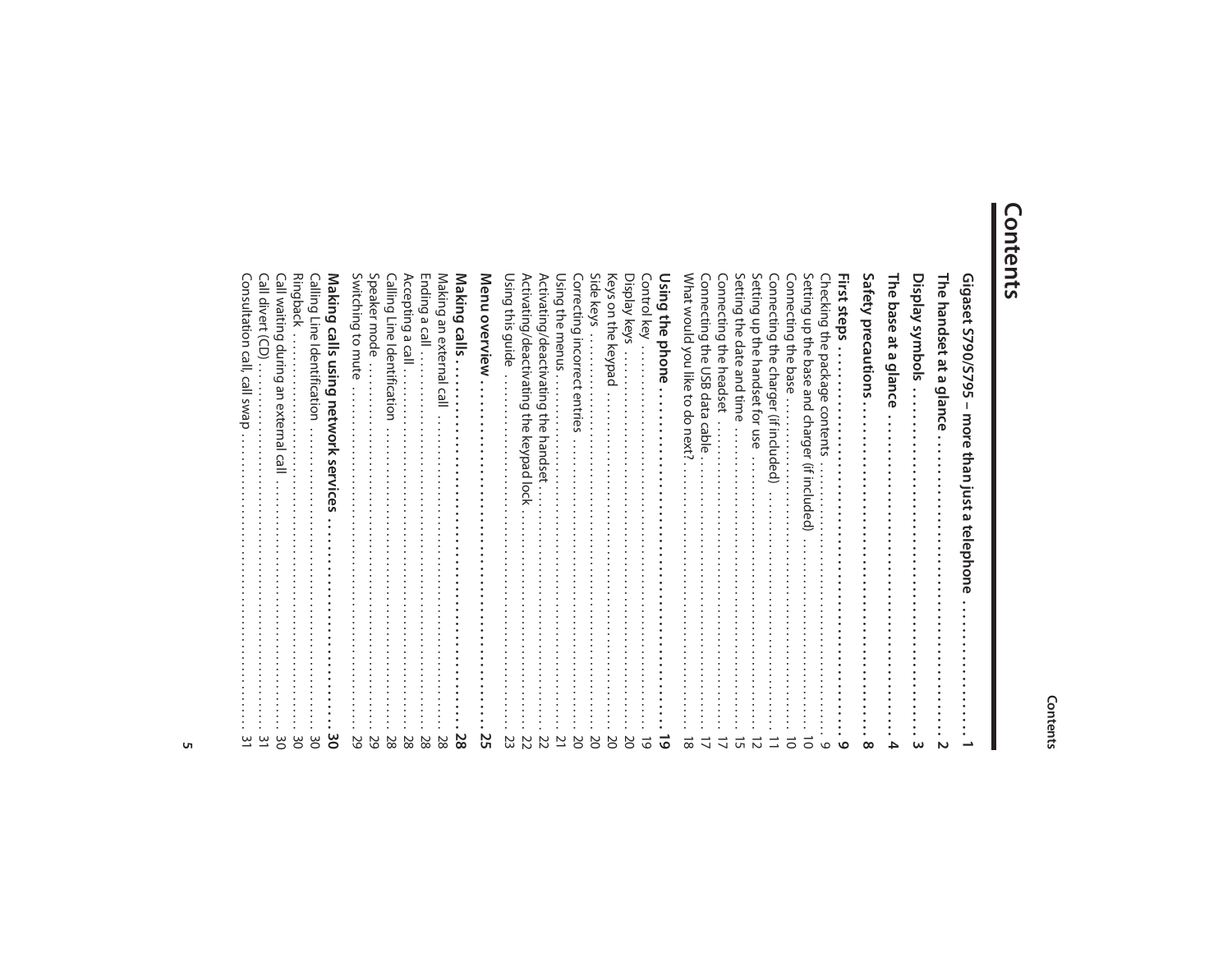# Contents

**Gigaset S790/S795 – more than just a telephone . . . . . . . . . . . . . . . . . . . 1**

**The handset at a glance . . . . . . . . . . . . . . . . . . . . . . . . . . . . . . . . . . . . . . . 2**

**Display symbols . . . . . . . . . . . . . . . . . . . . . . . . . . . . . . . . . . . . . . . . . . . . . 3**

**The base at a glance . . . . . . . . . . . . . . . . . . . . . . . . . . . . . . . . . . . . . . . . . 4**

**Safety precautions . . . . . . . . . . . . . . . . . . . . . . . . . . . . . . . . . . . . . . . . . . . 8**

**First steps . . . . . . . . . . . . . . . . . . . . . . . . . . . . . . . . . . . . . . . . . . . . . . . . . . 9**

Checking the package contents . . . . . . . . . . . . . . . . . . . . . . . . . . . . . . . . . . 9
Setting up the base and charger (if included) . . . . . . . . . . . . . . . . . . . . . . . . 10
Connecting the base . . . . . . . . . . . . . . . . . . . . . . . . . . . . . . . . . . . . . . . . . . 10
Connecting the charger (if included) . . . . . . . . . . . . . . . . . . . . . . . . . . . . . . 11
Setting up the handset for use . . . . . . . . . . . . . . . . . . . . . . . . . . . . . . . . . . 12
Setting the date and time . . . . . . . . . . . . . . . . . . . . . . . . . . . . . . . . . . . . . . 15
Connecting the headset . . . . . . . . . . . . . . . . . . . . . . . . . . . . . . . . . . . . . . . 17
Connecting the USB data cable . . . . . . . . . . . . . . . . . . . . . . . . . . . . . . . . . . 17
What would you like to do next? . . . . . . . . . . . . . . . . . . . . . . . . . . . . . . . . . 18

**Using the phone . . . . . . . . . . . . . . . . . . . . . . . . . . . . . . . . . . . . . . . . . . . . 19**

Control key . . . . . . . . . . . . . . . . . . . . . . . . . . . . . . . . . . . . . . . . . . . . . . . . . 19
Display keys . . . . . . . . . . . . . . . . . . . . . . . . . . . . . . . . . . . . . . . . . . . . . . . . 20
Keys on the keypad . . . . . . . . . . . . . . . . . . . . . . . . . . . . . . . . . . . . . . . . . . . 20
Side keys . . . . . . . . . . . . . . . . . . . . . . . . . . . . . . . . . . . . . . . . . . . . . . . . . . . 20
Correcting incorrect entries . . . . . . . . . . . . . . . . . . . . . . . . . . . . . . . . . . . . . 20
Using the menus . . . . . . . . . . . . . . . . . . . . . . . . . . . . . . . . . . . . . . . . . . . . . 21
Activating/deactivating the handset . . . . . . . . . . . . . . . . . . . . . . . . . . . . . . . 22
Activating/deactivating the keypad lock . . . . . . . . . . . . . . . . . . . . . . . . . . . . 22
Using this guide . . . . . . . . . . . . . . . . . . . . . . . . . . . . . . . . . . . . . . . . . . . . . . 23

**Menu overview . . . . . . . . . . . . . . . . . . . . . . . . . . . . . . . . . . . . . . . . . . . . . 25**

**Making calls . . . . . . . . . . . . . . . . . . . . . . . . . . . . . . . . . . . . . . . . . . . . . . . 28**

Making an external call . . . . . . . . . . . . . . . . . . . . . . . . . . . . . . . . . . . . . . . . 28
Ending a call . . . . . . . . . . . . . . . . . . . . . . . . . . . . . . . . . . . . . . . . . . . . . . . . 28
Accepting a call . . . . . . . . . . . . . . . . . . . . . . . . . . . . . . . . . . . . . . . . . . . . . . 28
Calling Line Identification . . . . . . . . . . . . . . . . . . . . . . . . . . . . . . . . . . . . . . 28
Speaker mode . . . . . . . . . . . . . . . . . . . . . . . . . . . . . . . . . . . . . . . . . . . . . . . 29
Switching to mute . . . . . . . . . . . . . . . . . . . . . . . . . . . . . . . . . . . . . . . . . . . . 29

**Making calls using network services . . . . . . . . . . . . . . . . . . . . . . . . . . . . 30**

Calling Line Identification . . . . . . . . . . . . . . . . . . . . . . . . . . . . . . . . . . . . . . 30
Ringback . . . . . . . . . . . . . . . . . . . . . . . . . . . . . . . . . . . . . . . . . . . . . . . . . . . 30
Call waiting during an external call . . . . . . . . . . . . . . . . . . . . . . . . . . . . . . . 30
Call divert (CD) . . . . . . . . . . . . . . . . . . . . . . . . . . . . . . . . . . . . . . . . . . . . . . 31
Consultation call, call swap . . . . . . . . . . . . . . . . . . . . . . . . . . . . . . . . . . . . . 31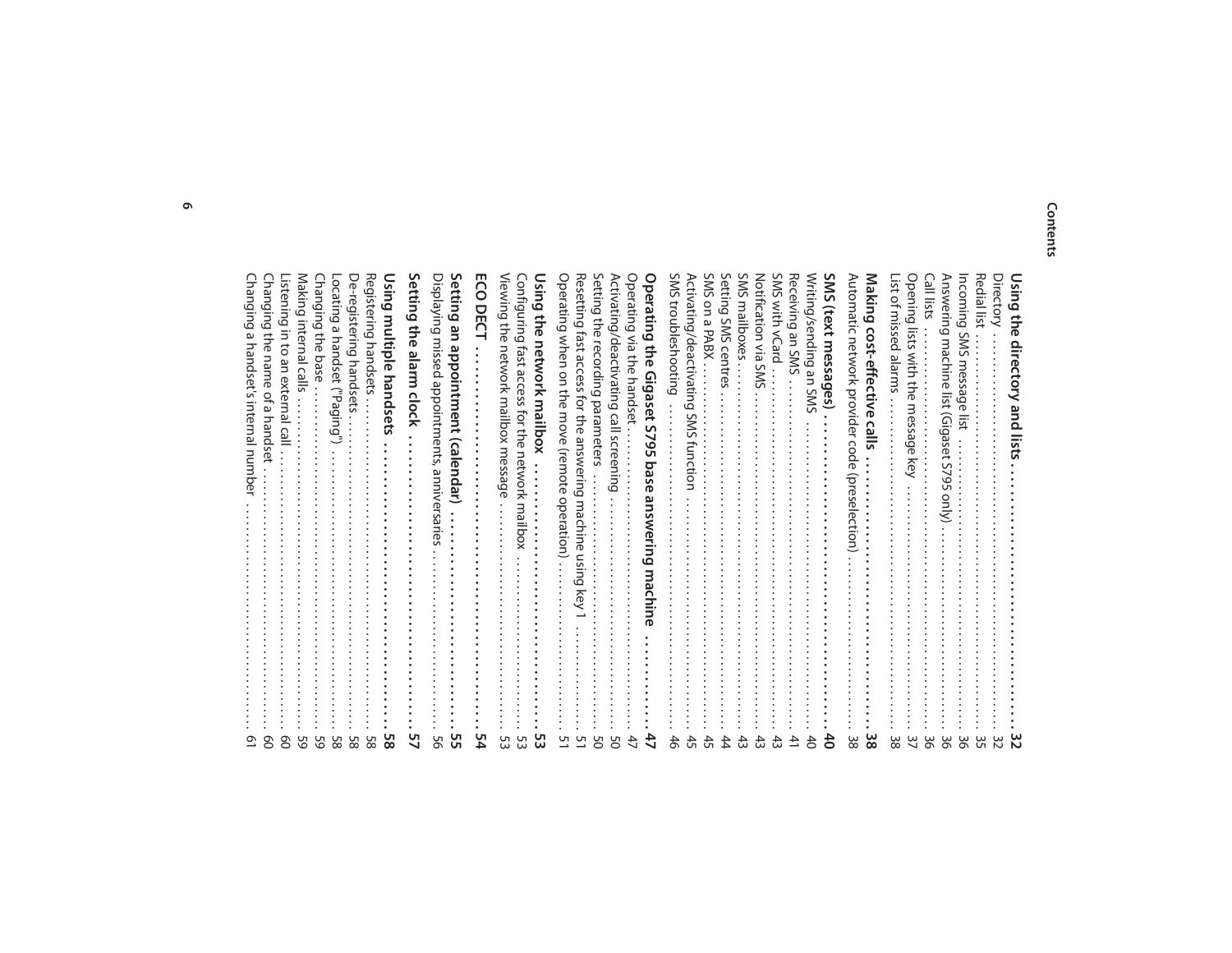**Using the directory and lists . . . . . . . . . . . . . . . . . . . . . . . . . . . . . . . . . . 32**
Directory . . . . . . . . . . . . . . . . . . . . . . . . . . . . . . . . . . . . . . . . . . . . . . . . . . . . 32
Redial list . . . . . . . . . . . . . . . . . . . . . . . . . . . . . . . . . . . . . . . . . . . . . . . . . . . . 35
Incoming SMS message list . . . . . . . . . . . . . . . . . . . . . . . . . . . . . . . . . . . . . . . . 36
Answering machine list (Gigaset S795 only) . . . . . . . . . . . . . . . . . . . . . . . . . . . . 36
Call lists . . . . . . . . . . . . . . . . . . . . . . . . . . . . . . . . . . . . . . . . . . . . . . . . . . . . . . . 36
Opening lists with the message key . . . . . . . . . . . . . . . . . . . . . . . . . . . . . . . . . . 37
List of missed alarms . . . . . . . . . . . . . . . . . . . . . . . . . . . . . . . . . . . . . . . . . . . . . . 38

**Making cost-effective calls . . . . . . . . . . . . . . . . . . . . . . . . . . . . . . . . . . . . . . . 38**
Automatic network provider code (preselection) . . . . . . . . . . . . . . . . . . . . . . . . . 38

**SMS (text messages) . . . . . . . . . . . . . . . . . . . . . . . . . . . . . . . . . . . . . . . . . . . 40**
Writing/sending an SMS . . . . . . . . . . . . . . . . . . . . . . . . . . . . . . . . . . . . . . . . . . . 40
Receiving an SMS . . . . . . . . . . . . . . . . . . . . . . . . . . . . . . . . . . . . . . . . . . . . . . . . 41
SMS with vCard . . . . . . . . . . . . . . . . . . . . . . . . . . . . . . . . . . . . . . . . . . . . . . . . . . 43
Notification via SMS . . . . . . . . . . . . . . . . . . . . . . . . . . . . . . . . . . . . . . . . . . . . . . . 43
SMS mailboxes . . . . . . . . . . . . . . . . . . . . . . . . . . . . . . . . . . . . . . . . . . . . . . . . . . . 43
Setting SMS centres . . . . . . . . . . . . . . . . . . . . . . . . . . . . . . . . . . . . . . . . . . . . . . . 44
SMS on a PABX . . . . . . . . . . . . . . . . . . . . . . . . . . . . . . . . . . . . . . . . . . . . . . . . . . 45
Activating/deactivating SMS function . . . . . . . . . . . . . . . . . . . . . . . . . . . . . . . . . 45
SMS troubleshooting . . . . . . . . . . . . . . . . . . . . . . . . . . . . . . . . . . . . . . . . . . . . . . 46

**Operating the Gigaset S795 base answering machine . . . . . . . . . . . . . . 47**
Operating via the handset . . . . . . . . . . . . . . . . . . . . . . . . . . . . . . . . . . . . . . . . . . 47
Activating/deactivating call screening . . . . . . . . . . . . . . . . . . . . . . . . . . . . . . . . . 50
Setting the recording parameters . . . . . . . . . . . . . . . . . . . . . . . . . . . . . . . . . . . . 50
Resetting fast access for the answering machine using key 1 . . . . . . . . . . . . . . . 51
Operating when on the move (remote operation) . . . . . . . . . . . . . . . . . . . . . . . . 51

**Using the network mailbox . . . . . . . . . . . . . . . . . . . . . . . . . . . . . . . . . . . . . . 53**
Configuring fast access for the network mailbox . . . . . . . . . . . . . . . . . . . . . . . . 53
Viewing the network mailbox message . . . . . . . . . . . . . . . . . . . . . . . . . . . . . . . . 53

**ECO DECT . . . . . . . . . . . . . . . . . . . . . . . . . . . . . . . . . . . . . . . . . . . . . . . . . . . . . . 54**

**Setting an appointment (calendar) . . . . . . . . . . . . . . . . . . . . . . . . . . . . . . . 55**
Displaying missed appointments, anniversaries . . . . . . . . . . . . . . . . . . . . . . . . . 56

**Setting the alarm clock . . . . . . . . . . . . . . . . . . . . . . . . . . . . . . . . . . . . . . . . . . 57**

**Using multiple handsets . . . . . . . . . . . . . . . . . . . . . . . . . . . . . . . . . . . . . . . . . 58**
Registering handsets . . . . . . . . . . . . . . . . . . . . . . . . . . . . . . . . . . . . . . . . . . . . . . 58
De-registering handsets . . . . . . . . . . . . . . . . . . . . . . . . . . . . . . . . . . . . . . . . . . . . 58
Locating a handset ("Paging") . . . . . . . . . . . . . . . . . . . . . . . . . . . . . . . . . . . . . . . 58
Changing the base . . . . . . . . . . . . . . . . . . . . . . . . . . . . . . . . . . . . . . . . . . . . . . . . 59
Making internal calls . . . . . . . . . . . . . . . . . . . . . . . . . . . . . . . . . . . . . . . . . . . . . . 59
Listening in to an external call . . . . . . . . . . . . . . . . . . . . . . . . . . . . . . . . . . . . . . . 60
Changing the name of a handset . . . . . . . . . . . . . . . . . . . . . . . . . . . . . . . . . . . . . 60
Changing a handset's internal number . . . . . . . . . . . . . . . . . . . . . . . . . . . . . . . . 61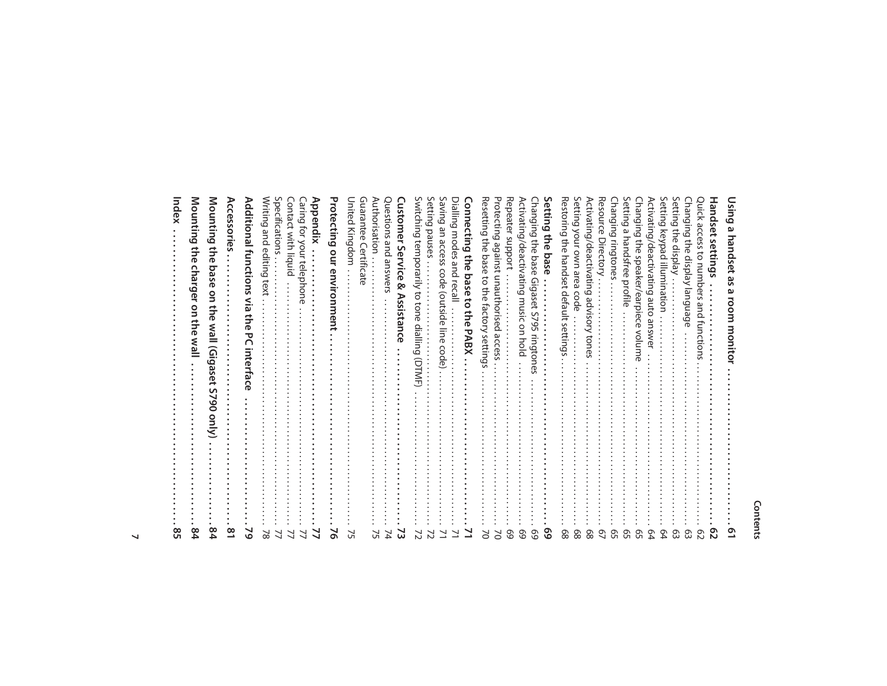Using a handset as a room monitor . . . . . . . . . . . . . . . . . . . . . . . . . . . . . 61

**Handset settings . . . . . . . . . . . . . . . . . . . . . . . . . . . . . . . . . . . . . . . . . . . 62**

Quick access to numbers and functions . . . . . . . . . . . . . . . . . . . . . . . . . . 62
Changing the display language . . . . . . . . . . . . . . . . . . . . . . . . . . . . . . . . 63
Setting the display . . . . . . . . . . . . . . . . . . . . . . . . . . . . . . . . . . . . . . . . . . 63
Setting keypad illumination . . . . . . . . . . . . . . . . . . . . . . . . . . . . . . . . . . . 64
Activating/deactivating auto answer . . . . . . . . . . . . . . . . . . . . . . . . . . . . . 64
Changing the speaker/earpiece volume . . . . . . . . . . . . . . . . . . . . . . . . . . . 65
Setting a handsfree profile . . . . . . . . . . . . . . . . . . . . . . . . . . . . . . . . . . . . 65
Changing ringtones . . . . . . . . . . . . . . . . . . . . . . . . . . . . . . . . . . . . . . . . . 65
Resource Directory . . . . . . . . . . . . . . . . . . . . . . . . . . . . . . . . . . . . . . . . . 67
Activating/deactivating advisory tones . . . . . . . . . . . . . . . . . . . . . . . . . . . 68
Setting your own area code . . . . . . . . . . . . . . . . . . . . . . . . . . . . . . . . . . . 68
Restoring the handset default settings . . . . . . . . . . . . . . . . . . . . . . . . . . . 68

**Setting the base . . . . . . . . . . . . . . . . . . . . . . . . . . . . . . . . . . . . . . . . . . . . 69**

Changing the base Gigaset S795 ringtones . . . . . . . . . . . . . . . . . . . . . . . . 69
Activating/deactivating music on hold . . . . . . . . . . . . . . . . . . . . . . . . . . . . 69
Repeater support . . . . . . . . . . . . . . . . . . . . . . . . . . . . . . . . . . . . . . . . . . . 69
Protecting against unauthorised access . . . . . . . . . . . . . . . . . . . . . . . . . . . 70
Resetting the base to the factory settings . . . . . . . . . . . . . . . . . . . . . . . . . 70

**Connecting the base to the PABX . . . . . . . . . . . . . . . . . . . . . . . . . . . . . . . 71**

Dialling modes and recall . . . . . . . . . . . . . . . . . . . . . . . . . . . . . . . . . . . . . 71
Saving an access code (outside line code) . . . . . . . . . . . . . . . . . . . . . . . . . 71
Setting pauses . . . . . . . . . . . . . . . . . . . . . . . . . . . . . . . . . . . . . . . . . . . . . 72
Switching temporarily to tone dialling (DTMF) . . . . . . . . . . . . . . . . . . . . . 72

**Customer Service & Assistance . . . . . . . . . . . . . . . . . . . . . . . . . . . . . . . . 73**

Questions and answers . . . . . . . . . . . . . . . . . . . . . . . . . . . . . . . . . . . . . . 74
Authorisation . . . . . . . . . . . . . . . . . . . . . . . . . . . . . . . . . . . . . . . . . . . . . . 75
Guarantee Certificate
United Kingdom . . . . . . . . . . . . . . . . . . . . . . . . . . . . . . . . . . . . . . . . . . . . 75

**Protecting our environment . . . . . . . . . . . . . . . . . . . . . . . . . . . . . . . . . . . 76**

**Appendix . . . . . . . . . . . . . . . . . . . . . . . . . . . . . . . . . . . . . . . . . . . . . . . . . 77**

Caring for your telephone . . . . . . . . . . . . . . . . . . . . . . . . . . . . . . . . . . . . . 77
Contact with liquid . . . . . . . . . . . . . . . . . . . . . . . . . . . . . . . . . . . . . . . . . . 77
Specifications . . . . . . . . . . . . . . . . . . . . . . . . . . . . . . . . . . . . . . . . . . . . . . 77
Writing and editing text . . . . . . . . . . . . . . . . . . . . . . . . . . . . . . . . . . . . . . 78

**Additional functions via the PC interface . . . . . . . . . . . . . . . . . . . . . . . . . 79**

**Accessories . . . . . . . . . . . . . . . . . . . . . . . . . . . . . . . . . . . . . . . . . . . . . . . 81**

**Mounting the base on the wall (Gigaset S790 only) . . . . . . . . . . . . . . . . . 84**

**Mounting the charger on the wall . . . . . . . . . . . . . . . . . . . . . . . . . . . . . . . 84**

**Index . . . . . . . . . . . . . . . . . . . . . . . . . . . . . . . . . . . . . . . . . . . . . . . . . . . 85**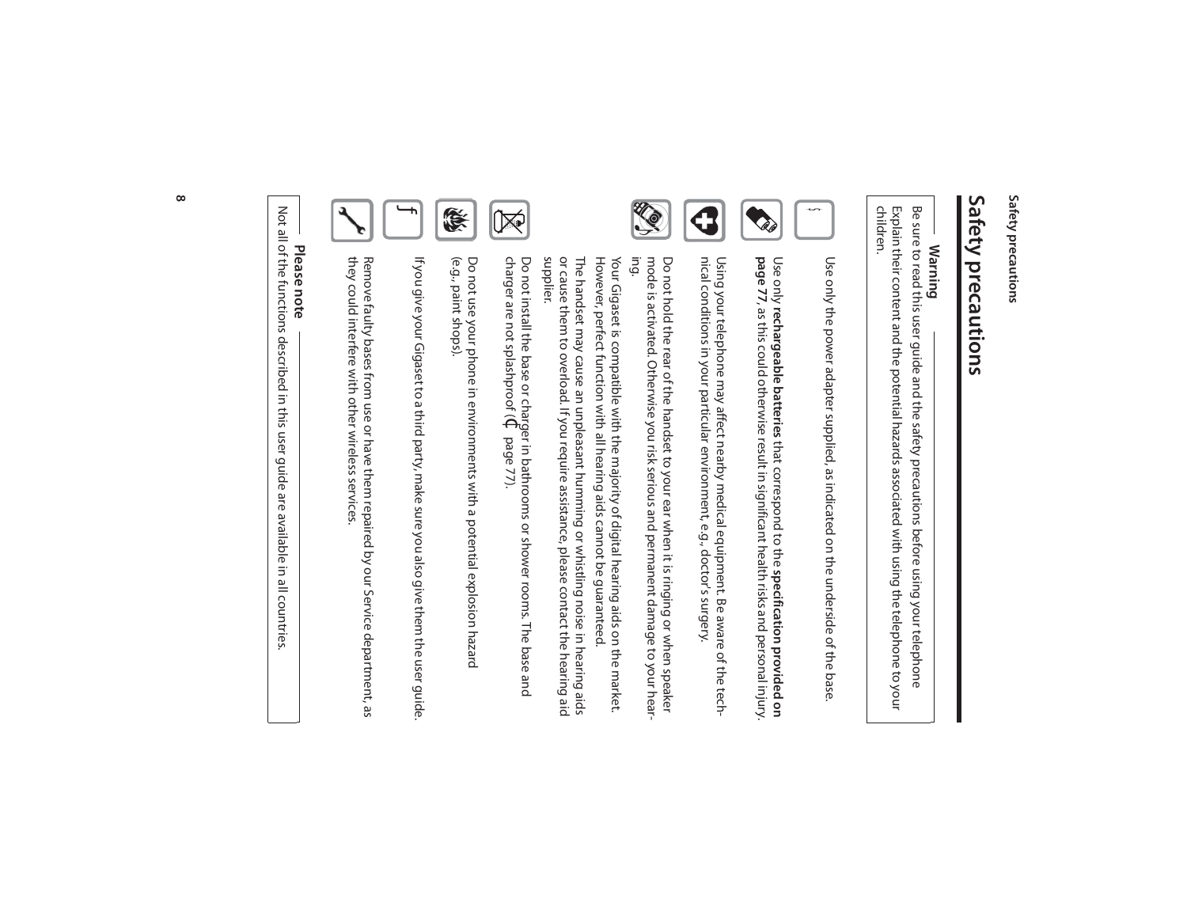# Safety precautions

**Warning**

Be sure to read this user guide and the safety precautions before using your telephone. Explain their content and the potential hazards associated with using the telephone to your children.

Use only the power adapter supplied, as indicated on the underside of the base.

Use only **rechargeable batteries** that correspond to the **specification provided on page 77**, as this could otherwise result in significant health risks and personal injury.

Using your telephone may affect nearby medical equipment. Be aware of the technical conditions in your particular environment, e.g., doctor's surgery.

Do not hold the rear of the handset to your ear when it is ringing or when speaker mode is activated. Otherwise you risk serious and permanent damage to your hearing.

Your Gigaset is compatible with the majority of digital hearing aids on the market. However, perfect function with all hearing aids cannot be guaranteed.

The handset may cause an unpleasant humming or whistling noise in hearing aids or cause them to overload. If you require assistance, please contact the hearing aid supplier.

Do not install the base or charger in bathrooms or shower rooms. The base and charger are not splashproof (£ page 77).

Do not use your phone in environments with a potential explosion hazard (e.g., paint shops).

If you give your Gigaset to a third party, make sure you also give them the user guide.

Remove faulty bases from use or have them repaired by our Service department, as they could interfere with other wireless services.

**Please note**

Not all of the functions described in this user guide are available in all countries.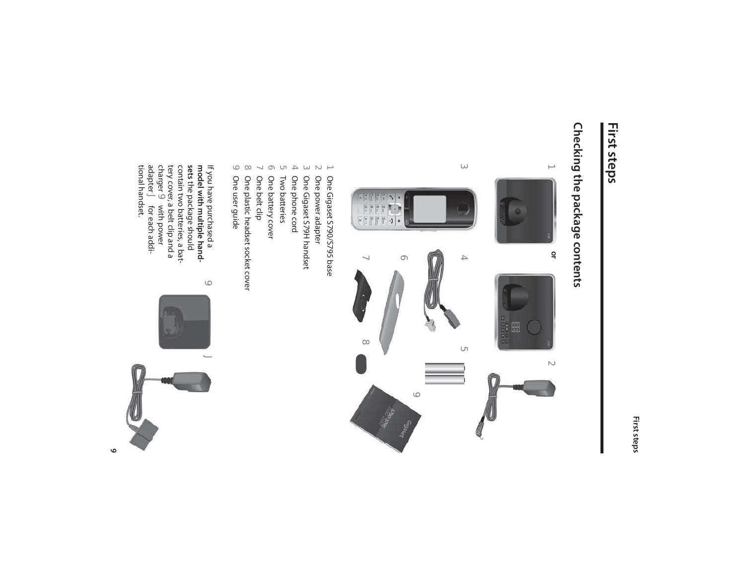# First steps

## Checking the package contents

1 One Gigaset S790/S795 base
2 One power adapter
3 One Gigaset S79H handset
4 One phone cord
5 Two batteries
6 One battery cover
7 One belt clip
8 One plastic headset socket cover
9 One user guide

If you have purchased a **model with multiple handsets** the package should contain two batteries, a battery cover, a belt clip and a charger 9 with power adapter J for each additional handset.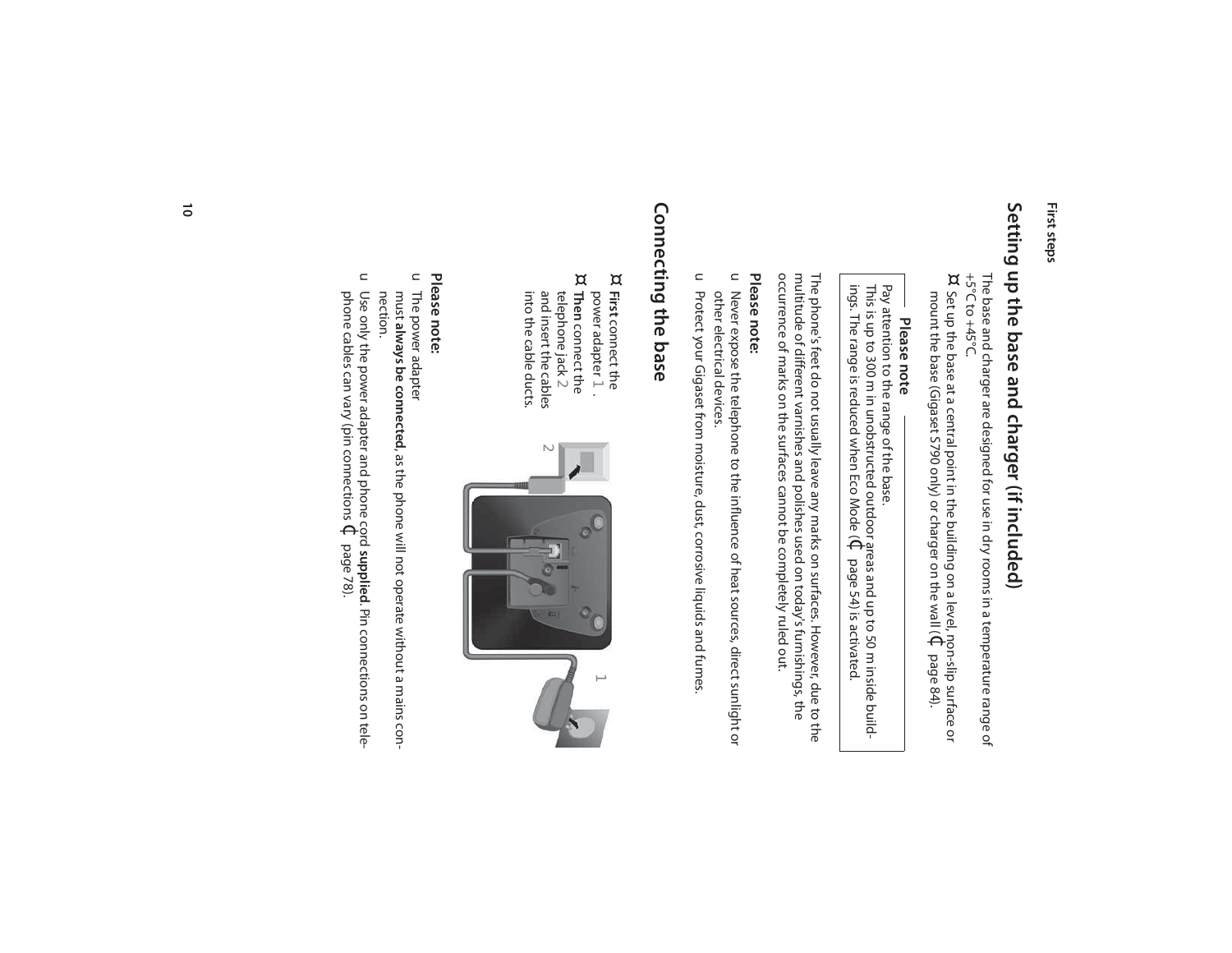## Setting up the base and charger (if included)

The base and charger are designed for use in dry rooms in a temperature range of +5°C to +45°C.

¤ Set up the base at a central point in the building on a level, non-slip surface or mount the base (Gigaset S790 only) or charger on the wall (£ page 84).

**Please note**

Pay attention to the range of the base.
This is up to 300 m in unobstructed outdoor areas and up to 50 m inside buildings. The range is reduced when Eco Mode (£ page 54) is activated.

The phone's feet do not usually leave any marks on surfaces. However, due to the multitude of different varnishes and polishes used on today's furnishings, the occurrence of marks on the surfaces cannot be completely ruled out.

**Please note:**

- Never expose the telephone to the influence of heat sources, direct sunlight or other electrical devices.
- Protect your Gigaset from moisture, dust, corrosive liquids and fumes.

## Connecting the base

¤ **First** connect the power adapter 1.

¤ **Then** connect the telephone jack 2 and insert the cables into the cable ducts.

**Please note:**

- The power adapter must **always be connected**, as the phone will not operate without a mains connection.
- Use only the power adapter and phone cord **supplied**. Pin connections on telephone cables can vary (pin connections £ page 78).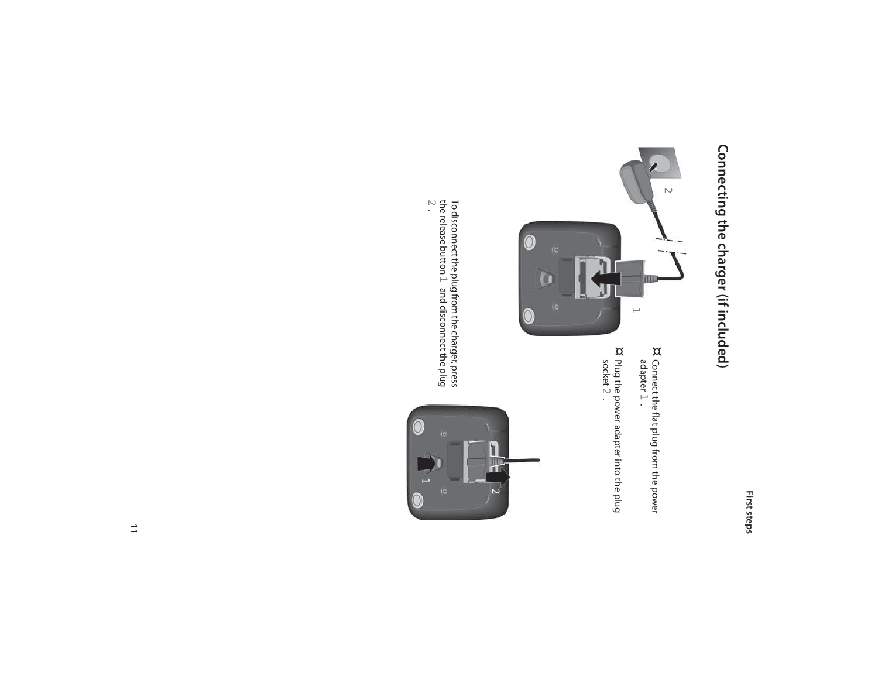## Connecting the charger (if included)

¤ Connect the flat plug from the power adapter 1 .

¤ Plug the power adapter into the plug socket 2 .

To disconnect the plug from the charger, press the release button 1 and disconnect the plug 2 .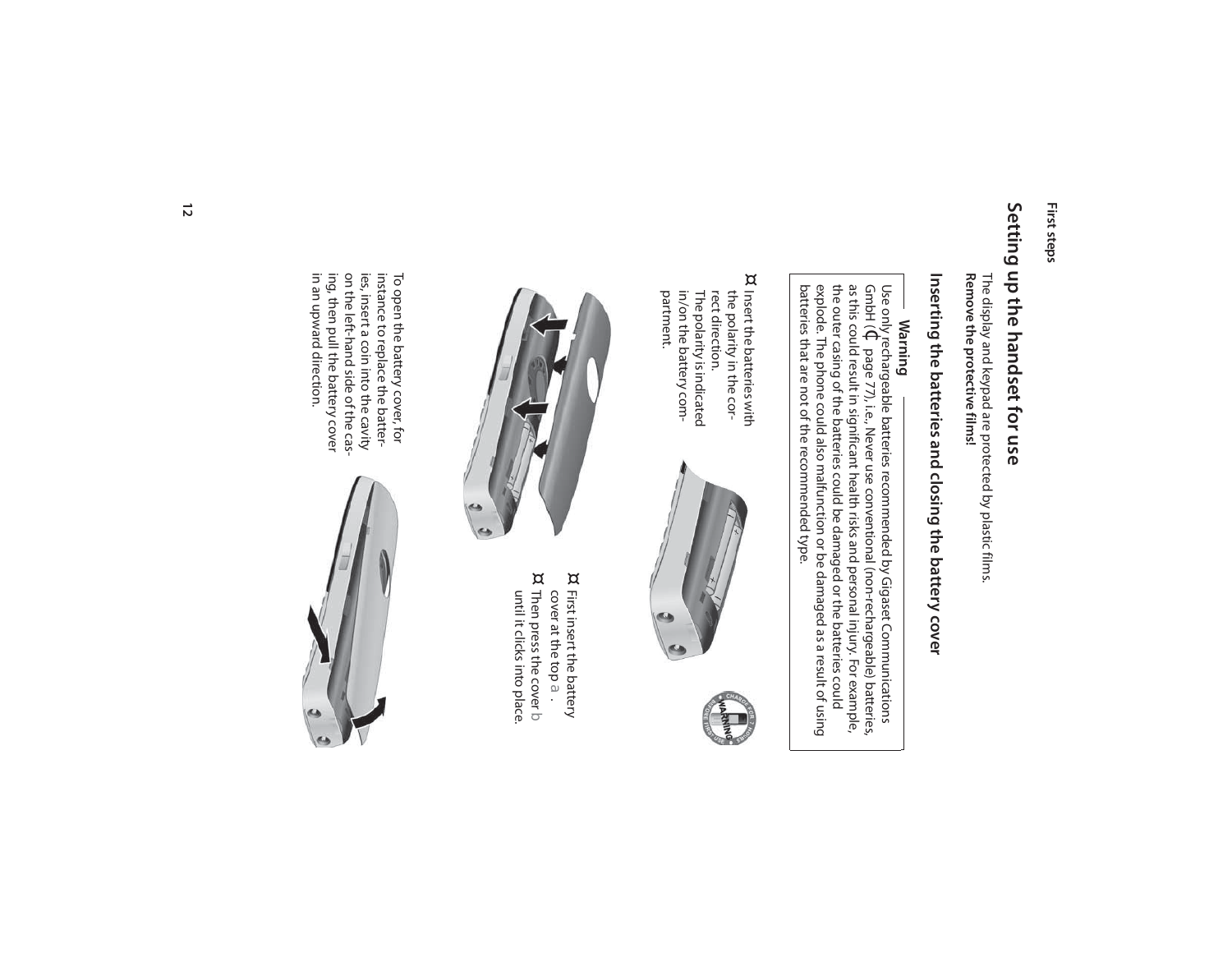## Setting up the handset for use

The display and keypad are protected by plastic films.
**Remove the protective films!**

### Inserting the batteries and closing the battery cover

**Warning**

Use only rechargeable batteries recommended by Gigaset Communications GmbH (£ page 77), i.e., Never use conventional (non-rechargeable) batteries, as this could result in significant health risks and personal injury. For example, the outer casing of the batteries could be damaged or the batteries could explode. The phone could also malfunction or be damaged as a result of using batteries that are not of the recommended type.

¤ Insert the batteries with the polarity in the correct direction.
The polarity is indicated in/on the battery compartment.

¤ First insert the battery cover at the top a.

¤ Then press the cover b until it clicks into place.

To open the battery cover, for instance to replace the batteries, insert a coin into the cavity on the left-hand side of the casing, then pull the battery cover in an upward direction.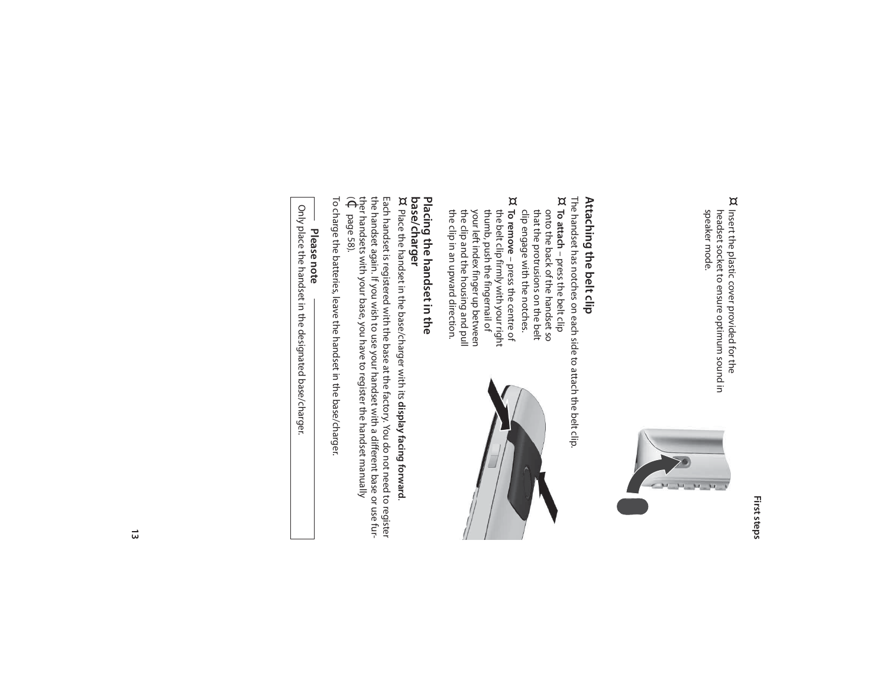¤ Insert the plastic cover provided for the headset socket to ensure optimum sound in speaker mode.

## Attaching the belt clip

The handset has notches on each side to attach the belt clip.

¤ **To attach** – press the belt clip onto the back of the handset so that the protrusions on the belt clip engage with the notches.

¤ **To remove** – press the centre of the belt clip firmly with your right thumb, push the fingernail of your left index finger up between the clip and the housing and pull the clip in an upward direction.

## Placing the handset in the base/charger

¤ Place the handset in the base/charger with its **display facing forward**.

Each handset is registered with the base at the factory. You do not need to register the handset again. If you wish to use your handset with a different base or use further handsets with your base, you have to register the handset manually (£ page 58).

To charge the batteries, leave the handset in the base/charger.

**Please note**

Only place the handset in the designated base/charger.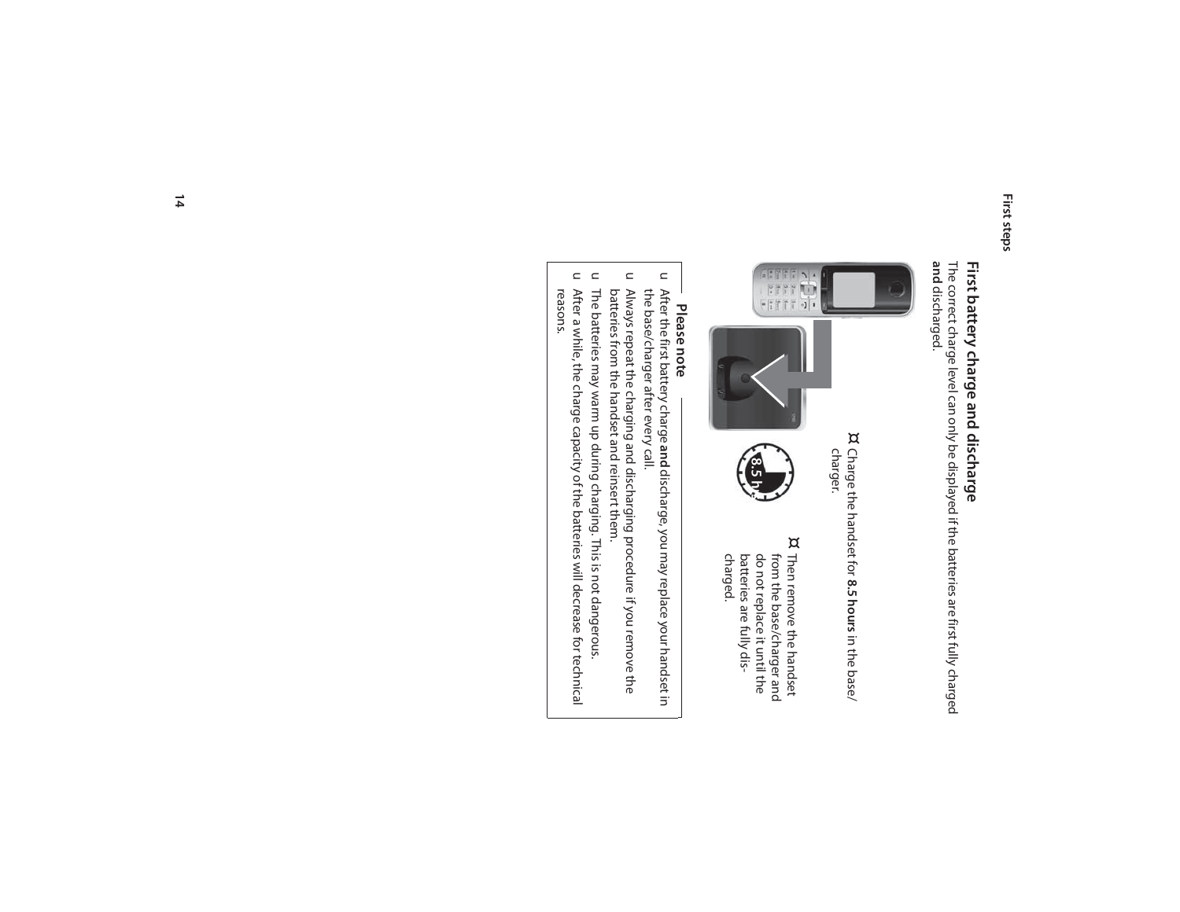## First battery charge and discharge

The correct charge level can only be displayed if the batteries are first fully charged **and** discharged.

- Charge the handset for **8.5 hours** in the base/charger.

8.5 h

- Then remove the handset from the base/charger and do not replace it until the batteries are fully discharged.

**Please note**

- After the first battery charge **and** discharge, you may replace your handset in the base/charger after every call.
- Always repeat the charging and discharging procedure if you remove the batteries from the handset and reinsert them.
- The batteries may warm up during charging. This is not dangerous.
- After a while, the charge capacity of the batteries will decrease for technical reasons.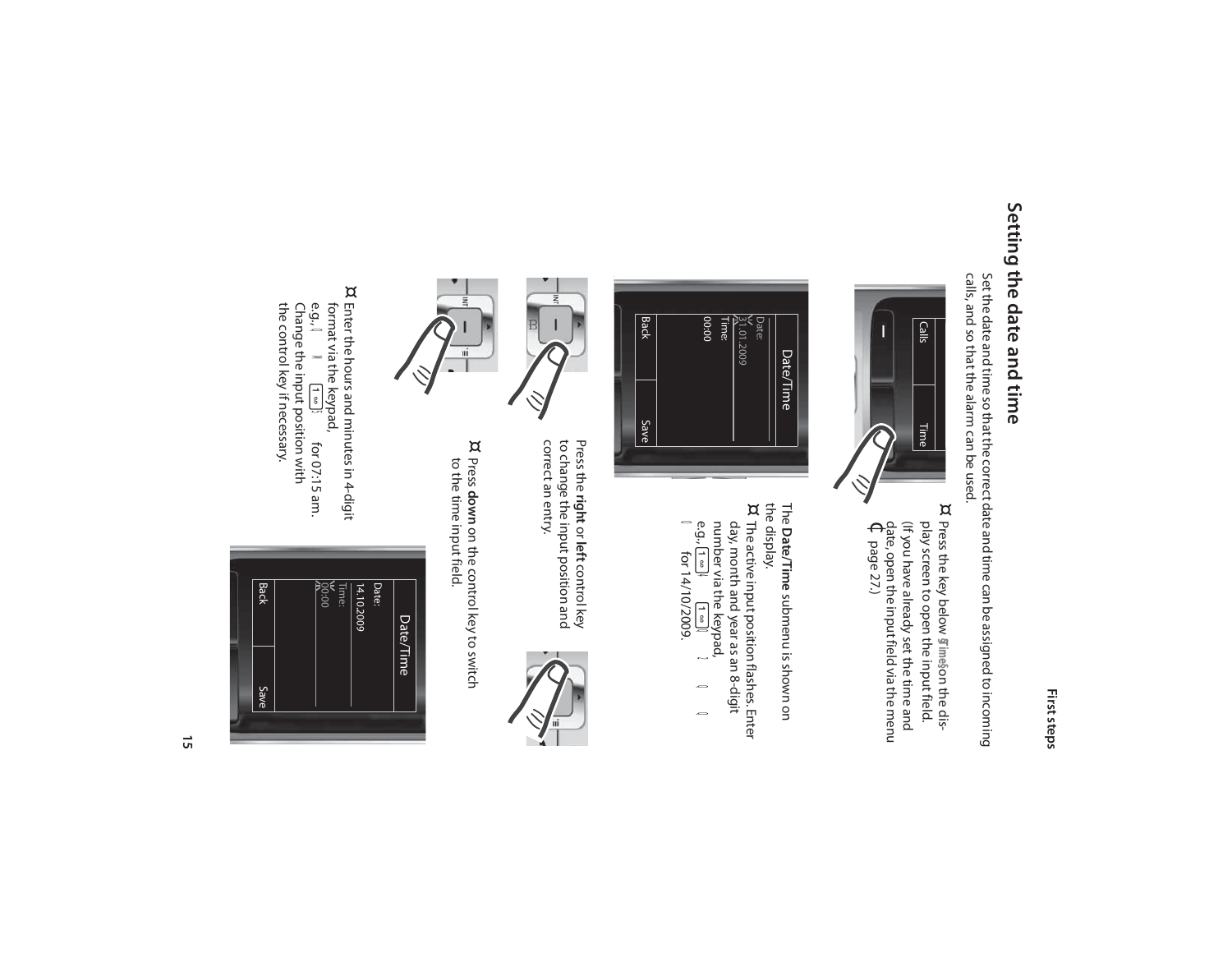## Setting the date and time

Set the date and time so that the correct date and time can be assigned to incoming calls, and so that the alarm can be used.

¤ Press the key below §Time§ on the display screen to open the input field.
(If you have already set the time and date, open the input field via the menu ¢ page 27.)

Date/Time
Date:
31.01.2009
Time:
00:00
Back | Save

The **Date/Time** submenu is shown on the display.

¤ The active input position flashes. Enter day, month and year as an 8-digit number via the keypad,
e.g., for 14/10/2009.

Press the **right** or **left** control key to change the input position and correct an entry.

¤ Press **down** on the control key to switch to the time input field.

Date/Time
Date:
14.10.2009
Time:
00:00
Back | Save

¤ Enter the hours and minutes in 4-digit format via the keypad,
e.g., for 07:15 am.
Change the input position with the control key if necessary.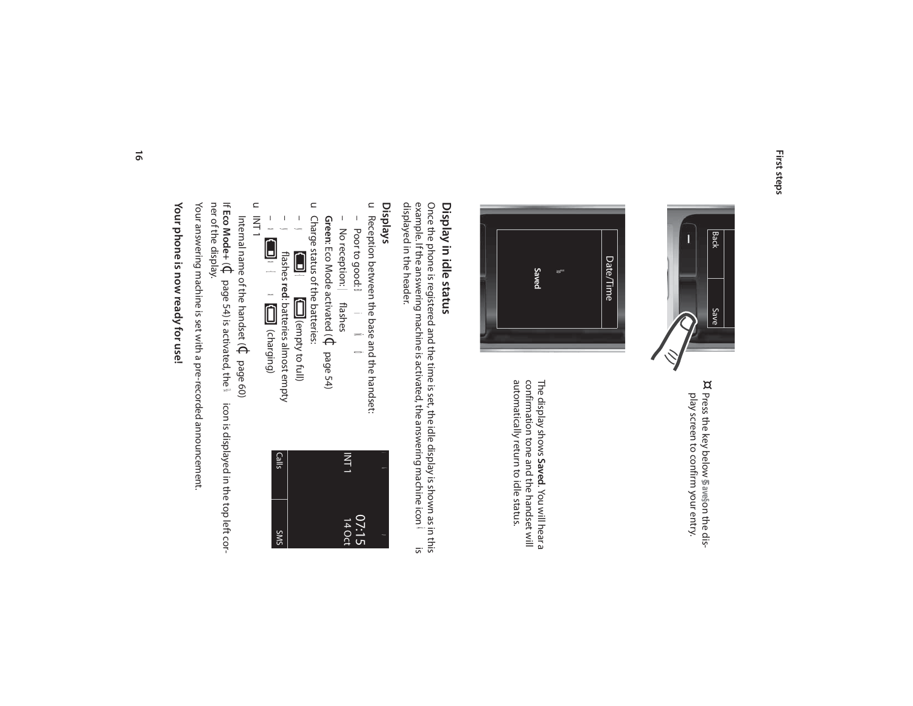¤ Press the key below §Save§ on the display screen to confirm your entry.

The display shows **Saved**. You will hear a confirmation tone and the handset will automatically return to idle status.

## Display in idle status

Once the phone is registered and the time is set, the idle display is shown as in this example. If the answering machine is activated, the answering machine icon is displayed in the header.

### Displays

- Reception between the base and the handset:
  - Poor to good:
  - No reception: flashes

  **Green**: Eco Mode activated (£ page 54)
- Charge status of the batteries:
  - (empty to full)
  - flashes **red**: batteries almost empty
  - (charging)
- INT 1

  Internal name of the handset (£ page 60)

If **Eco Mode+** (£ page 54) is activated, the icon is displayed in the top left corner of the display.

Your answering machine is set with a pre-recorded announcement.

**Your phone is now ready for use!**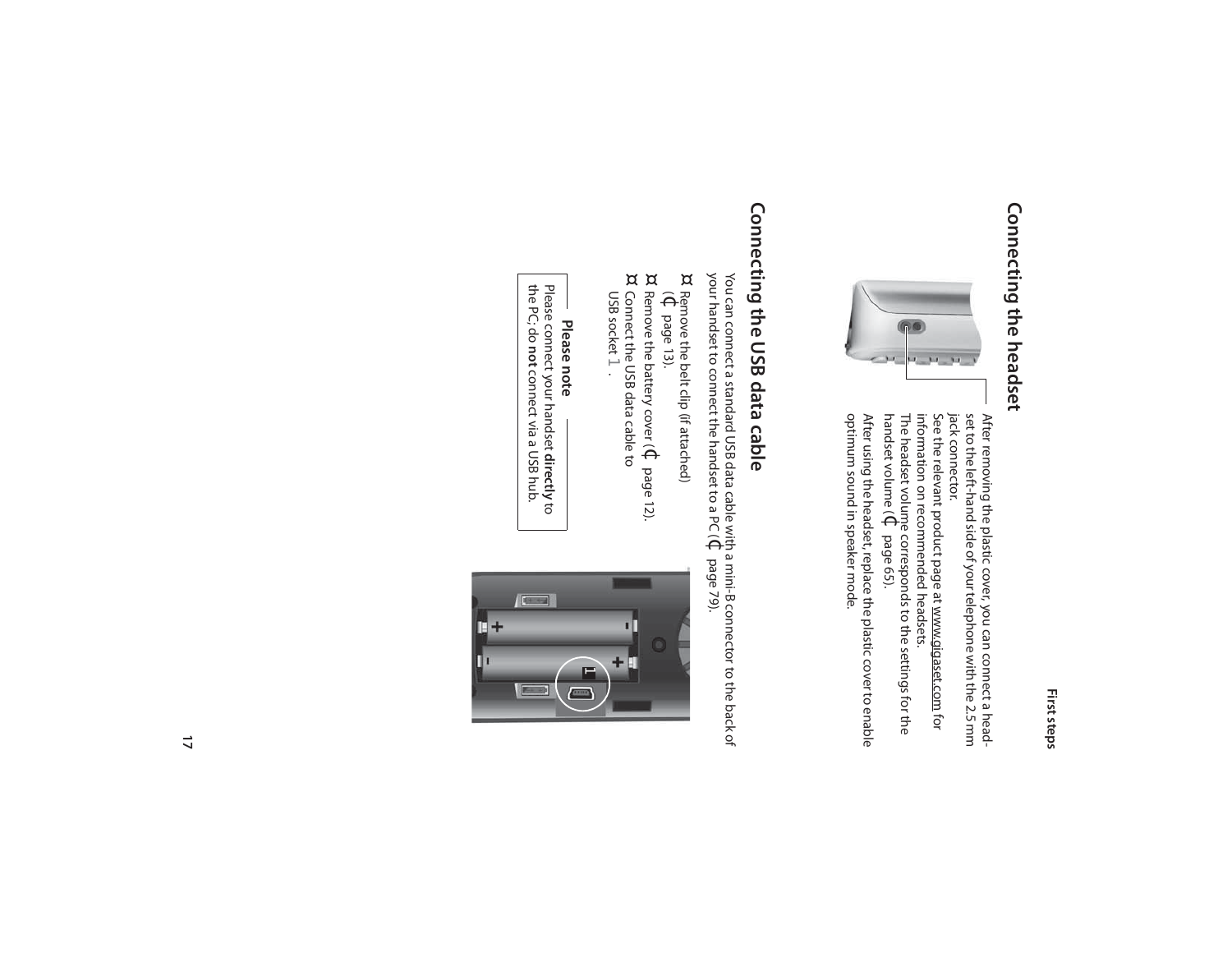## Connecting the headset

After removing the plastic cover, you can connect a headset to the left-hand side of your telephone with the 2.5 mm jack connector.

See the relevant product page at www.gigaset.com for information on recommended headsets.

The headset volume corresponds to the settings for the handset volume (£ page 65).

After using the headset, replace the plastic cover to enable optimum sound in speaker mode.

## Connecting the USB data cable

You can connect a standard USB data cable with a mini-B connector to the back of your handset to connect the handset to a PC (£ page 79).

¤ Remove the belt clip (if attached) (£ page 13).

¤ Remove the battery cover (£ page 12).

¤ Connect the USB data cable to USB socket 1.

**Please note**

Please connect your handset **directly** to the PC; do **not** connect via a USB hub.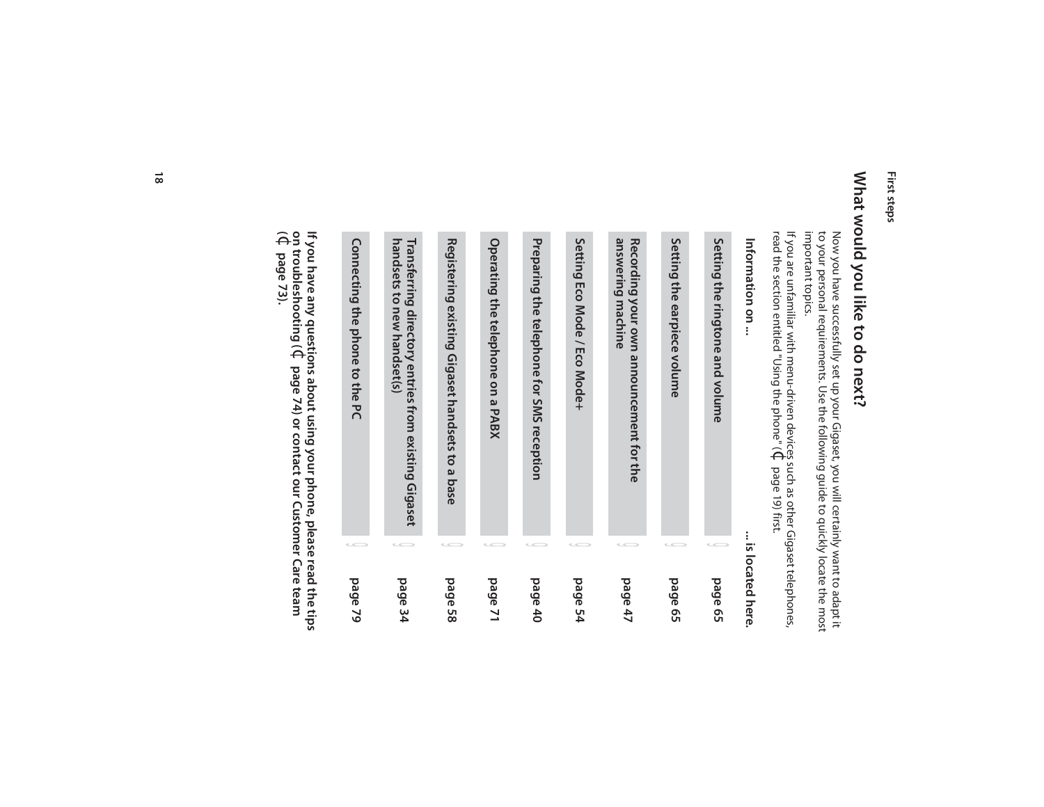## What would you like to do next?

Now you have successfully set up your Gigaset, you will certainly want to adapt it to your personal requirements. Use the following guide to quickly locate the most important topics.

If you are unfamiliar with menu-driven devices such as other Gigaset telephones, read the section entitled "Using the phone" (→ page 19) first.

| Information on ... | ... is located here. |
|---|---|
| Setting the ringtone and volume | → page 65 |
| Setting the earpiece volume | → page 65 |
| Recording your own announcement for the answering machine | → page 47 |
| Setting Eco Mode / Eco Mode+ | → page 54 |
| Preparing the telephone for SMS reception | → page 40 |
| Operating the telephone on a PABX | → page 71 |
| Registering existing Gigaset handsets to a base | → page 58 |
| Transferring directory entries from existing Gigaset handsets to new handset(s) | → page 34 |
| Connecting the phone to the PC | → page 79 |

**If you have any questions about using your phone, please read the tips on troubleshooting (→ page 74) or contact our Customer Care team (→ page 73).**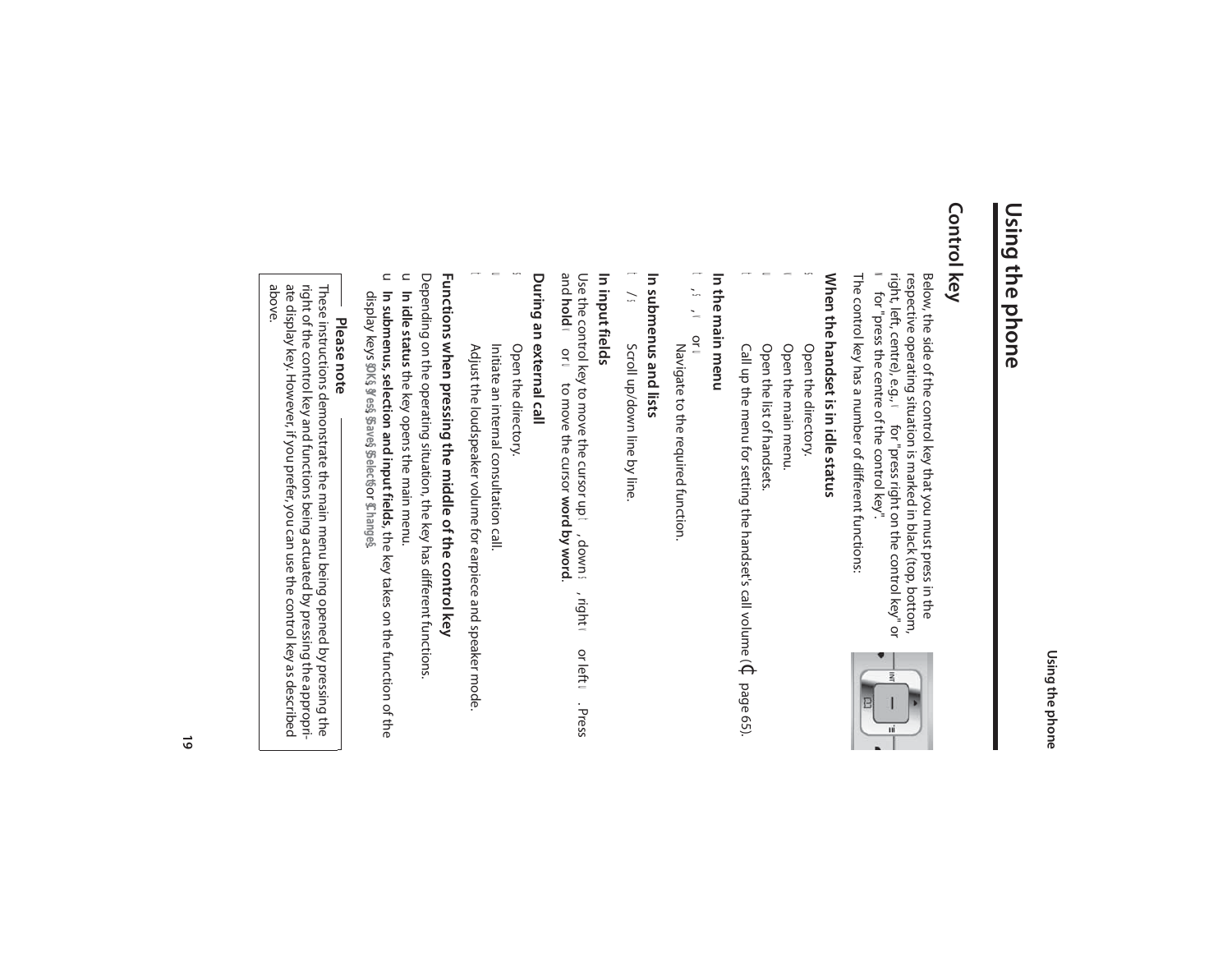# Using the phone

## Control key

Below, the side of the control key that you must press in the respective operating situation is marked in black (top, bottom, right, left, centre), e.g., for "press right on the control key" or for "press the centre of the control key".

The control key has a number of different functions:

### When the handset is in idle status

Open the directory.

Open the main menu.

Open the list of handsets.

Call up the menu for setting the handset's call volume (page 65).

### In the main menu

, , or

Navigate to the required function.

### In submenus and lists

/ Scroll up/down line by line.

### In input fields

Use the control key to move the cursor up , down , right or left . Press and **hold** or to move the cursor **word by word**.

### During an external call

Open the directory.

Initiate an internal consultation call.

Adjust the loudspeaker volume for earpiece and speaker mode.

### Functions when pressing the middle of the control key

Depending on the operating situation, the key has different functions.

- **In idle status** the key opens the main menu.
- **In submenus, selection and input fields**, the key takes on the function of the display keys §OK§, §Yes§, §Save§, §Select§ or §Change§.

**Please note**

These instructions demonstrate the main menu being opened by pressing the right of the control key and functions being actuated by pressing the appropriate display key. However, if you prefer, you can use the control key as described above.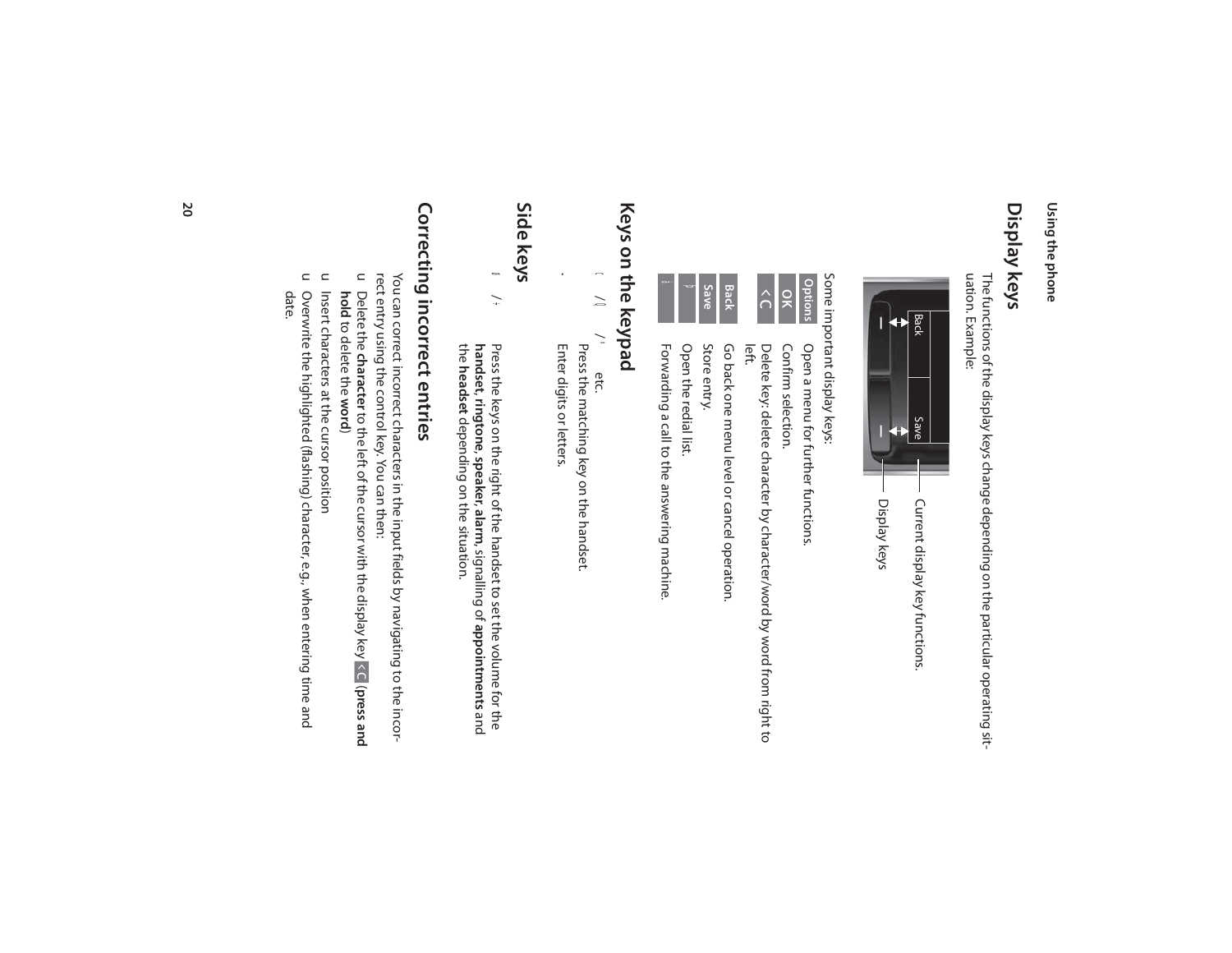## Display keys

The functions of the display keys change depending on the particular operating situation. Example:

Back — Save

Current display key functions.

Display keys

Some important display keys:

| | |
|---|---|
| **Options** | Open a menu for further functions. |
| **OK** | Confirm selection. |
| **< C** | Delete key: delete character by character/word by word from right to left. |
| **Back** | Go back one menu level or cancel operation. |
| **Save** | Store entry. |
| | Open the redial list. |
| | Forwarding a call to the answering machine. |

## Keys on the keypad

/ / etc.
Press the matching key on the handset.

Enter digits or letters.

## Side keys

/ Press the keys on the right of the handset to set the volume for the **handset**, **ringtone**, **speaker**, **alarm**, signalling of **appointments** and the **headset** depending on the situation.

## Correcting incorrect entries

You can correct incorrect characters in the input fields by navigating to the incorrect entry using the control key. You can then:

- Delete the **character** to the left of the cursor with the display key **< C** (**press and hold** to delete the **word**)
- Insert characters at the cursor position
- Overwrite the highlighted (flashing) character, e.g., when entering time and date.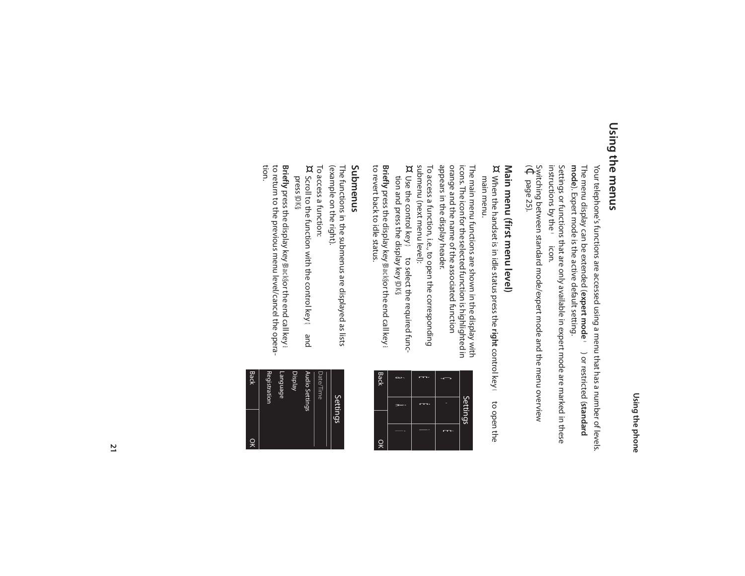# Using the menus

Your telephone's functions are accessed using a menu that has a number of levels.

The menu display can be extended (**expert mode** ) or restricted (**standard mode**). Expert mode is the active default setting.

Settings or functions that are only available in expert mode are marked in these instructions by the icon.

Switching between standard mode/expert mode and the menu overview (page 25).

## Main menu (first menu level)

¤ When the handset is in idle status press the **right** control key to open the main menu.

The main menu functions are shown in the display with icons. The icon for the selected function is highlighted in orange and the name of the associated function appears in the display header.

To access a function, i.e., to open the corresponding submenu (next menu level):

¤ Use the control key to select the required function and press the display key §OK§.

**Briefly** press the display key §Back§ or the end call key to revert back to idle status.

## Submenus

The functions in the submenus are displayed as lists (example on the right).

To access a function:

¤ Scroll to the function with the control key and press §OK§.

**Briefly** press the display key §Back§ or the end call key to return to the previous menu level/cancel the operation.

Settings

Back | OK

Settings

Date/Time
Audio Settings
Display
Language
Registration

Back | OK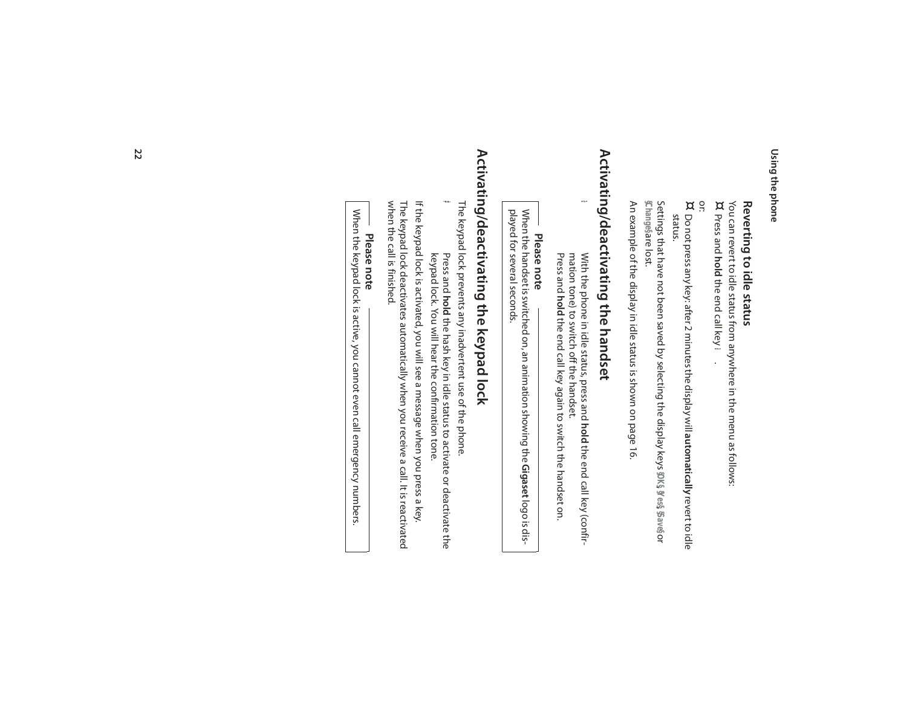### Reverting to idle status

You can revert to idle status from anywhere in the menu as follows:

¤ Press and **hold** the end call key a.

or:

¤ Do not press any key: after 2 minutes the display will **automatically** revert to idle status.

Settings that have not been saved by selecting the display keys §OK§, §Yes§, §Save§ or §Change§ are lost.

An example of the display in idle status is shown on page 16.

## Activating/deactivating the handset

a With the phone in idle status, press and **hold** the end call key (confirmation tone) to switch off the handset.
Press and **hold** the end call key again to switch the handset on.

> **Please note**
>
> When the handset is switched on, an animation showing the **Gigaset** logo is displayed for several seconds.

## Activating/deactivating the keypad lock

The keypad lock prevents any inadvertent use of the phone.

# Press and **hold** the hash key in idle status to activate or deactivate the keypad lock. You will hear the confirmation tone.

If the keypad lock is activated, you will see a message when you press a key.

The keypad lock deactivates automatically when you receive a call. It is reactivated when the call is finished.

> **Please note**
>
> When the keypad lock is active, you cannot even call emergency numbers.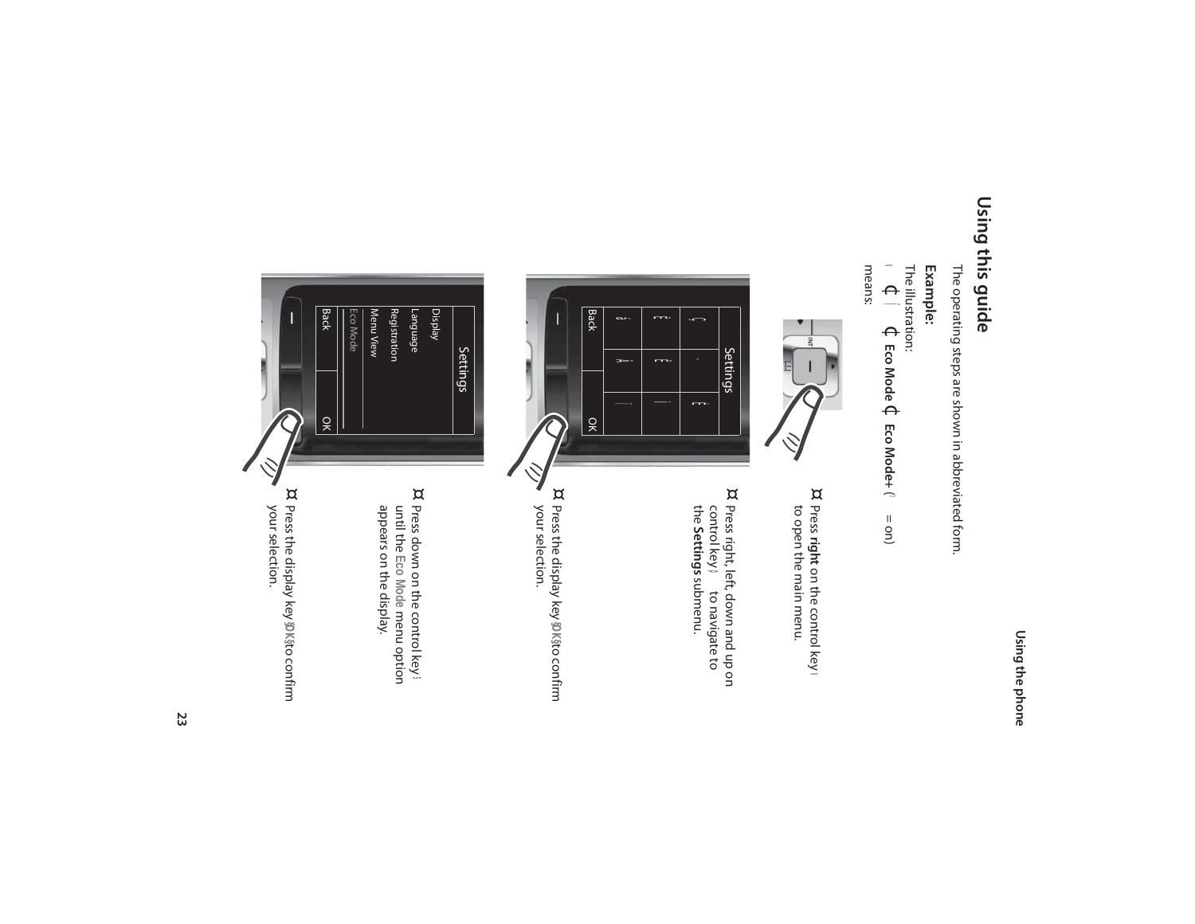# Using this guide

The operating steps are shown in abbreviated form.

**Example:**

The illustration:

**Eco Mode** **Eco Mode+** ( = on)

means:

¤ Press **right** on the control key to open the main menu.

¤ Press right, left, down and up on control key to navigate to the **Settings** submenu.

¤ Press the display key §OK§ to confirm your selection.

¤ Press down on the control key until the **Eco Mode** menu option appears on the display.

¤ Press the display key §OK§ to confirm your selection.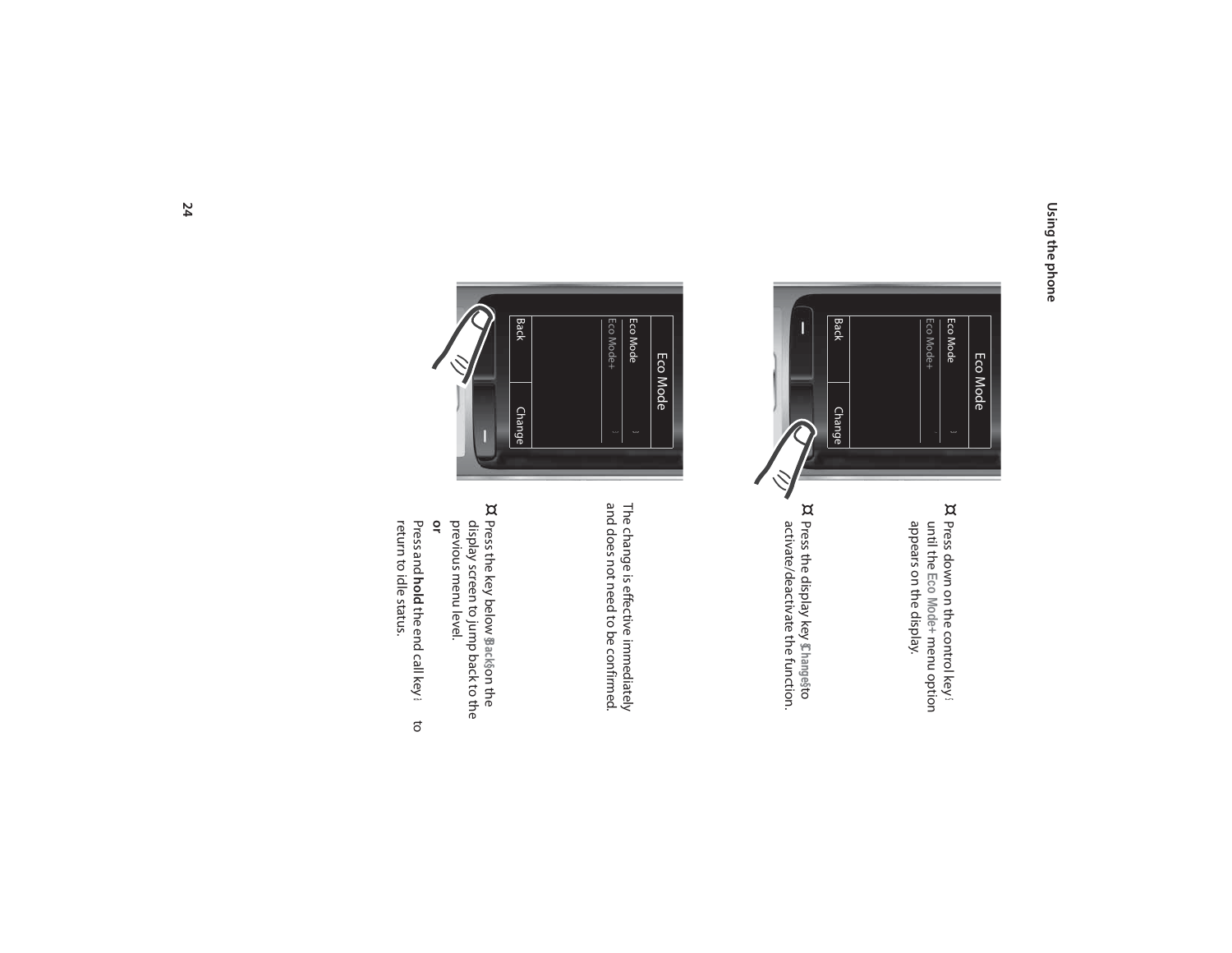¤ Press down on the control key until the **Eco Mode+** menu option appears on the display.

¤ Press the display key §Change§ to activate/deactivate the function.

The change is effective immediately and does not need to be confirmed.

¤ Press the key below §Back§ on the display screen to jump back to the previous menu level.

**or**

Press and **hold** the end call key to return to idle status.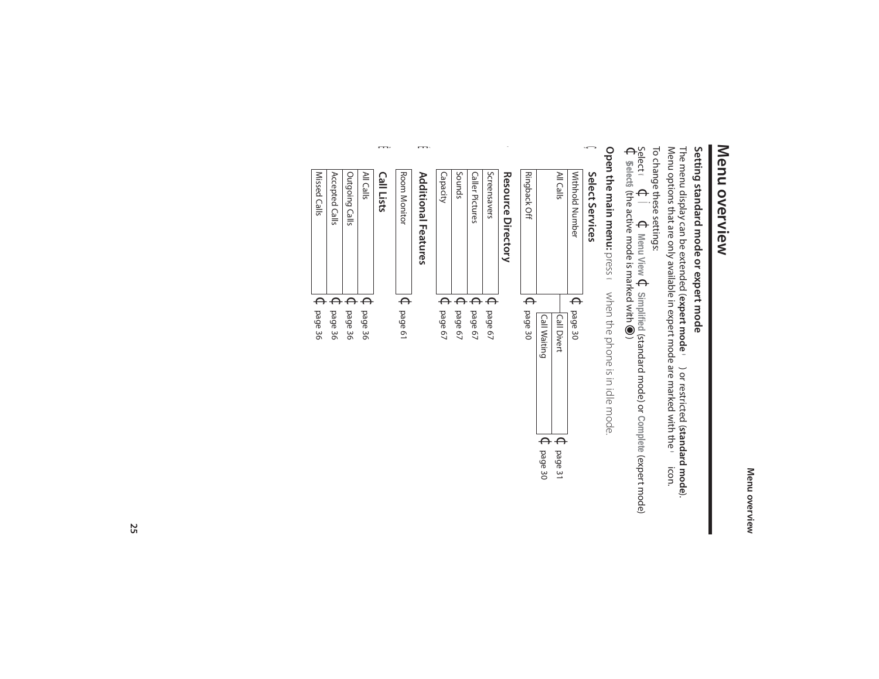# Menu overview

## Setting standard mode or expert mode

The menu display can be extended (**expert mode** ) or restricted (**standard mode**). Menu options that are only available in expert mode are marked with the icon.

To change these settings:

Select → → **Menu View** → **Simplified** (standard mode) or **Complete** (expert mode) → **Select** (the active mode is marked with ◉)

**Open the main menu:** press when the phone is in idle mode.

### Select Services

| | | |
|---|---|---|
| Withhold Number | | → page 30 |
| All Calls | Call Divert | → page 31 |
| | Call Waiting | → page 30 |
| Ringback Off | | → page 30 |

### Resource Directory

| | |
|---|---|
| Screensavers | → page 67 |
| Caller Pictures | → page 67 |
| Sounds | → page 67 |
| Capacity | → page 67 |

### Additional Features

| | |
|---|---|
| Room Monitor | → page 61 |

### Call Lists

| | |
|---|---|
| All Calls | → page 36 |
| Outgoing Calls | → page 36 |
| Accepted Calls | → page 36 |
| Missed Calls | → page 36 |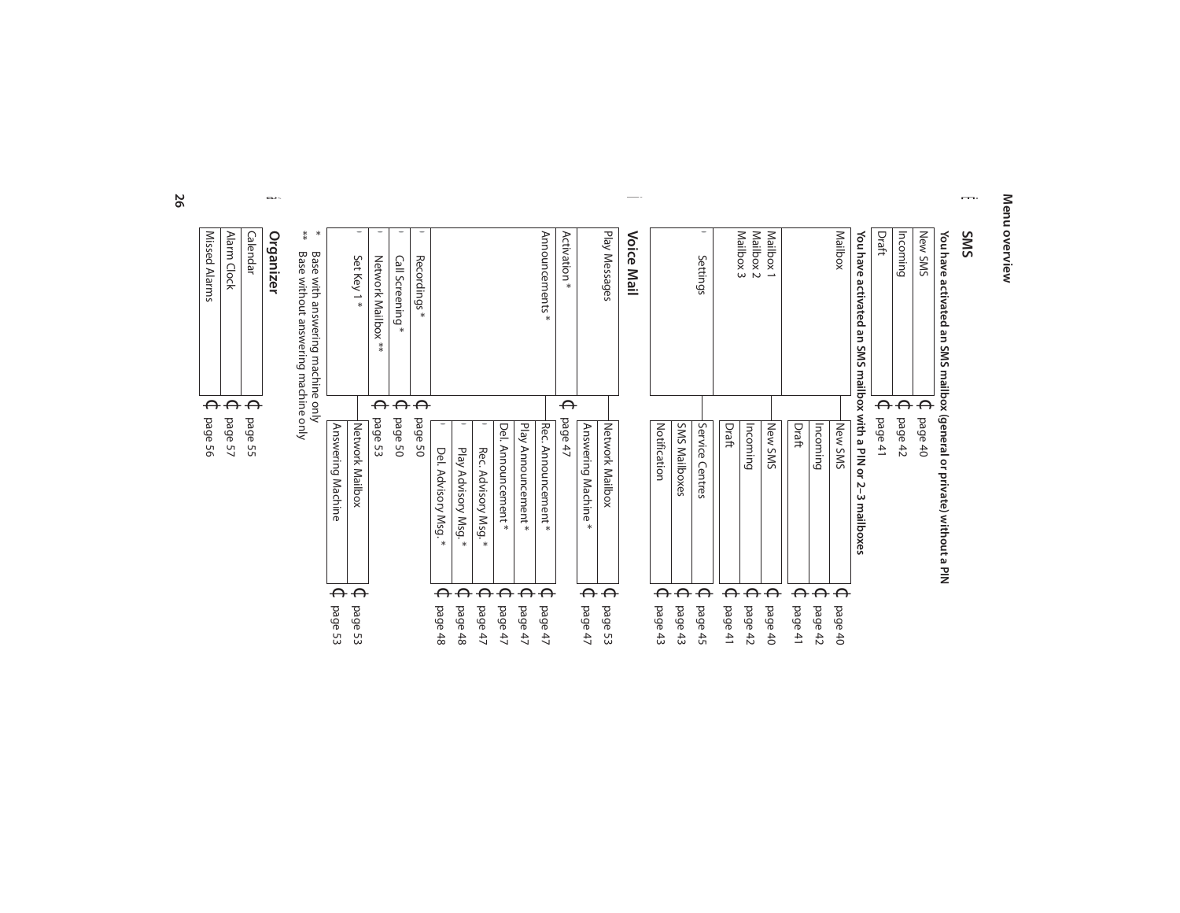Menu overview

## SMS

**You have activated an SMS mailbox (general or private) without a PIN**

- New SMS → page 40
- Incoming → page 42
- Draft → page 41

**You have activated an SMS mailbox with a PIN or 2–3 mailboxes**

- Mailbox
  - New SMS → page 40
  - Incoming → page 42
  - Draft → page 41
- Mailbox 1 / Mailbox 2 / Mailbox 3
  - New SMS → page 40
  - Incoming → page 42
  - Draft → page 41
- Settings
  - Service Centres → page 45
  - SMS Mailboxes → page 43
  - Notification → page 43

## Voice Mail

- Play Messages
  - Network Mailbox → page 53
  - Answering Machine * → page 47
- Activation * → page 47
- Announcements *
  - Rec. Announcement * → page 47
  - Play Announcement * → page 47
  - Del. Announcement * → page 47
  - Rec. Advisory Msg. * → page 47
  - Play Advisory Msg. * → page 48
  - Del. Advisory Msg. * → page 48
- Recordings * → page 50
- Call Screening * → page 50
- Network Mailbox ** → page 53
- Set Key 1 *
  - Network Mailbox → page 53
  - Answering Machine → page 53

\* Base with answering machine only
\*\* Base without answering machine only

## Organizer

- Calendar → page 55
- Alarm Clock → page 57
- Missed Alarms → page 56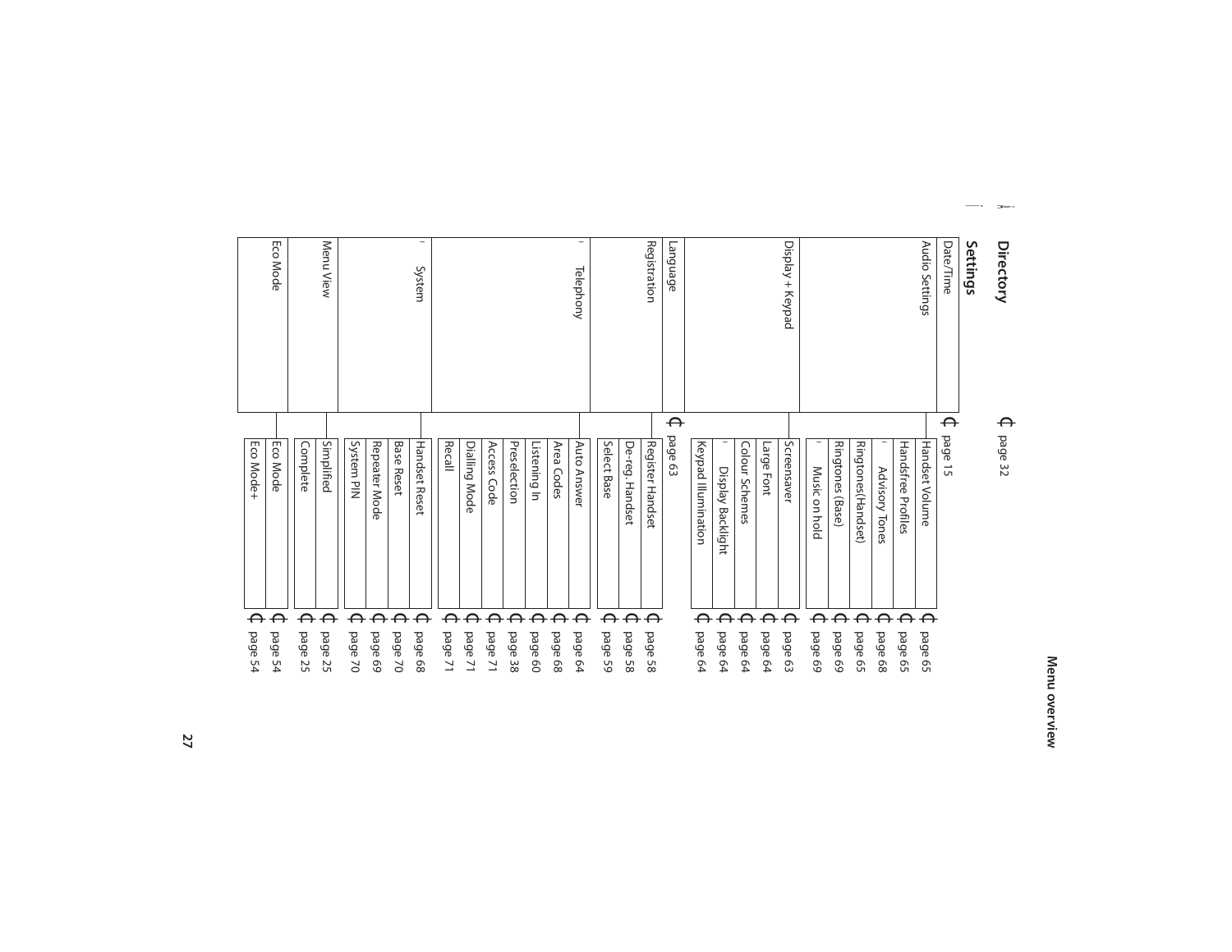## Directory → page 32

## Settings

| Menu | Submenu | Page |
|---|---|---|
| Date/Time | | → page 15 |
| Audio Settings | Handset Volume | → page 65 |
| | Handsfree Profiles | → page 65 |
| | Advisory Tones | → page 68 |
| | Ringtones(Handset) | → page 65 |
| | Ringtones (Base) | → page 69 |
| | Music on hold | → page 69 |
| Display + Keypad | Screensaver | → page 63 |
| | Large Font | → page 64 |
| | Colour Schemes | → page 64 |
| | Display Backlight | → page 64 |
| | Keypad Illumination | → page 64 |
| Language | | → page 63 |
| Registration | Register Handset | → page 58 |
| | De-reg. Handset | → page 58 |
| | Select Base | → page 59 |
| Telephony | Auto Answer | → page 64 |
| | Area Codes | → page 68 |
| | Listening In | → page 60 |
| | Preselection | → page 38 |
| | Access Code | → page 71 |
| | Dialling Mode | → page 71 |
| | Recall | → page 71 |
| System | Handset Reset | → page 68 |
| | Base Reset | → page 70 |
| | Repeater Mode | → page 69 |
| | System PIN | → page 70 |
| Menu View | Simplified | → page 25 |
| | Complete | → page 25 |
| Eco Mode | Eco Mode | → page 54 |
| | Eco Mode+ | → page 54 |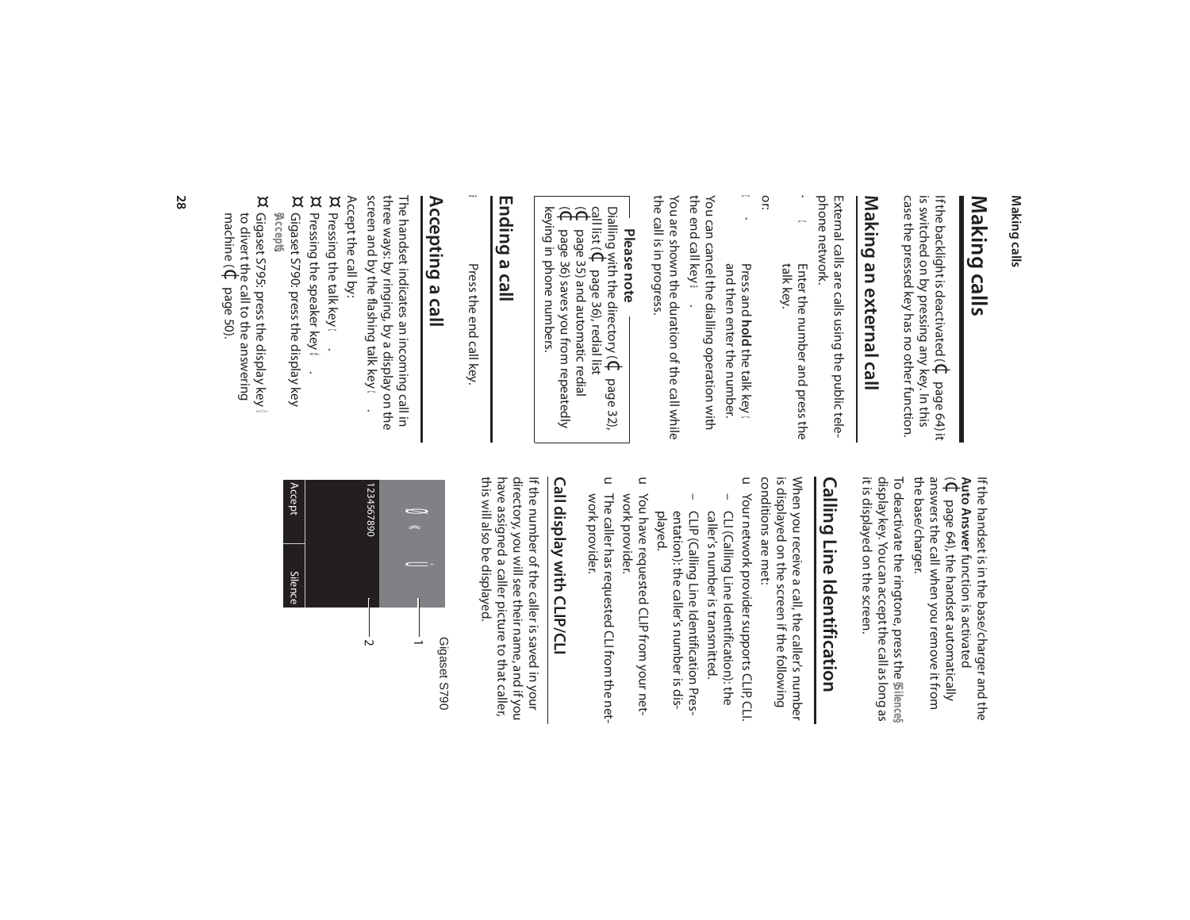# Making calls

If the backlight is deactivated (¢ page 64) it is switched on by pressing any key. In this case the pressed key has no other function.

## Making an external call

External calls are calls using the public telephone network.

~ c Enter the number and press the talk key.

or:

c ~ Press and **hold** the talk key c and then enter the number.

You can cancel the dialling operation with the end call key a.

You are shown the duration of the call while the call is in progress.

**Please note**

Dialling with the directory (¢ page 32), call list (¢ page 36), redial list (¢ page 35) and automatic redial (¢ page 36) saves you from repeatedly keying in phone numbers.

## Ending a call

a Press the end call key.

## Accepting a call

The handset indicates an incoming call in three ways: by ringing, by a display on the screen and by the flashing talk key c.

Accept the call by:

¤ Pressing the talk key c.

¤ Pressing the speaker key d.

¤ Gigaset S790: press the display key §Accept§.

¤ Gigaset S795: press the display key ¨ to divert the call to the answering machine (¢ page 50).

If the handset is in the base/charger and the **Auto Answer** function is activated (¢ page 64), the handset automatically answers the call when you remove it from the base/charger.

To deactivate the ringtone, press the §Silence§ display key. You can accept the call as long as it is displayed on the screen.

Gigaset S790

1234567890

Accept | Silence

1

2

## Calling Line Identification

When you receive a call, the caller's number is displayed on the screen if the following conditions are met:

u Your network provider supports CLIP, CLI.
  – CLI (Calling Line Identification): the caller's number is transmitted.
  – CLIP (Calling Line Identification Presentation): the caller's number is displayed.

u You have requested CLIP from your network provider.

u The caller has requested CLI from the network provider.

### Call display with CLIP/CLI

If the number of the caller is saved in your directory, you will see their name, and if you have assigned a caller picture to that caller, this will also be displayed.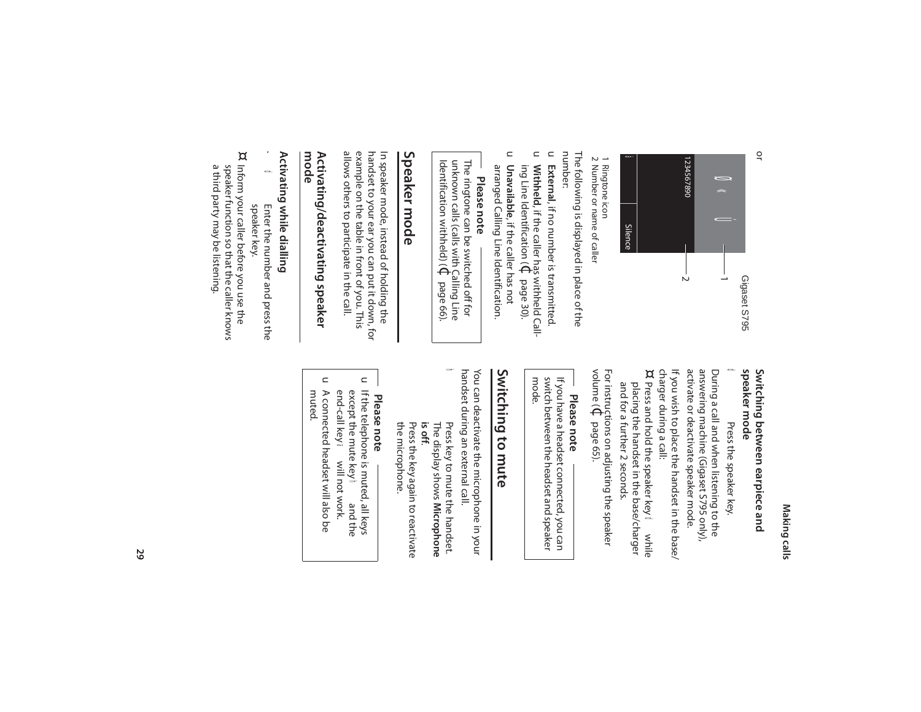or

1234567890

Silence

1 Ringtone icon
2 Number or name of caller

The following is displayed in place of the number:

- **External**, if no number is transmitted.
- **Withheld**, if the caller has withheld Calling Line Identification (¢ page 30).
- **Unavailable**, if the caller has not arranged Calling Line Identification.

**Please note**

The ringtone can be switched off for unknown calls (calls with Calling Line Identification withheld) (¢ page 66).

## Speaker mode

In speaker mode, instead of holding the handset to your ear you can put it down, for example on the table in front of you. This allows others to participate in the call.

### Activating/deactivating speaker mode

#### Activating while dialling

Enter the number and press the speaker key.

¤ Inform your caller before you use the speaker function so that the caller knows a third party may be listening.

#### Switching between earpiece and speaker mode

Press the speaker key.

During a call and when listening to the answering machine (Gigaset S795 only), activate or deactivate speaker mode.

If you wish to place the handset in the base/charger during a call:

¤ Press and hold the speaker key while placing the handset in the base/charger and for a further 2 seconds.

For instructions on adjusting the speaker volume (¢ page 65).

**Please note**

If you have a headset connected, you can switch between the headset and speaker mode.

## Switching to mute

You can deactivate the microphone in your handset during an external call.

Press key to mute the handset. The display shows **Microphone is off**.

Press the key again to reactivate the microphone.

**Please note**

- If the telephone is muted, all keys except the mute key and the end-call key will not work.
- A connected headset will also be muted.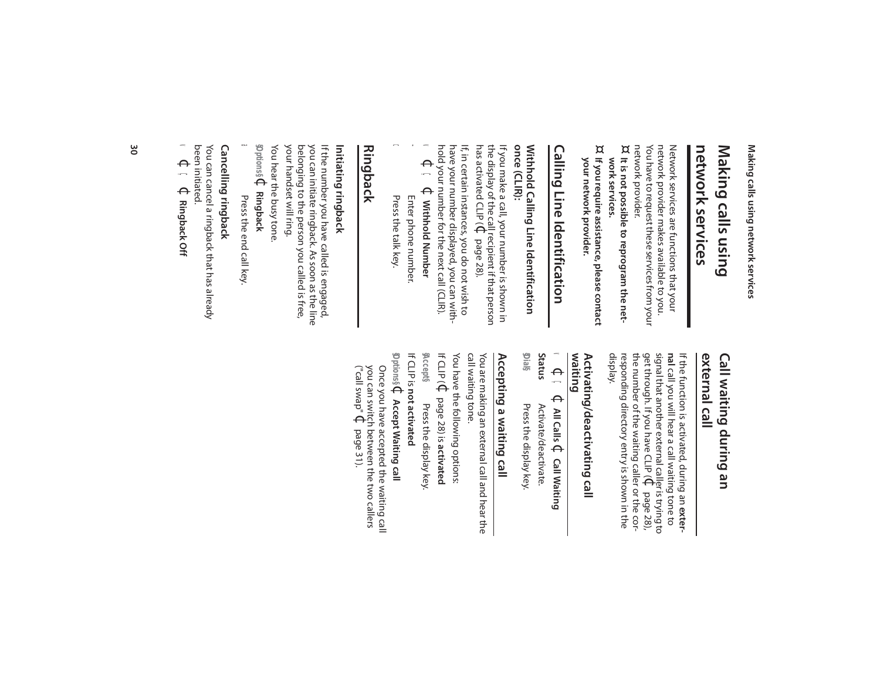# Making calls using network services

Network services are functions that your network provider makes available to you. You have to request these services from your network provider.

¤ **It is not possible to reprogram the network services.**

¤ **If you require assistance, please contact your network provider.**

## Calling Line Identification

### Withhold Calling Line Identification once (CLIR):

If you make a call, your number is shown in the display of the call recipient if that person has activated CLIP (¢ page 28).

If, in certain instances, you do not wish to have your number displayed, you can withhold your number for the next call (CLIR).

¢ ¢ **Withhold Number**

Enter phone number.

Press the talk key.

## Ringback

### Initiating ringback

If the number you have called is engaged, you can initiate ringback. As soon as the line belonging to the person you called is free, your handset will ring.

You hear the busy tone.

§Options§ ¢ **Ringback**

Press the end call key.

### Cancelling ringback

You can cancel a ringback that has already been initiated.

¢ ¢ **Ringback Off**

## Call waiting during an external call

If the function is activated, during an **external** call you will hear a call waiting tone to signal that another external caller is trying to get through. If you have CLIP (¢ page 28), the number of the waiting caller or the corresponding directory entry is shown in the display.

### Activating/deactivating call waiting

¢ ¢ **All Calls** ¢ **Call Waiting**

**Status** Activate/deactivate.

§Dial§ Press the display key.

### Accepting a waiting call

You are making an external call and hear the call waiting tone.

You have the following options:

If CLIP (¢ page 28) is **activated**

§Accept§ Press the display key.

If CLIP is **not activated**

§Options§ ¢ **Accept Waiting call**

Once you have accepted the waiting call you can switch between the two callers ("call swap" ¢ page 31).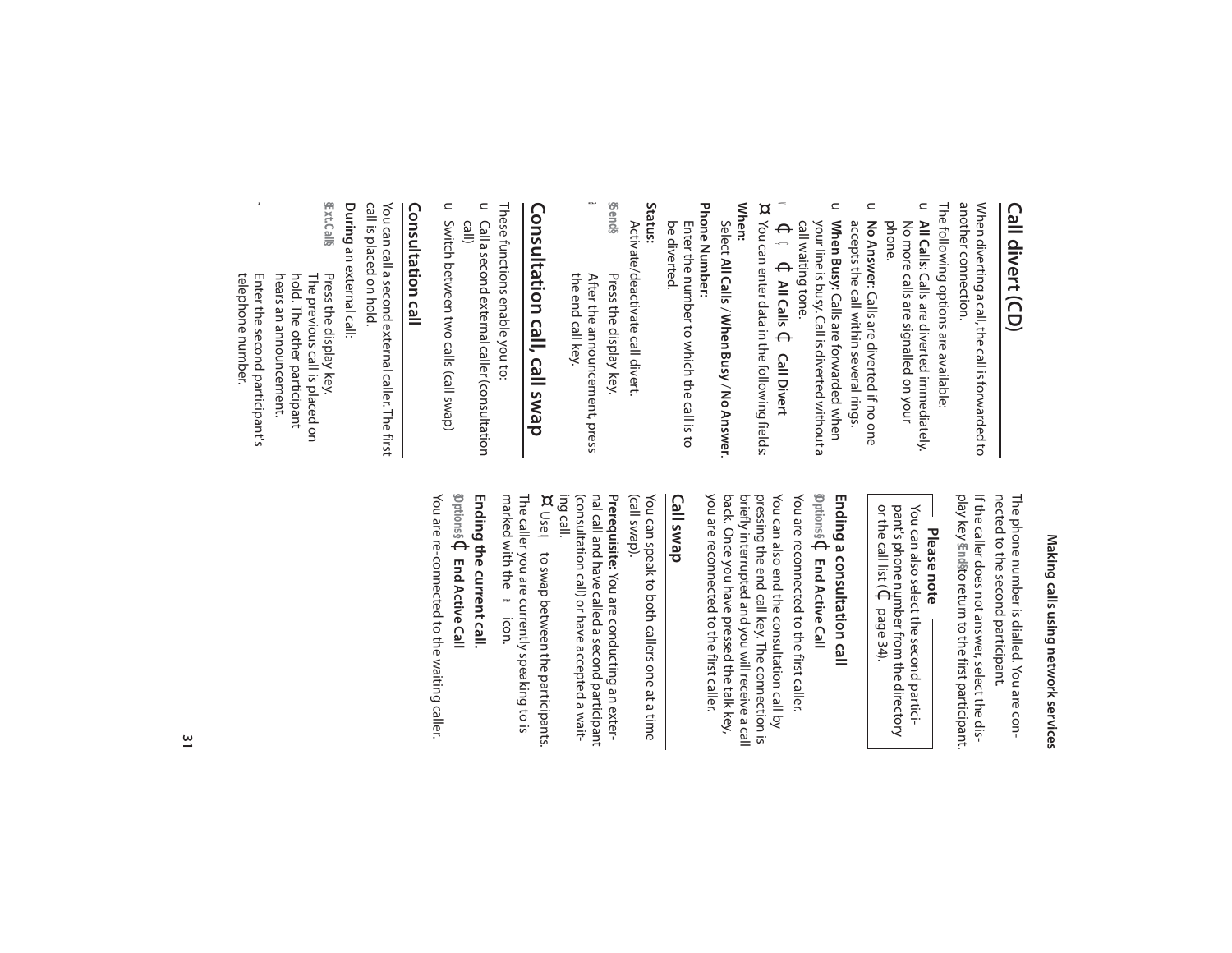# Call divert (CD)

When diverting a call, the call is forwarded to another connection.

The following options are available:

- **All Calls**: Calls are diverted immediately. No more calls are signalled on your phone.
- **No Answer**: Calls are diverted if no one accepts the call within several rings.
- **When Busy**: Calls are forwarded when your line is busy. Call is diverted without a call waiting tone.

¢ ¢ **All Calls** ¢ **Call Divert**

¤ You can enter data in the following fields:

**When:**

Select **All Calls** / **When Busy** / **No Answer**.

**Phone Number:**

Enter the number to which the call is to be diverted.

**Status:**

Activate/deactivate call divert.

§Send§ Press the display key.

After the announcement, press the end call key.

# Consultation call, call swap

These functions enable you to:

- Call a second external caller (consultation call)
- Switch between two calls (call swap)

## Consultation call

You can call a second external caller. The first call is placed on hold.

**During** an external call:

§Ext.Call§ Press the display key. The previous call is placed on hold. The other participant hears an announcement.

Enter the second participant's telephone number.

The phone number is dialled. You are connected to the second participant.

If the caller does not answer, select the display key §End§ to return to the first participant.

> **Please note**
>
> You can also select the second participant's phone number from the directory or the call list (¢ page 34).

## Ending a consultation call

§Options§ ¢ **End Active Call**

You are reconnected to the first caller.

You can also end the consultation call by pressing the end call key. The connection is briefly interrupted and you will receive a call back. Once you have pressed the talk key, you are reconnected to the first caller.

## Call swap

You can speak to both callers one at a time (call swap).

**Prerequisite:** You are conducting an external call and have called a second participant (consultation call) or have accepted a waiting call.

¤ Use to swap between the participants.

The caller you are currently speaking to is marked with the icon.

## Ending the current call.

§Options§ ¢ **End Active Call**

You are re-connected to the waiting caller.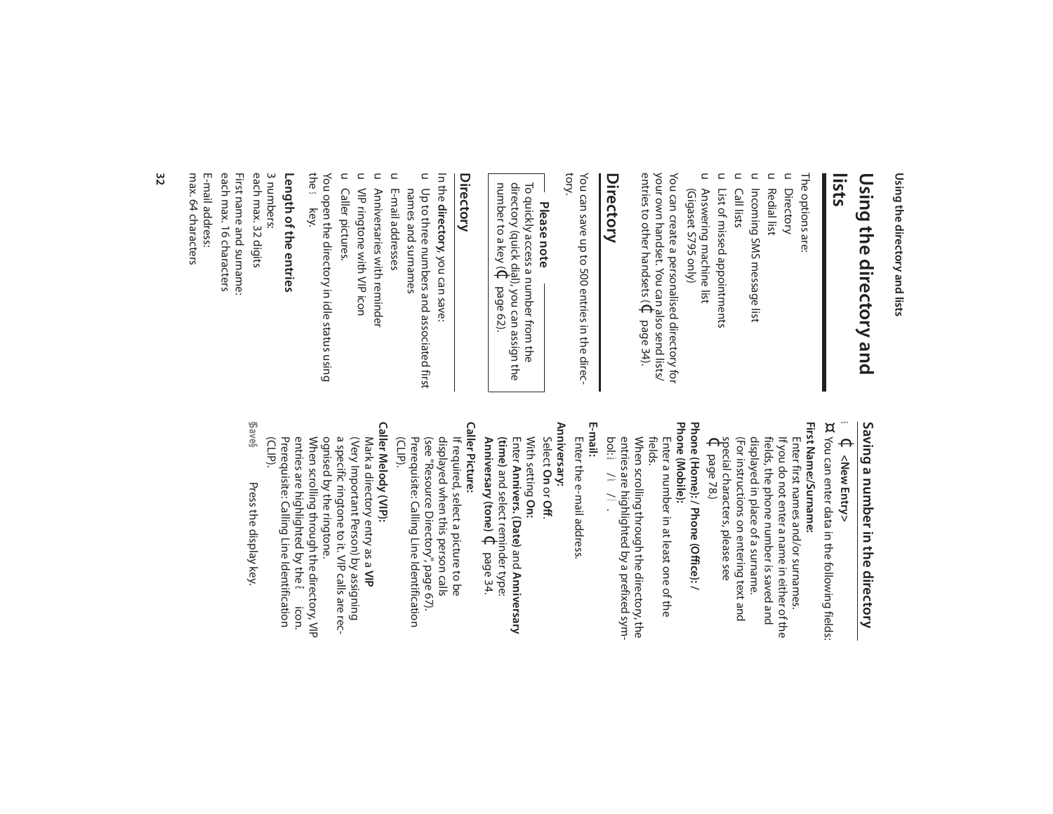# Using the directory and lists

The options are:

- Directory
- Redial list
- Incoming SMS message list
- Call lists
- List of missed appointments
- Answering machine list (Gigaset S795 only)

You can create a personalised directory for your own handset. You can also send lists/entries to other handsets (→ page 34).

## Directory

You can save up to 500 entries in the directory.

> **Please note**
>
> To quickly access a number from the directory (quick dial), you can assign the number to a key (→ page 62).

### Directory

In the **directory**, you can save:

- Up to three numbers and associated first names and surnames
- E-mail addresses
- Anniversaries with reminder
- VIP ringtone with VIP icon
- Caller pictures.

You open the directory in idle status using the key.

#### Length of the entries

3 numbers:
each max. 32 digits

First name and surname:
each max. 16 characters

E-mail address:
max. 64 characters

### Saving a number in the directory

→ **<New Entry>**

¤ You can enter data in the following fields:

**First Name:/Surname:**
Enter first names and/or surnames.
If you do not enter a name in either of the fields, the phone number is saved and displayed in place of a surname.
(For instructions on entering text and special characters, please see → page 78.)

**Phone (Home):** / **Phone (Office):** / **Phone (Mobile):**
Enter a number in at least one of the fields.
When scrolling through the directory, the entries are highlighted by a prefixed symbol: / / .

**E-mail:**
Enter the e-mail address.

**Anniversary:**
Select **On** or **Off**.
With setting **On**:
Enter **Annivers. (Date)** and **Anniversary (time)** and select reminder type: **Anniversary (tone)** → page 34.

**Caller Picture:**
If required, select a picture to be displayed when this person calls (see "Resource Directory", page 67).
Prerequisite: Calling Line Identification (CLIP).

**Caller Melody (VIP):**
Mark a directory entry as a **VIP** (Very Important Person) by assigning a specific ringtone to it. VIP calls are recognised by the ringtone.
When scrolling through the directory, VIP entries are highlighted by the icon.
Prerequisite: Calling Line Identification (CLIP).

**§Save§** Press the display key.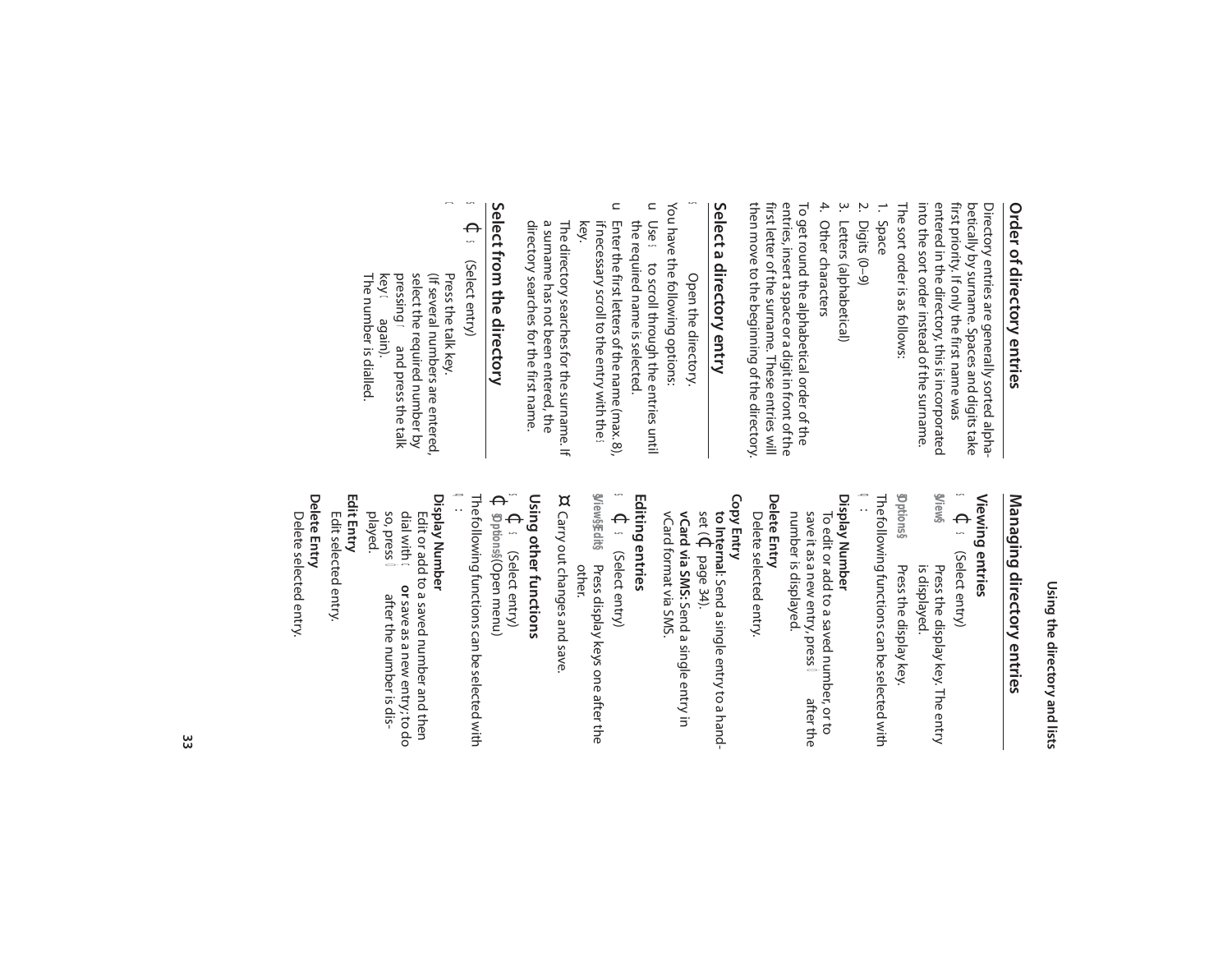## Order of directory entries

Directory entries are generally sorted alphabetically by surname. Spaces and digits take first priority. If only the first name was entered in the directory, this is incorporated into the sort order instead of the surname.

The sort order is as follows:

1. Space
2. Digits (0–9)
3. Letters (alphabetical)
4. Other characters

To get round the alphabetical order of the entries, insert a space or a digit in front of the first letter of the surname. These entries will then move to the beginning of the directory.

## Select a directory entry

Open the directory.

You have the following options:

- Use to scroll through the entries until the required name is selected.
- Enter the first letters of the name (max. 8), if necessary scroll to the entry with the key.

The directory searches for the surname. If a surname has not been entered, the directory searches for the first name.

## Select from the directory

(Select entry)

Press the talk key.
(If several numbers are entered, select the required number by pressing and press the talk key again).
The number is dialled.

## Managing directory entries

### Viewing entries

(Select entry)

**View** Press the display key. The entry is displayed.

**Options** Press the display key.

The following functions can be selected with :

**Display Number**
To edit or add to a saved number, or to save it as a new entry, press after the number is displayed.

**Delete Entry**
Delete selected entry.

**Copy Entry**
**to Internal**: Send a single entry to a handset ( page 34).
**vCard via SMS:** Send a single entry in vCard format via SMS.

### Editing entries

(Select entry)

**View Edit** Press display keys one after the other.

Carry out changes and save.

### Using other functions

(Select entry)
**Options** (Open menu)

The following functions can be selected with :

**Display Number**
Edit or add to a saved number and then dial with or save as a new entry; to do so, press after the number is displayed.

**Edit Entry**
Edit selected entry.

**Delete Entry**
Delete selected entry.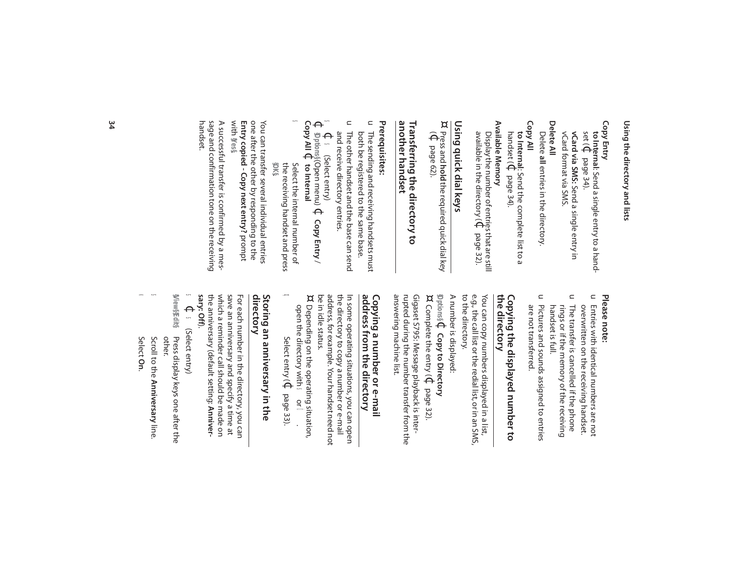**Copy Entry**

**to Internal**: Send a single entry to a handset (page 34).

**vCard via SMS**: Send a single entry in vCard format via SMS.

**Delete All**

Delete **all** entries in the directory.

**Copy All**

**to Internal**: Send the complete list to a handset (page 34).

**Available Memory**

Display the number of entries that are still available in the directory (page 32).

## Using quick dial keys

- Press and **hold** the required quick dial key (page 62).

## Transferring the directory to another handset

**Prerequisites:**

- The sending and receiving handsets must both be registered to the same base.
- The other handset and the base can send and receive directory entries.

(Select entry)

§Options§ (Open menu) **Copy Entry** / **Copy All** **to Internal**

Select the internal number of the receiving handset and press §OK§.

You can transfer several individual entries one after the other by responding to the **Entry copied - Copy next entry?** prompt with §Yes§.

A successful transfer is confirmed by a message and confirmation tone on the receiving handset.

**Please note:**

- Entries with identical numbers are not overwritten on the receiving handset.
- The transfer is cancelled if the phone rings or if the memory of the receiving handset is full.
- Pictures and sounds assigned to entries are not transferred.

## Copying the displayed number to the directory

You can copy numbers displayed in a list, e.g., the call list or the redial list, or in an SMS, to the directory.

A number is displayed:

§Options§ **Copy to Directory**

- Complete the entry (page 32).

Gigaset S795: Message playback is interrupted during the number transfer from the answering machine list.

## Copying a number or e-mail address from the directory

In some operating situations, you can open the directory to copy a number or e-mail address, for example. Your handset need not be in idle status.

- Depending on the operating situation, open the directory with or .

Select entry (page 33).

## Storing an anniversary in the directory

For each number in the directory, you can save an anniversary and specify a time at which a reminder call should be made on the anniversary (default setting: **Anniversary: Off**).

(Select entry)

§View§ §Edit§ Press display keys one after the other.

Scroll to the **Anniversary** line.

Select **On**.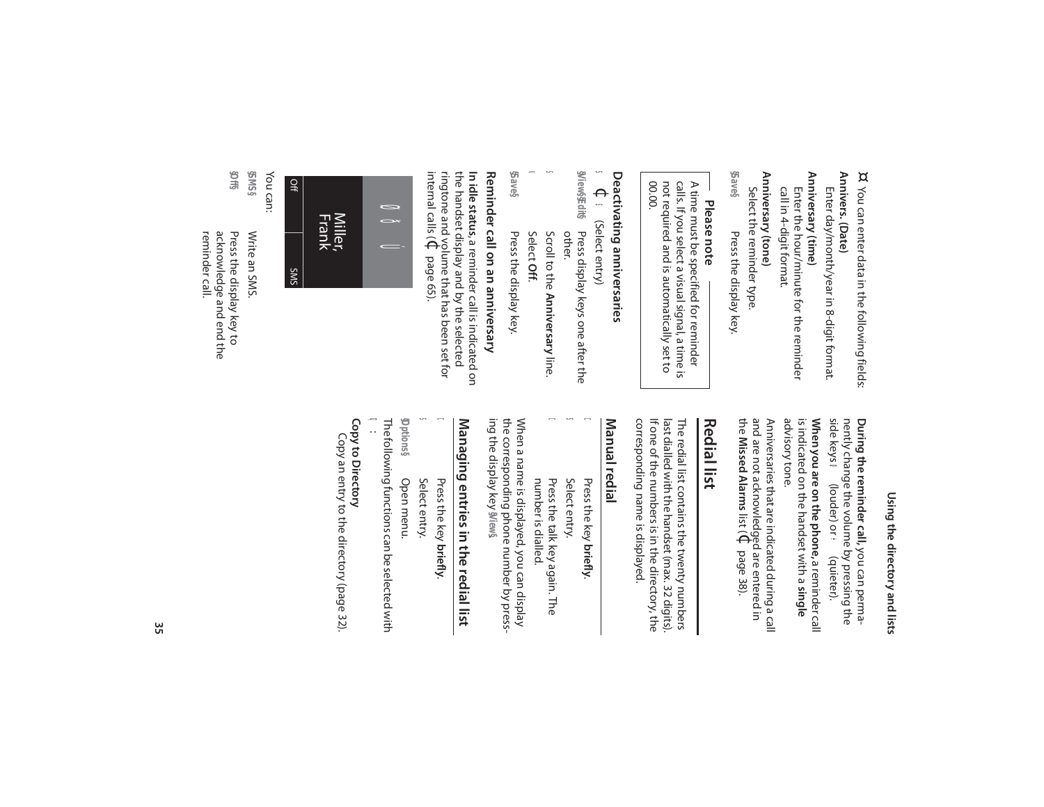¤ You can enter data in the following fields:

**Annivers. (Date)**
Enter day/month/year in 8-digit format.

**Anniversary (time)**
Enter the hour/minute for the reminder call in 4-digit format.

**Anniversary (tone)**
Select the reminder type.

§Save§ Press the display key.

> **Please note**
> A time must be specified for reminder calls. If you select a visual signal, a time is not required and is automatically set to 00.00.

### Deactivating anniversaries

s ¢ s (Select entry)

§View§ §Edit§ Press display keys one after the other.

s Scroll to the **Anniversary** line.

r Select **Off**.

§Save§ Press the display key.

### Reminder call on an anniversary

**In idle status,** a reminder call is indicated on the handset display and by the selected ringtone and volume that has been set for internal calls (¢ page 65).

Miller, Frank

| Off | SMS |
| --- | --- |

You can:

§SMS§ Write an SMS.

§Off§ Press the display key to acknowledge and end the reminder call.

**During the reminder call,** you can permanently change the volume by pressing the side keys (louder) or (quieter).

**When you are on the phone,** a reminder call is indicated on the handset with a **single** advisory tone.

Anniversaries that are indicated during a call and are not acknowledged are entered in the **Missed Alarms** list (¢ page 38).

## Redial list

The redial list contains the twenty numbers last dialled with the handset (max. 32 digits). If one of the numbers is in the directory, the corresponding name is displayed.

### Manual redial

c Press the key **briefly**.

s Select entry.

c Press the talk key again. The number is dialled.

When a name is displayed, you can display the corresponding phone number by pressing the display key §View§.

### Managing entries in the redial list

c Press the key **briefly**.

s Select entry.

§Options§ Open menu.

The following functions can be selected with q :

**Copy to Directory**
Copy an entry to the directory (page 32).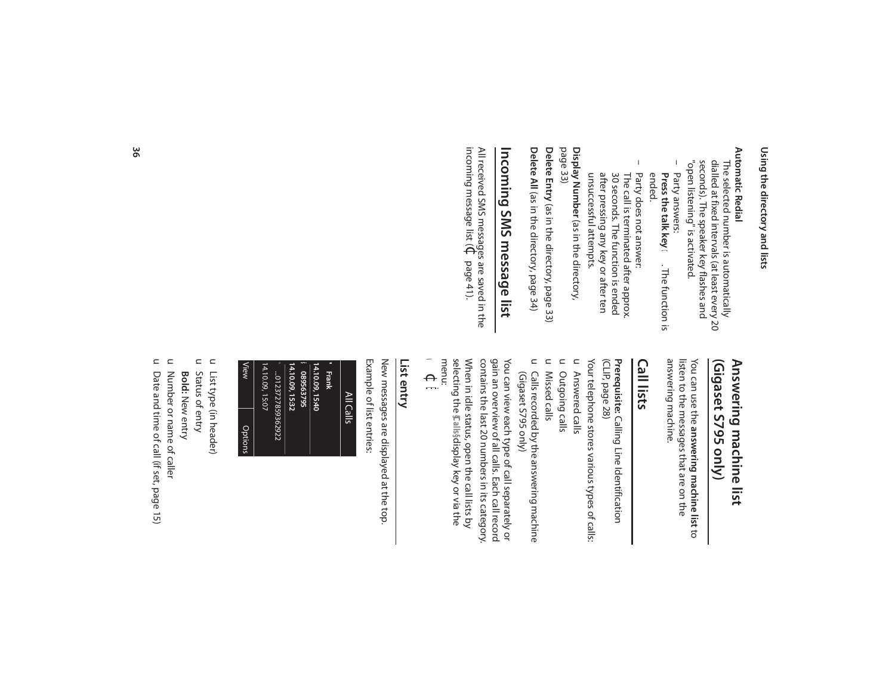**Automatic Redial**

The selected number is automatically dialled at fixed intervals (at least every 20 seconds). The speaker key flashes and "open listening" is activated.

– Party answers:
  **Press the talk key** . The function is ended.
– Party does not answer:
  The call is terminated after approx. 30 seconds. The function is ended after pressing any key or after ten unsuccessful attempts.

**Display Number** (as in the directory, page 33)

**Delete Entry** (as in the directory, page 33)

**Delete All** (as in the directory, page 34)

## Incoming SMS message list

All received SMS messages are saved in the incoming message list (→ page 41).

## Answering machine list (Gigaset S795 only)

You can use the **answering machine list** to listen to the messages that are on the answering machine.

## Call lists

**Prerequisite:** Calling Line Identification (CLIP, page 28)

Your telephone stores various types of calls:

- Answered calls
- Outgoing calls
- Missed calls
- Calls recorded by the answering machine (Gigaset S795 only)

You can view each type of call separately or gain an overview of all calls. Each call record contains the last 20 numbers in its category.

When in idle status, open the call lists by selecting the **Calls** display key or via the menu:

### List entry

New messages are displayed at the top.

Example of list entries:

| All Calls |
|---|
| **Frank** |
| **14.10.09, 15:40** |
| **089563795** |
| **14.10.09, 15:32** |
| ...0123727859362922 |
| 14.10.09, 15:07 |
| View / Options |

- List type (in header)
- Status of entry
  **Bold:** New entry
- Number or name of caller
- Date and time of call (if set, page 15)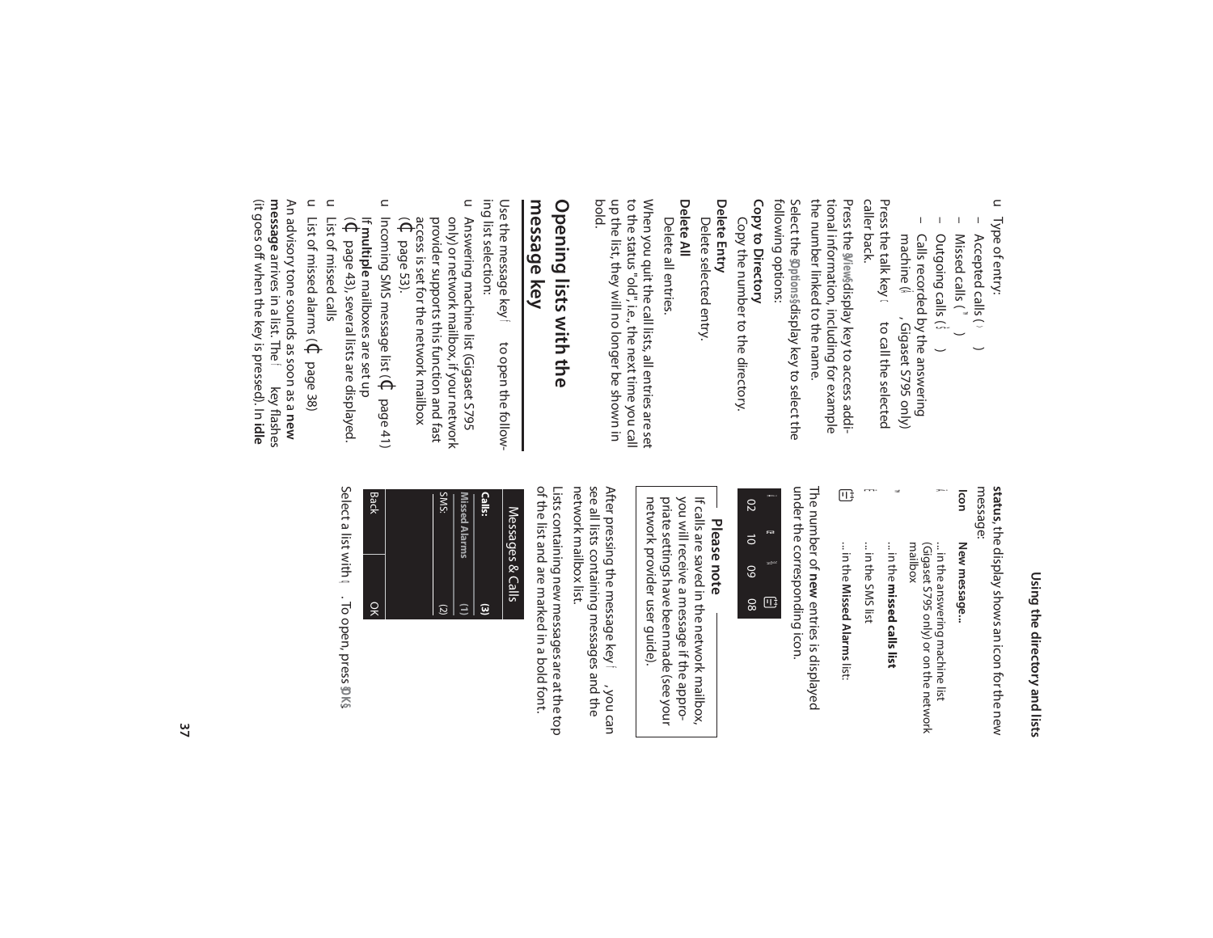- Type of entry:
  - Accepted calls ( )
  - Missed calls ( )
  - Outgoing calls ( )
  - Calls recorded by the answering machine ( , Gigaset S795 only)

Press the talk key to call the selected caller back.

Press the §View§ display key to access additional information, including for example the number linked to the name.

Select the §Options§ display key to select the following options:

**Copy to Directory**
Copy the number to the directory.

**Delete Entry**
Delete selected entry.

**Delete All**
Delete all entries.

When you quit the call lists, all entries are set to the status "old", i.e., the next time you call up the list, they will no longer be shown in bold.

## Opening lists with the message key

Use the message key to open the following list selection:

- Answering machine list (Gigaset S795 only) or network mailbox, if your network provider supports this function and fast access is set for the network mailbox (page 53).
- Incoming SMS message list (page 41)
  If **multiple** mailboxes are set up (page 43), several lists are displayed.
- List of missed calls
- List of missed alarms (page 38)

An advisory tone sounds as soon as a **new message** arrives in a list. The key flashes (it goes off when the key is pressed). In **idle status**, the display shows an icon for the new message:

| Icon | New message... |
|---|---|
| | ... in the answering machine list (Gigaset S795 only) or on the network mailbox |
| | ... in the **missed calls list** |
| | ... in the SMS list |
| | ... in the **Missed Alarms** list |

The number of **new** entries is displayed under the corresponding icon.

02 10 09 08

**Please note**

If calls are saved in the network mailbox, you will receive a message if the appropriate settings have been made (see your network provider user guide).

After pressing the message key , you can see all lists containing messages and the network mailbox list.

Lists containing new messages are at the top of the list and are marked in a bold font.

Messages & Calls
**Calls:** (3)
**Missed Alarms** (1)
SMS: (2)
Back OK

Select a list with . To open, press §OK§.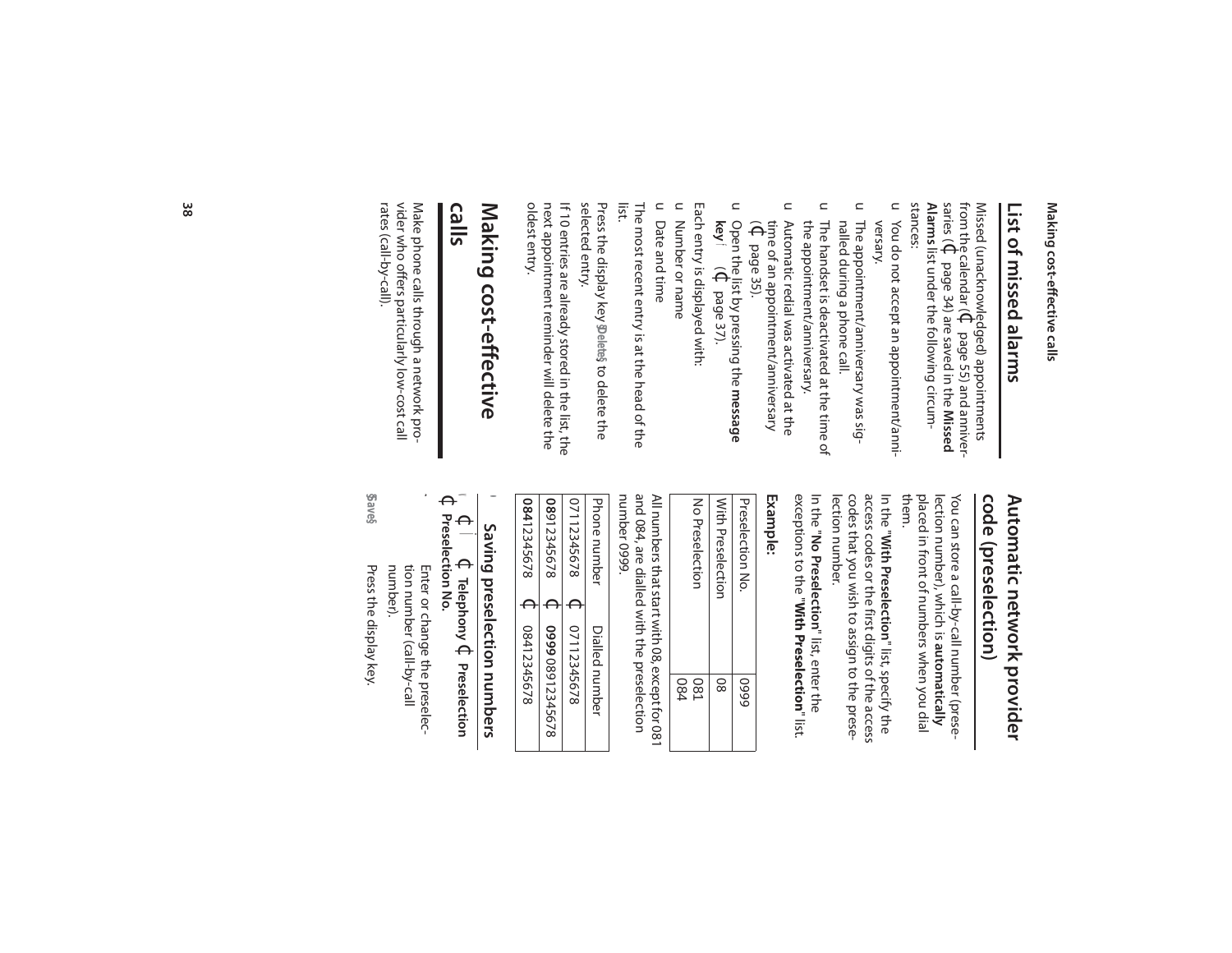## List of missed alarms

Missed (unacknowledged) appointments from the calendar (→ page 55) and anniversaries (→ page 34) are saved in the **Missed Alarms** list under the following circumstances:

- You do not accept an appointment/anniversary.
- The appointment/anniversary was signalled during a phone call.
- The handset is deactivated at the time of the appointment/anniversary.
- Automatic redial was activated at the time of an appointment/anniversary (→ page 35).
- Open the list by pressing the **message key** (→ page 37).

Each entry is displayed with:

- Number or name
- Date and time

The most recent entry is at the head of the list.

Press the display key **Delete** to delete the selected entry.

If 10 entries are already stored in the list, the next appointment reminder will delete the oldest entry.

# Making cost-effective calls

Make phone calls through a network provider who offers particularly low-cost call rates (call-by-call).

## Automatic network provider code (preselection)

You can store a call-by-call number (preselection number), which is **automatically** placed in front of numbers when you dial them.

In the "**With Preselection**" list, specify the access codes or the first digits of the access codes that you wish to assign to the preselection number.

In the "**No Preselection**" list, enter the exceptions to the "**With Preselection**" list.

**Example:**

| Preselection No. | 0999 |
|---|---|
| With Preselection | 08 |
| No Preselection | 081<br>084 |

All numbers that start with 08, except for 081 and 084, are dialled with the preselection number 0999.

| Phone number | | Dialled number |
|---|---|---|
| 07112345678 | → | 07112345678 |
| **08**912345678 | → | **0999** 0891234567 8 |
| **084**12345678 | → | 08412345678 |

### Saving preselection numbers

→ → **Telephony** → **Preselection** → **Preselection No.**

Enter or change the preselection number (call-by-call number).

**Save** Press the display key.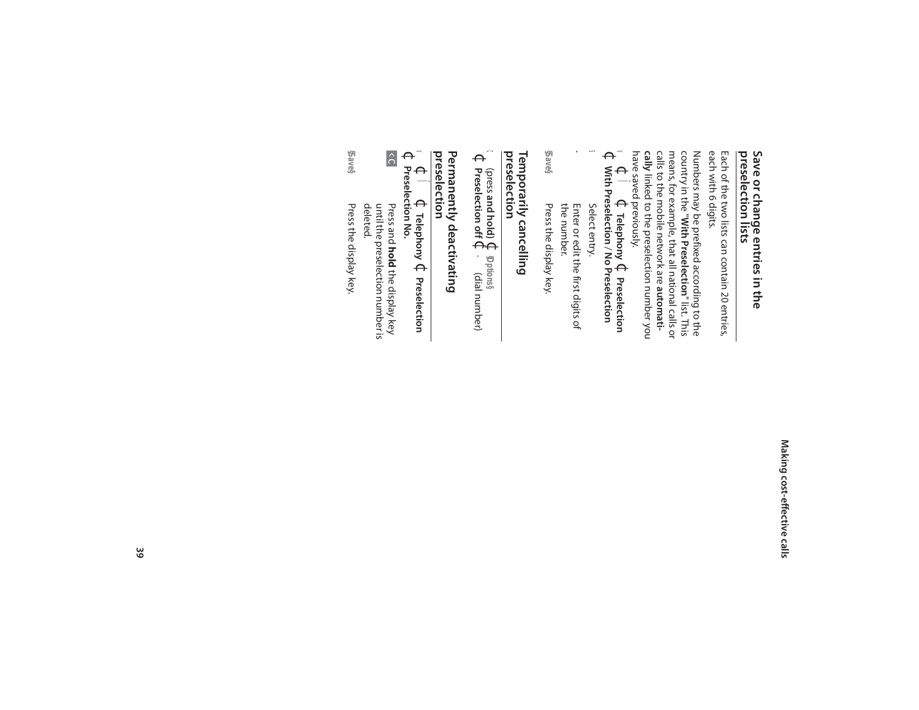## Save or change entries in the preselection lists

Each of the two lists can contain 20 entries, each with 6 digits.

Numbers may be prefixed according to the country in the "**With Preselection**" list. This means, for example, that all national calls or calls to the mobile network are **automatically** linked to the preselection number you have saved previously.

¬ ¢ ï ¢ **Telephony** ¢ **Preselection** ¢ **With Preselection** / **No Preselection**

s Select entry.

~ Enter or edit the first digits of the number.

§Save§ Press the display key.

## Temporarily cancelling preselection

c (press **and hold**) ¢ §Options§ ¢ **Preselection off** ¢ ~ (dial number)

## Permanently deactivating preselection

¬ ¢ ï ¢ **Telephony** ¢ **Preselection** ¢ **Preselection No.**

< C Press and **hold** the display key until the preselection number is deleted.

§Save§ Press the display key.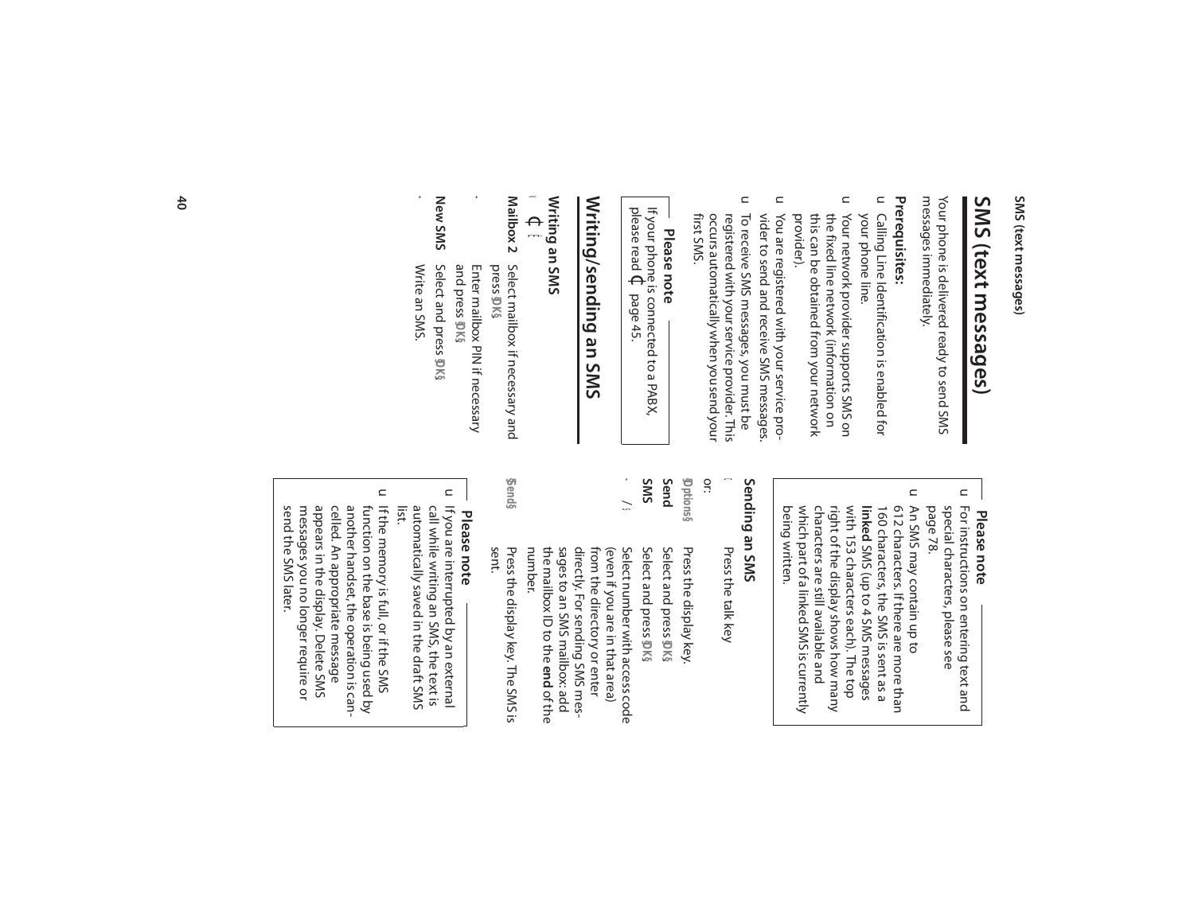# SMS (text messages)

Your phone is delivered ready to send SMS messages immediately.

**Prerequisites:**

- Calling Line Identification is enabled for your phone line.
- Your network provider supports SMS on the fixed line network (information on this can be obtained from your network provider).
- You are registered with your service provider to send and receive SMS messages.
- To receive SMS messages, you must be registered with your service provider. This occurs automatically when you send your first SMS.

**Please note**

If your phone is connected to a PABX, please read page 45.

## Writing/sending an SMS

### Writing an SMS

**Mailbox 2** Select mailbox if necessary and press §OK§.

Enter mailbox PIN if necessary and press §OK§.

**New SMS** Select and press §OK§.

Write an SMS.

**Please note**

- For instructions on entering text and special characters, please see page 78.
- An SMS may contain up to 612 characters. If there are more than 160 characters, the SMS is sent as a **linked** SMS (up to 4 SMS messages with 153 characters each). The top right of the display shows how many characters are still available and which part of a linked SMS is currently being written.

### Sending an SMS

Press the talk key

or:

**§Options§** Press the display key.

**Send** Select and press §OK§.

**SMS** Select and press §OK§.

Select number with access code (even if you are in that area) from the directory or enter directly. For sending SMS messages to an SMS mailbox: add the mailbox ID to the **end** of the number.

**§Send§** Press the display key. The SMS is sent.

**Please note**

- If you are interrupted by an external call while writing an SMS, the text is automatically saved in the draft SMS list.
- If the memory is full, or if the SMS function on the base is being used by another handset, the operation is cancelled. An appropriate message appears in the display. Delete SMS messages you no longer require or send the SMS later.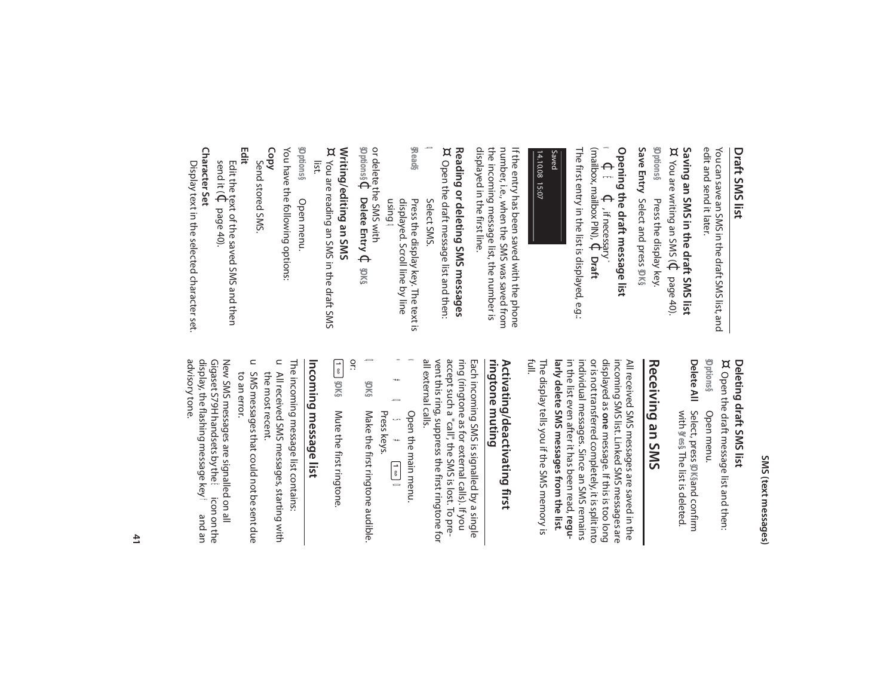## Draft SMS list

You can save an SMS in the draft SMS list, and edit and send it later.

### Saving an SMS in the draft SMS list

¤ You are writing an SMS (£ page 40).

§Options§ Press the display key.

**Save Entry** Select and press §OK§.

### Opening the draft message list

v ¢ Ë ¢ (mailbox, mailbox PIN), if necessary ¢ **Draft**

The first entry in the list is displayed, e.g.:

```
Saved
14.10.08  15:07
```

If the entry has been saved with the phone number, i.e., when the SMS was saved from the incoming message list, the number is displayed in the first line.

### Reading or deleting SMS messages

¤ Open the draft message list and then:

q Select SMS.

§Read§ Press the display key. The text is displayed. Scroll line by line using q.

or delete the SMS with

§Options§ ¢ **Delete Entry** ¢ §OK§.

### Writing/editing an SMS

¤ You are reading an SMS in the draft SMS list.

§Options§ Open menu.

You have the following options:

**Copy**
Send stored SMS.

**Edit**
Edit the text of the saved SMS and then send it (£ page 40).

**Character Set**
Display text in the selected character set.

### Deleting draft SMS list

¤ Open the draft message list and then:

§Options§ Open menu.

**Delete All** Select, press §OK§ and confirm with §Yes§. The list is deleted.

## Receiving an SMS

All received SMS messages are saved in the incoming SMS list. Linked SMS messages are displayed as **one** message. If this is too long or is not transferred completely, it is split into individual messages. Since an SMS remains in the list even after it has been read, **regularly delete SMS messages from the list**.

The display tells you if the SMS memory is full.

### Activating/deactivating first ringtone muting

Each incoming SMS is signalled by a single ring (ringtone as for external calls). If you accept such a "call", the SMS is lost. To prevent this ring, suppress the first ringtone for all external calls.

v Open the main menu.

* # Q 5 # 1 L Press keys.

§OK§ Make the first ringtone audible.

or:

1 §OK§ Mute the first ringtone.

### Incoming message list

The incoming message list contains:

- All received SMS messages, starting with the most recent.
- SMS messages that could not be sent due to an error.

New SMS messages are signalled on all Gigaset S79H handsets by the Ë icon on the display, the flashing message key f and an advisory tone.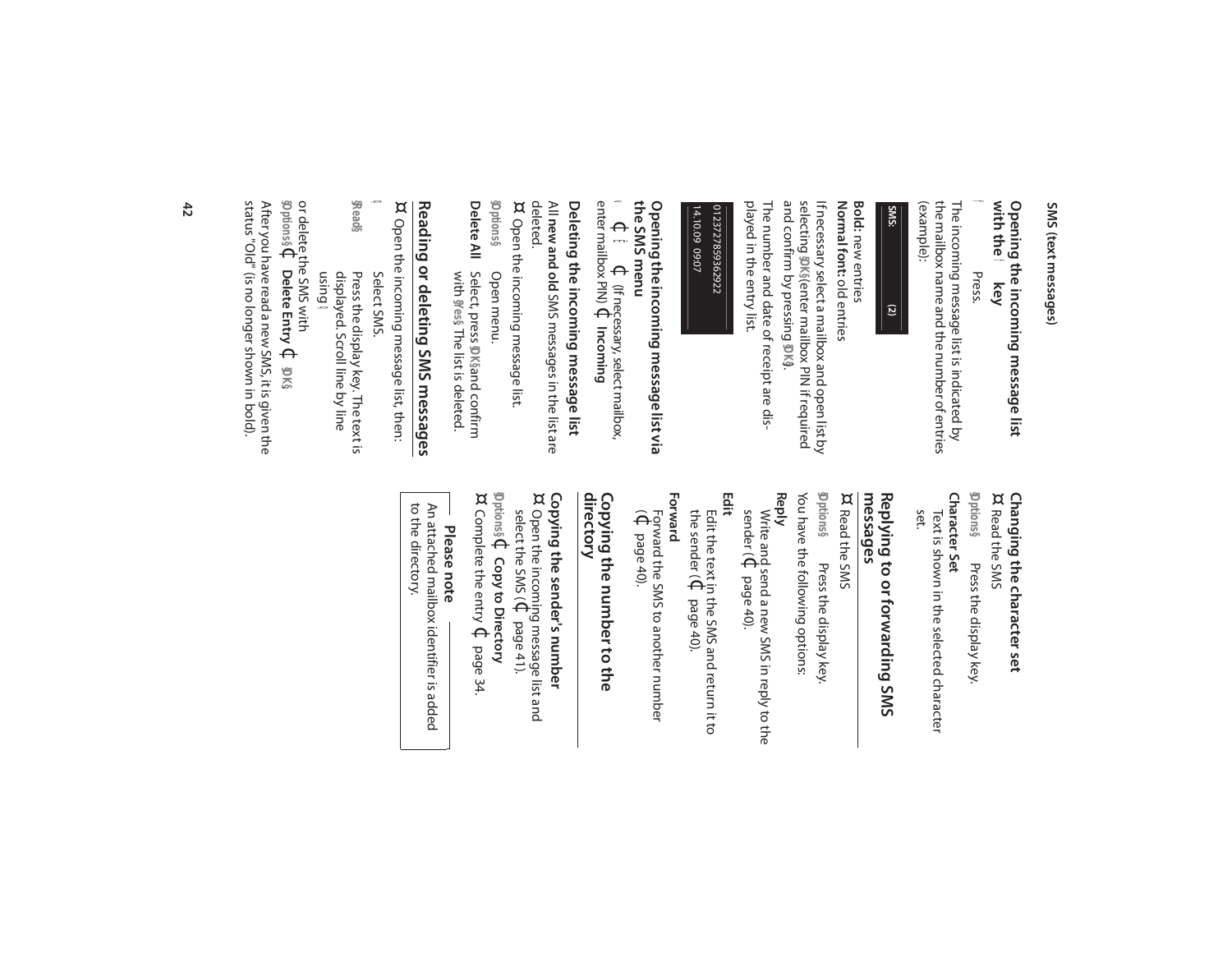## Opening the incoming message list with the key

Press.

The incoming message list is indicated by the mailbox name and the number of entries (example):

SMS: (2)

**Bold:** new entries
**Normal font:** old entries

If necessary select a mailbox and open list by selecting §OK§ (enter mailbox PIN if required and confirm by pressing §OK§).

The number and date of receipt are displayed in the entry list.

0123727859362922
14.10.09 09:07

## Opening the incoming message list via the SMS menu

(If necessary, select mailbox, enter mailbox PIN) **Incoming**

## Deleting the incoming message list

All **new and old** SMS messages in the list are deleted.

¤ Open the incoming message list.

§Options§ Open menu.

**Delete All** Select, press §OK§ and confirm with §Yes§. The list is deleted.

## Reading or deleting SMS messages

¤ Open the incoming message list, then:

Select SMS.

§Read§ Press the display key. The text is displayed. Scroll line by line using

or delete the SMS with

§Options§ **Delete Entry** §OK§

After you have read a new SMS, it is given the status "Old" (is no longer shown in bold).

## Changing the character set

¤ Read the SMS

§Options§ Press the display key.

**Character Set**
Text is shown in the selected character set.

## Replying to or forwarding SMS messages

¤ Read the SMS

§Options§ Press the display key.

You have the following options:

**Reply**
Write and send a new SMS in reply to the sender (page 40).

**Edit**
Edit the text in the SMS and return it to the sender (page 40).

**Forward**
Forward the SMS to another number (page 40).

## Copying the number to the directory

### Copying the sender's number

¤ Open the incoming message list and select the SMS (page 41).

§Options§ **Copy to Directory**

¤ Complete the entry page 34.

**Please note**
An attached mailbox identifier is added to the directory.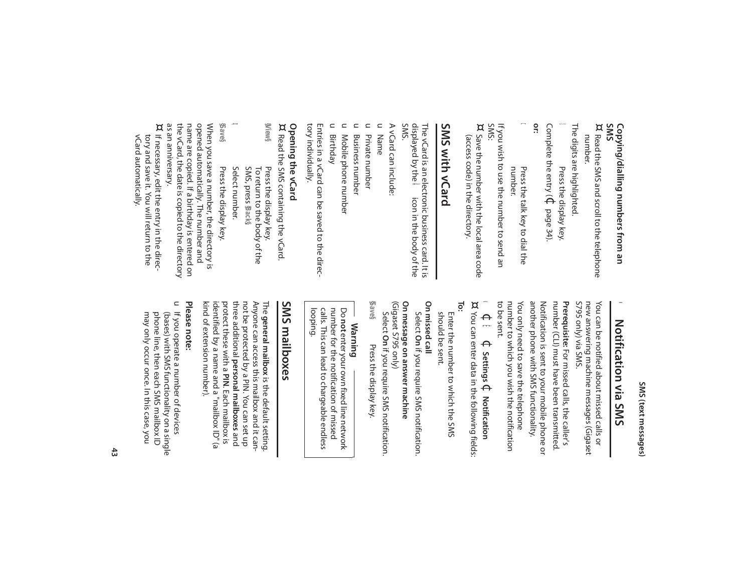### Copying/dialling numbers from an SMS

¤ Read the SMS and scroll to the telephone number.

The digits are highlighted.

Press the display key.

Complete the entry (¢ page 34).

**or:**

Press the talk key to dial the number.

If you wish to use the number to send an SMS:

¤ Save the number with the local area code (access code) in the directory.

## SMS with vCard

The vCard is an electronic business card. It is displayed by the icon in the body of the SMS.

A vCard can include:

- Name
- Private number
- Business number
- Mobile phone number
- Birthday

Entries in a vCard can be saved to the directory individually.

### Opening the vCard

¤ Read the SMS containing the vCard.

§View§ Press the display key. To return to the body of the SMS, press §Back§.

Select number.

§Save§ Press the display key.

When you save a number, the directory is opened automatically. The number and name are copied. If a birthday is entered on the vCard, the date is copied to the directory as an anniversary.

¤ If necessary, edit the entry in the directory and save it. You will return to the vCard automatically.

## Notification via SMS

You can be notified about missed calls or new answering machine messages (Gigaset S795 only) via SMS.

**Prerequisite:** For missed calls, the caller's number (CLI) must have been transmitted.

Notification is sent to your mobile phone or another phone with SMS functionality.

You only need to save the telephone number to which you wish the notification to be sent.

¢ ¢ **Settings** ¢ **Notification**

¤ You can enter data in the following fields:

**To:**

Enter the number to which the SMS should be sent.

**On missed call**

Select **On** if you require SMS notification.

**On message on answer machine** (Gigaset S795 only)

Select **On** if you require SMS notification.

§Save§ Press the display key.

> **Warning**
>
> Do **not** enter your own fixed line network number for the notification of missed calls. This can lead to chargeable endless looping.

## SMS mailboxes

The **general mailbox** is the default setting. Anyone can access this mailbox and it cannot be protected by a PIN. You can set up three additional **personal mailboxes** and protect these with a **PIN**. Each mailbox is identified by a name and a "mailbox ID" (a kind of extension number).

**Please note:**

- If you operate a number of devices (bases) with SMS functionality on a single phone line, then each SMS mailbox ID may only occur once. In this case, you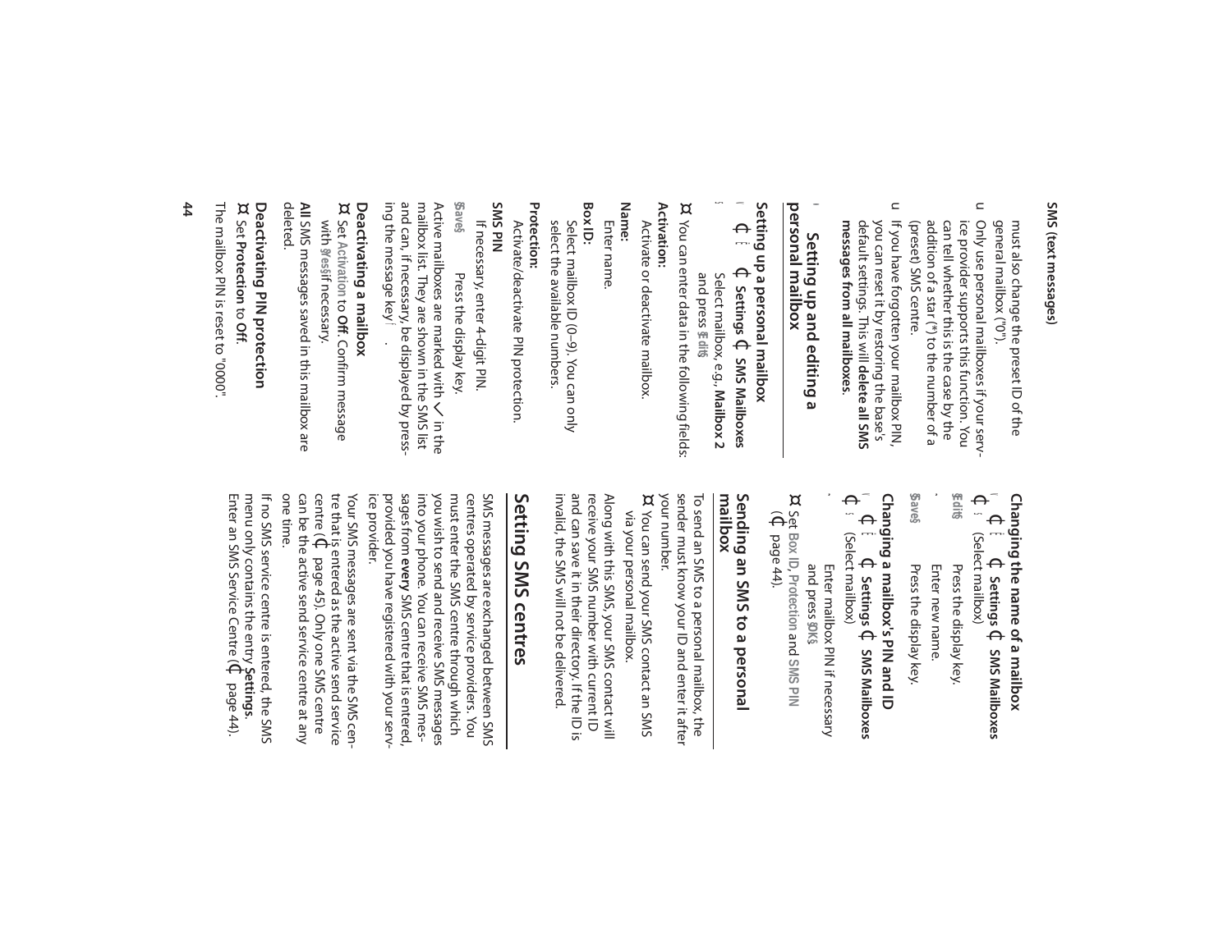must also change the preset ID of the general mailbox ("0").

- Only use personal mailboxes if your service provider supports this function. You can tell whether this is the case by the addition of a star (*) to the number of a (preset) SMS centre.
- If you have forgotten your mailbox PIN, you can reset it by restoring the base's default settings. This will **delete all SMS messages from all mailboxes**.

## Setting up and editing a personal mailbox

### Setting up a personal mailbox

→ Settings → SMS Mailboxes

Select mailbox, e.g., **Mailbox 2** and press §Edit§.

¤ You can enter data in the following fields:

**Activation:**
Activate or deactivate mailbox.

**Name:**
Enter name.

**Box ID:**
Select mailbox ID (0–9). You can only select the available numbers.

**Protection:**
Activate/deactivate PIN protection.

**SMS PIN**
If necessary, enter 4-digit PIN.

§Save§ Press the display key.

Active mailboxes are marked with ✓ in the mailbox list. They are shown in the SMS list and can, if necessary, be displayed by pressing the message key.

### Deactivating a mailbox

¤ Set **Activation** to **Off**. Confirm message with §Yes§ if necessary.

**All** SMS messages saved in this mailbox are deleted.

### Deactivating PIN protection

¤ Set **Protection** to **Off**.

The mailbox PIN is reset to "0000".

### Changing the name of a mailbox

→ Settings → SMS Mailboxes (Select mailbox)

§Edit§ Press the display key.

Enter new name.

§Save§ Press the display key.

### Changing a mailbox's PIN and ID

→ Settings → SMS Mailboxes (Select mailbox)

Enter mailbox PIN if necessary and press §OK§.

¤ Set **Box ID**, **Protection** and **SMS PIN** (→ page 44).

## Sending an SMS to a personal mailbox

To send an SMS to a personal mailbox, the sender must know your ID and enter it after your number.

¤ You can send your SMS contact an SMS via your personal mailbox.

Along with this SMS, your SMS contact will receive your SMS number with current ID and can save it in their directory. If the ID is invalid, the SMS will not be delivered.

# Setting SMS centres

SMS messages are exchanged between SMS centres operated by service providers. You must enter the SMS centre through which you wish to send and receive SMS messages into your phone. You can receive SMS messages from **every** SMS centre that is entered, provided you have registered with your service provider.

Your SMS messages are sent via the SMS centre that is entered as the active send service centre (→ page 45). Only one SMS centre can be the active send service centre at any one time.

If no SMS service centre is entered, the SMS menu only contains the entry **Settings**. Enter an SMS Service Centre (→ page 44).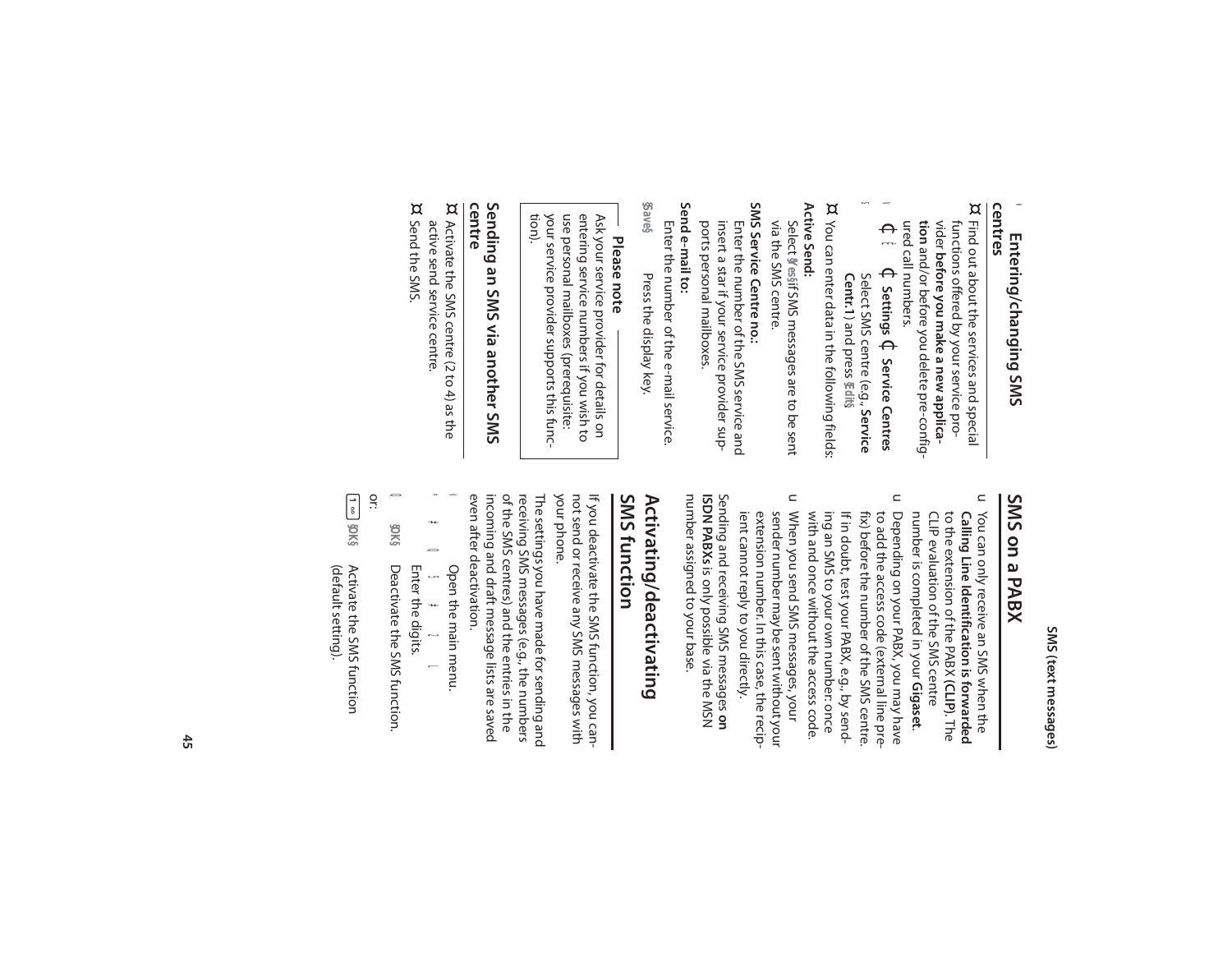## SMS on a PABX

- You can only receive an SMS when the **Calling Line Identification is forwarded** to the extension of the PABX (**CLIP**). The CLIP evaluation of the SMS centre number is completed in your **Gigaset**.
- Depending on your PABX, you may have to add the access code (external line prefix) before the number of the SMS centre. If in doubt, test your PABX, e.g., by sending an SMS to your own number: once with and once without the access code.
- When you send SMS messages, your sender number may be sent without your extension number. In this case, the recipient cannot reply to you directly.

Sending and receiving SMS messages **on ISDN PABXs** is only possible via the MSN number assigned to your base.

## Activating/deactivating SMS function

If you deactivate the SMS function, you cannot send or receive any SMS messages with your phone.

The settings you have made for sending and receiving SMS messages (e.g., the numbers of the SMS centres) and the entries in the incoming and draft message lists are saved even after deactivation.

Open the main menu.

Enter the digits.

§OK§ Deactivate the SMS function.

or:

1 §OK§ Activate the SMS function (default setting).

### Entering/changing SMS centres

- Find out about the services and special functions offered by your service provider **before you make a new application** and/or before you delete pre-configured call numbers.

**Settings** **Service Centres**

Select SMS centre (e.g., **Service Centr.1**) and press §Edit§.

- You can enter data in the following fields:

**Active Send:**

Select §Yes§ if SMS messages are to be sent via the SMS centre.

**SMS Service Centre no.:**

Enter the number of the SMS service and insert a star if your service provider supports personal mailboxes.

**Send e-mail to:**

Enter the number of the e-mail service.

§Save§ Press the display key.

**Please note**

Ask your service provider for details on entering service numbers if you wish to use personal mailboxes (prerequisite: your service provider supports this function).

### Sending an SMS via another SMS centre

- Activate the SMS centre (2 to 4) as the active send service centre.
- Send the SMS.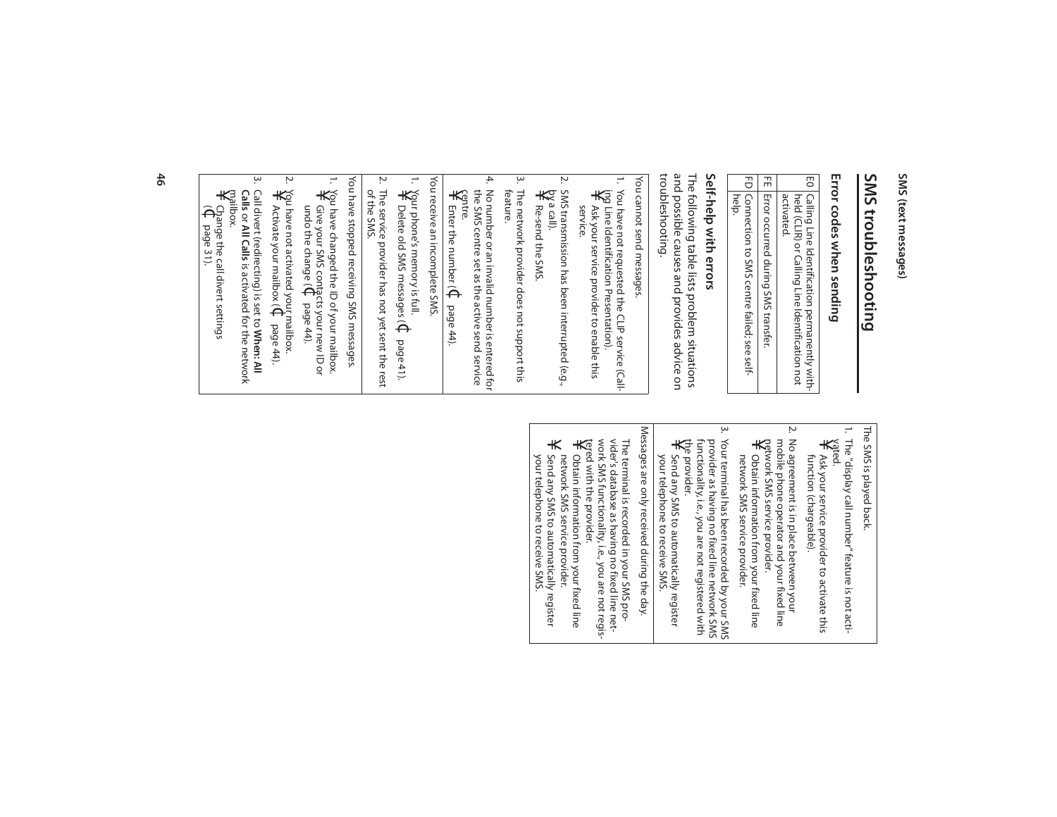# SMS troubleshooting

## Error codes when sending

| | |
|---|---|
| E0 | Calling Line Identification permanently withheld (CLIR) or Calling Line Identification not activated. |
| FE | Error occurred during SMS transfer. |
| FD | Connection to SMS centre failed; see self-help. |

## Self-help with errors

The following table lists problem situations and possible causes and provides advice on troubleshooting.

| |
|---|
| You cannot send messages. |
| 1. You have not requested the CLIP service (Calling Line Identification Presentation).<br>➔ Ask your service provider to enable this service.<br>2. SMS transmission has been interrupted (e.g., by a call).<br>➔ Re-send the SMS.<br>3. The network provider does not support this feature.<br>4. No number or an invalid number is entered for the SMS centre set as the active send service centre.<br>➔ Enter the number (➔ page 44). |
| You receive an incomplete SMS. |
| 1. Your phone's memory is full.<br>➔ Delete old SMS messages (➔ page 41).<br>2. The service provider has not yet sent the rest of the SMS. |
| You have stopped receiving SMS messages. |
| 1. You have changed the ID of your mailbox.<br>➔ Give your SMS contacts your new ID or undo the change (➔ page 44).<br>2. You have not activated your mailbox.<br>➔ Activate your mailbox (➔ page 44).<br>3. Call divert (redirecting) is set to **When: All Calls** or **All Calls** is activated for the network mailbox.<br>➔ Change the call divert settings (➔ page 31). |
| The SMS is played back. |
| 1. The "display call number" feature is not activated.<br>➔ Ask your service provider to activate this function (chargeable).<br>2. No agreement is in place between your mobile phone operator and your fixed line network SMS service provider.<br>➔ Obtain information from your fixed line network SMS service provider.<br>3. Your terminal has been recorded by your SMS provider as having no fixed line network SMS functionality, i.e., you are not registered with the provider.<br>➔ Send any SMS to automatically register your telephone to receive SMS. |
| Messages are only received during the day. |
| The terminal is recorded in your SMS provider's database as having no fixed line network SMS functionality, i.e., you are not registered with the provider.<br>➔ Obtain information from your fixed line network SMS service provider.<br>➔ Send any SMS to automatically register your telephone to receive SMS. |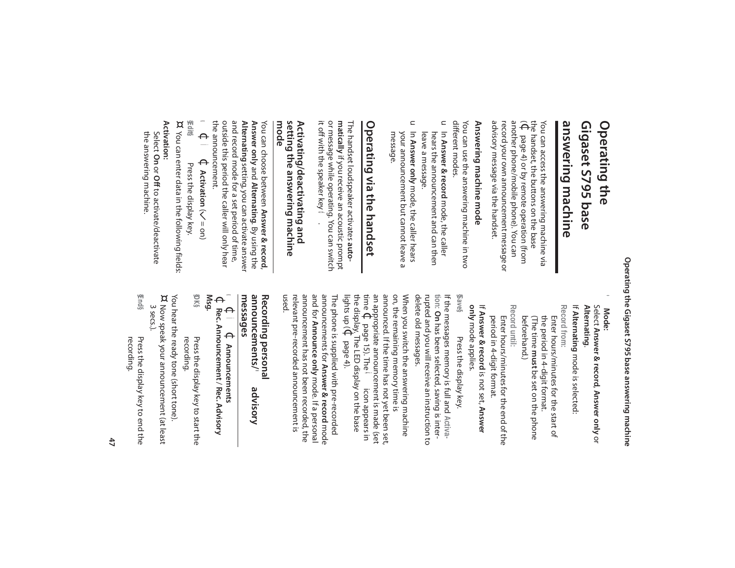# Operating the Gigaset S795 base answering machine

You can access the answering machine via the handset, the buttons on the base (¢ page 4) or by remote operation (from another phone/mobile phone). You can record your own announcement message or advisory message via the handset.

### Answering machine mode

You can use the answering machine in two different modes.

- In **Answer & record** mode, the caller hears the announcement and can then leave a message.
- In **Answer only** mode, the caller hears your announcement but cannot leave a message.

## Operating via the handset

The handset loudspeaker activates **automatically** if you receive an acoustic prompt or message while operating. You can switch it off with the speaker key.

### Activating/deactivating and setting the answering machine mode

You can choose between **Answer & record**, **Answer only** and **Alternating**. By using the **Alternating** setting, you can activate answer and record mode for a set period of time, outside this period the caller will only hear the announcement.

¢ ¢ **Activation** (✓ = on)

§Edit§ Press the display key.

¤ You can enter data in the following fields:

**Activation:**
Select **On** or **Off** to activate/deactivate the answering machine.

**Mode:**
Select **Answer & record**, **Answer only** or **Alternating**.

If **Alternating** mode is selected:

**Record from:**
Enter hours/minutes for the start of the period in 4-digit format.
(The time **must** be set on the phone beforehand.)

**Record until:**
Enter hours/minutes for the end of the period in 4-digit format.

If **Answer & record** is not set, **Answer only** mode applies.

§Save§ Press the display key.

If the messages memory is full and **Activation**: **On** has been selected, saving is interrupted and you will receive an instruction to delete old messages.

When you switch the answering machine on, the remaining memory time is announced. If the time has not yet been set, an appropriate announcement is made (set time ¢ page 15). The icon appears in the display. The LED display on the base lights up (¢ page 4).

The phone is supplied with pre-recorded announcements for **Answer & record** mode and for **Announce only** mode. If a personal announcement has not been recorded, the relevant pre-recorded announcement is used.

### Recording personal announcements/advisory messages

¢ ¢ **Announcements** ¢ **Rec. Announcement** / **Rec. Advisory Msg.**

§OK§ Press the display key to start the recording.

You hear the ready tone (short tone).

¤ Now speak your announcement (at least 3 secs.).

§End§ Press the display key to end the recording.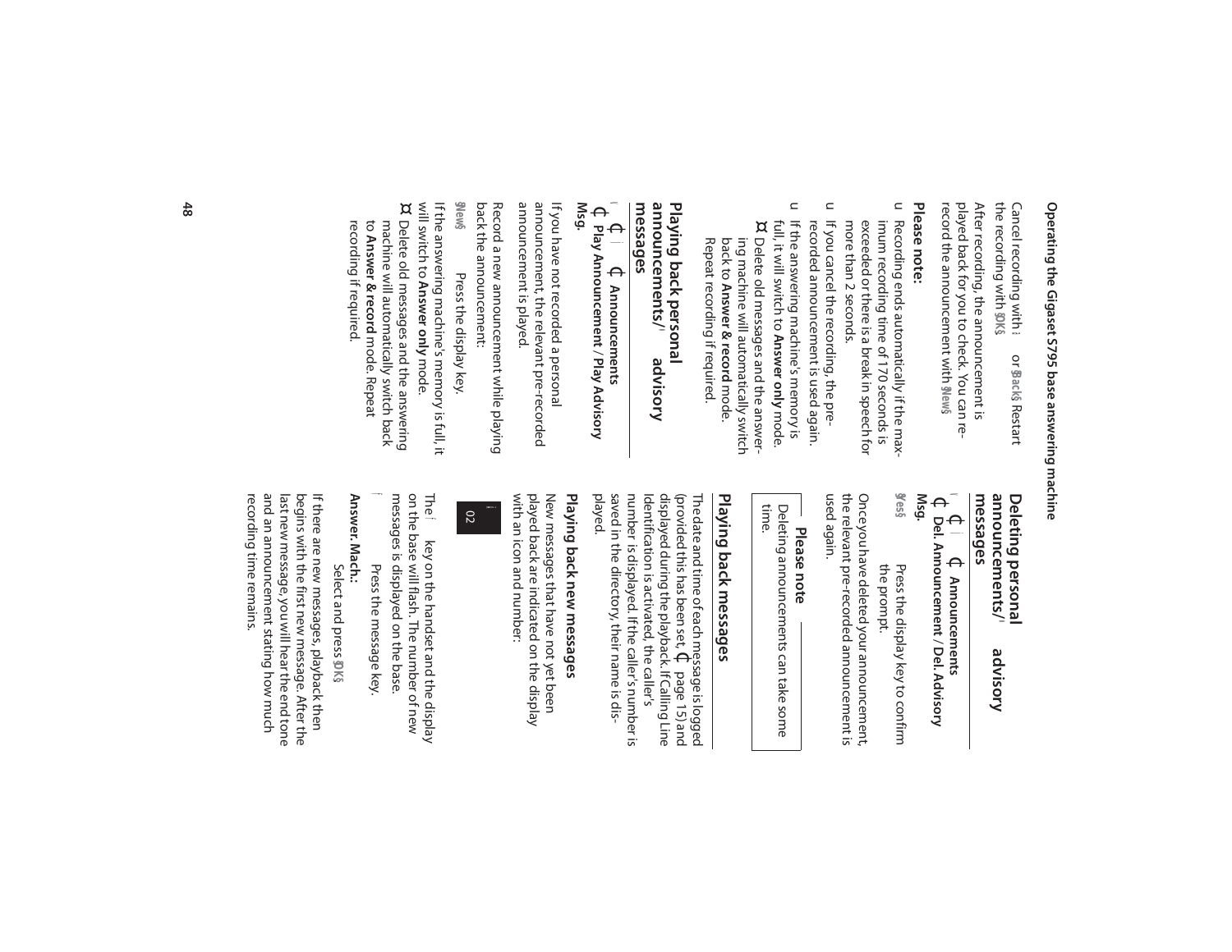Cancel recording with  or §Back§. Restart the recording with §OK§.

After recording, the announcement is played back for you to check. You can re-record the announcement with §New§.

**Please note:**

- Recording ends automatically if the maximum recording time of 170 seconds is exceeded or there is a break in speech for more than 2 seconds.
- If you cancel the recording, the pre-recorded announcement is used again.
- If the answering machine's memory is full, it will switch to **Answer only** mode.
  - ¤ Delete old messages and the answering machine will automatically switch back to **Answer & record** mode. Repeat recording if required.

## Playing back personal announcements/ advisory messages

 **Announcements**
 **Play Announcement** / **Play Advisory Msg.**

If you have not recorded a personal announcement, the relevant pre-recorded announcement is played.

Record a new announcement while playing back the announcement:

§New§ Press the display key.

If the answering machine's memory is full, it will switch to **Answer only** mode.

¤ Delete old messages and the answering machine will automatically switch back to **Answer & record** mode. Repeat recording if required.

## Deleting personal announcements/ advisory messages

 **Announcements**
 **Del. Announcement** / **Del. Advisory Msg.**

§Yes§ Press the display key to confirm the prompt.

Once you have deleted your announcement, the relevant pre-recorded announcement is used again.

**Please note**

Deleting announcements can take some time.

## Playing back messages

The date and time of each message is logged (provided this has been set,  page 15) and displayed during the playback. If Calling Line Identification is activated, the caller's number is displayed. If the caller's number is saved in the directory, their name is displayed.

### Playing back new messages

New messages that have not yet been played back are indicated on the display with an icon and number:

02

The  key on the handset and the display on the base will flash. The number of new messages is displayed on the base.

 Press the message key.

**Answer. Mach.:**

Select and press §OK§.

If there are new messages, playback then begins with the first new message. After the last new message, you will hear the end tone and an announcement stating how much recording time remains.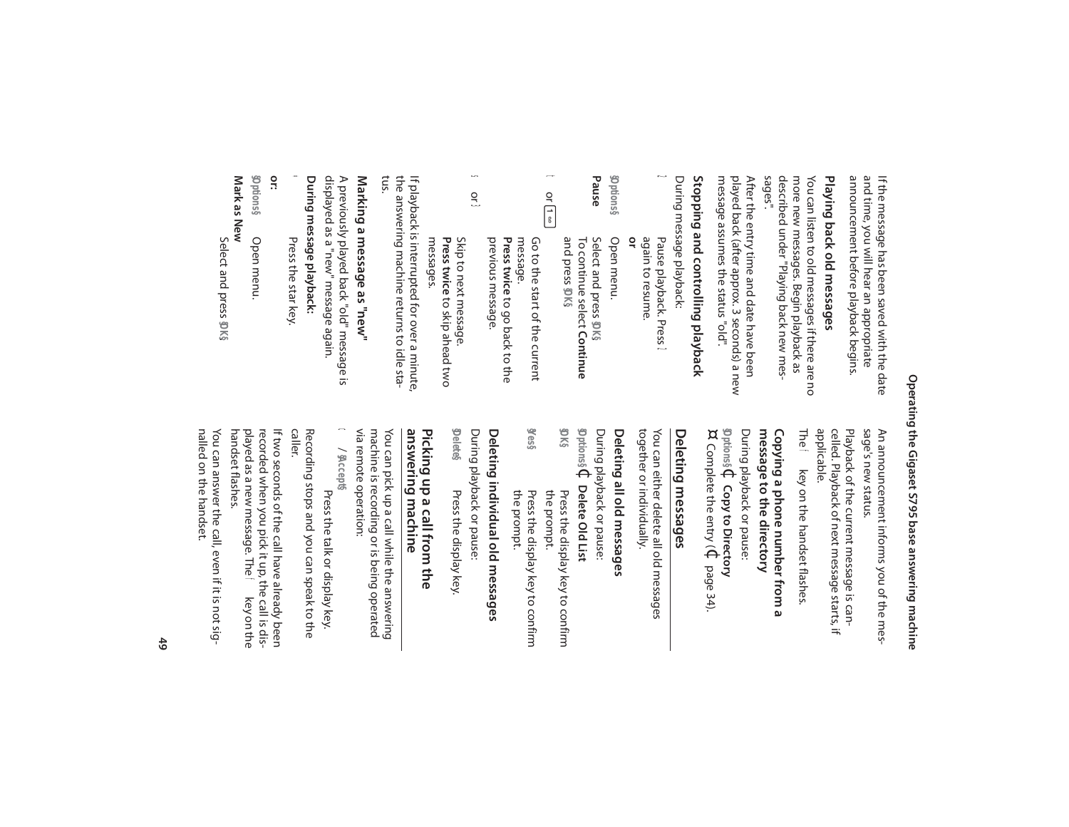If the message has been saved with the date and time, you will hear an appropriate announcement before playback begins.

### Playing back old messages

You can listen to old messages if there are no more new messages. Begin playback as described under "Playing back new messages".

After the entry time and date have been played back (after approx. 3 seconds) a new message assumes the status "old".

### Stopping and controlling playback

During message playback:

| | |
|---|---|
| 2 | Pause playback. Press 2 again to resume. |
| | **or** |
| §Options§ | Open menu. |
| **Pause** | Select and press §OK§. To continue select **Continue** and press §OK§. |
| t or 1 | Go to the start of the current message. **Press twice** to go back to the previous message. |
| s or 3 | Skip to next message. **Press twice** to skip ahead two messages. |

If playback is interrupted for over a minute, the answering machine returns to idle status.

### Marking a message as "new"

A previously played back "old" message is displayed as a "new" message again.

**During message playback:**

| | |
|---|---|
| * | Press the star key. |

**or:**

| | |
|---|---|
| §Options§ | Open menu. |
| **Mark as New** | Select and press §OK§. |

An announcement informs you of the message's new status.

Playback of the current message is cancelled. Playback of next message starts, if applicable.

The f key on the handset flashes.

### Copying a phone number from a message to the directory

During playback or pause:

§Options§ ¢ **Copy to Directory**

¤ Complete the entry (¢ page 34).

## Deleting messages

You can either delete all old messages together or individually.

### Deleting all old messages

During playback or pause:

§Options§ ¢ **Delete Old List**

| | |
|---|---|
| §OK§ | Press the display key to confirm the prompt. |
| §Yes§ | Press the display key to confirm the prompt. |

### Deleting individual old messages

During playback or pause:

| | |
|---|---|
| §Delete§ | Press the display key. |

## Picking up a call from the answering machine

You can pick up a call while the answering machine is recording or is being operated via remote operation:

| | |
|---|---|
| c / §Accept§ | Press the talk or display key. |

Recording stops and you can speak to the caller.

If two seconds of the call have already been recorded when you pick it up, the call is displayed as a new message. The f key on the handset flashes.

You can answer the call, even if it is not signalled on the handset.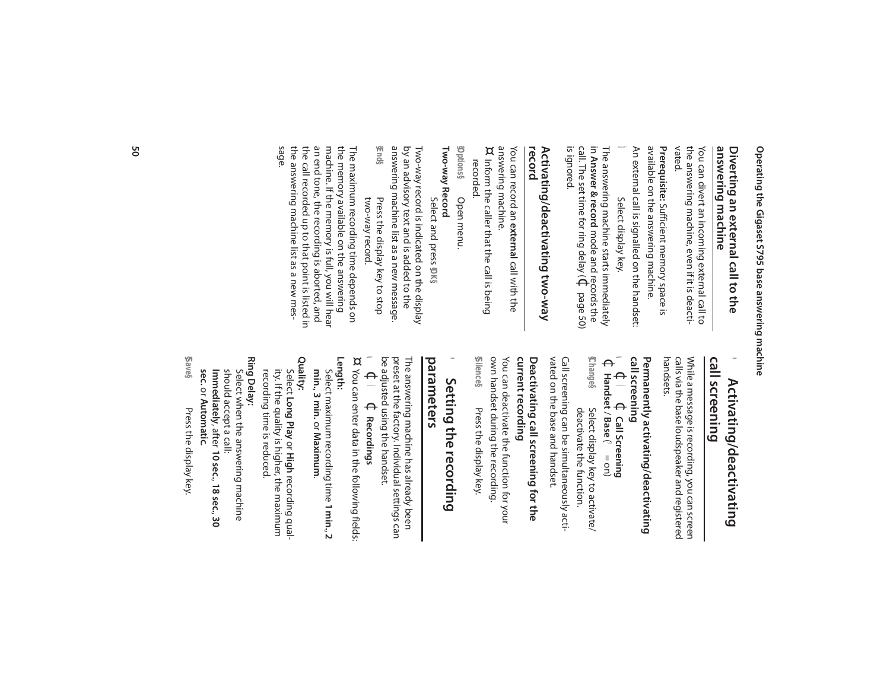## Diverting an external call to the answering machine

You can divert an incoming external call to the answering machine, even if it is deactivated.

**Prerequisite:** Sufficient memory space is available on the answering machine.

An external call is signalled on the handset:

Select display key.

The answering machine starts immediately in **Answer & record** mode and records the call. The set time for ring delay (page 50) is ignored.

## Activating/deactivating two-way record

You can record an **external** call with the answering machine.

¤ Inform the caller that the call is being recorded.

§Options§ Open menu.

**Two-way Record**

Select and press §OK§.

Two-way record is indicated on the display by an advisory text and is added to the answering machine list as a new message.

§End§ Press the display key to stop two-way record.

The maximum recording time depends on the memory available on the answering machine. If the memory is full, you will hear an end tone, the recording is aborted, and the call recorded up to that point is listed in the answering machine list as a new message.

## Activating/deactivating call screening

While a message is recording, you can screen calls via the base loudspeaker and registered handsets.

### Permanently activating/deactivating call screening

**Call Screening**

**Handset** / **Base** ( = on)

§Change§ Select display key to activate/ deactivate the function.

Call screening can be simultaneously activated on the base and handset.

### Deactivating call screening for the current recording

You can deactivate the function for your own handset during the recording.

§Silence§ Press the display key.

## Setting the recording parameters

The answering machine has already been preset at the factory. Individual settings can be adjusted using the handset.

**Recordings**

¤ You can enter data in the following fields:

**Length:**

Select maximum recording time **1 min.**, **2 min.**, **3 min.** or **Maximum**.

**Quality:**

Select **Long Play** or **High** recording quality. If the quality is higher, the maximum recording time is reduced.

**Ring Delay:**

Select when the answering machine should accept a call: **Immediately**, after **10 sec.**, **18 sec.**, **30 sec.** or **Automatic**.

§Save§ Press the display key.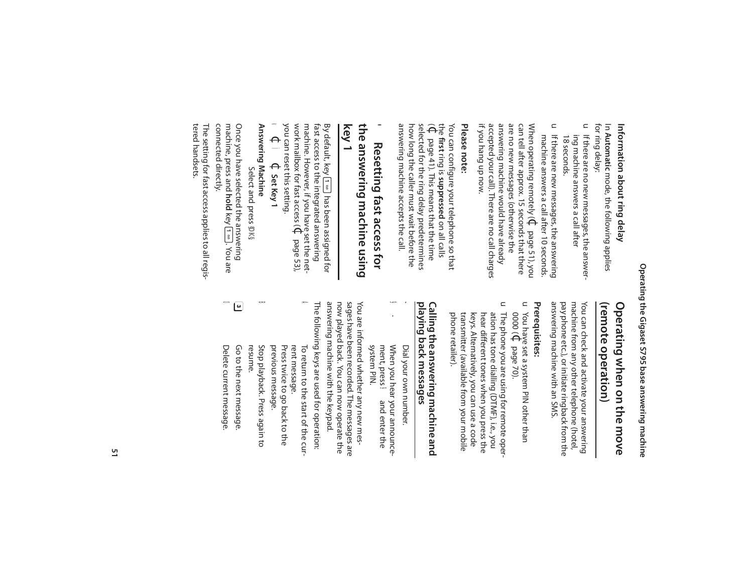### Information about ring delay

In **Automatic** mode, the following applies for ring delay:

- If there are no new messages, the answering machine answers a call after 18 seconds.
- If there are new messages, the answering machine answers a call after 10 seconds.

When operating remotely (→ page 51), you can tell after approx. 15 seconds that there are no new messages (otherwise the answering machine would have already accepted your call). There are no call charges if you hang up now.

**Please note:**

You can configure your telephone so that the **first** ring is **suppressed** on all calls (→ page 41). This means that the time selected for the ring delay predetermines how long the caller must wait before the answering machine accepts the call.

## Resetting fast access for the answering machine using key 1

By default, key 1 has been assigned for fast access to the integrated answering machine. However, if you have set the network mailbox for fast access (→ page 53), you can reset this setting.

→ **Set Key 1**

**Answering Machine**

Select and press OK.

Once you have selected the answering machine, press and **hold** key 1. You are connected directly.

The setting for fast access applies to all registered handsets.

## Operating when on the move (remote operation)

You can check and activate your answering machine from any other telephone (hotel, pay phone etc.), or initiate ringback from the answering machine with an SMS.

**Prerequisites:**

- You have set a system PIN other than 0000 (→ page 70).
- The phone you are using for remote operation has tone dialling (DTMF), i.e., you hear different tones when you press the keys. Alternatively, you can use a code transmitter (available from your mobile phone retailer).

### Calling the answering machine and playing back messages

Dial your own number.

When you hear your announcement, press 9 and enter the system PIN.

You are informed whether any new messages have been recorded. The messages are now played back. You can now operate the answering machine with the keypad.

The following keys are used for operation:

| | |
|---|---|
| 1 | To return to the start of the current message. Press twice to go back to the previous message. |
| 2 | Stop playback. Press again to resume. |
| 3 | Go to the next message. |
| 0 | Delete current message. |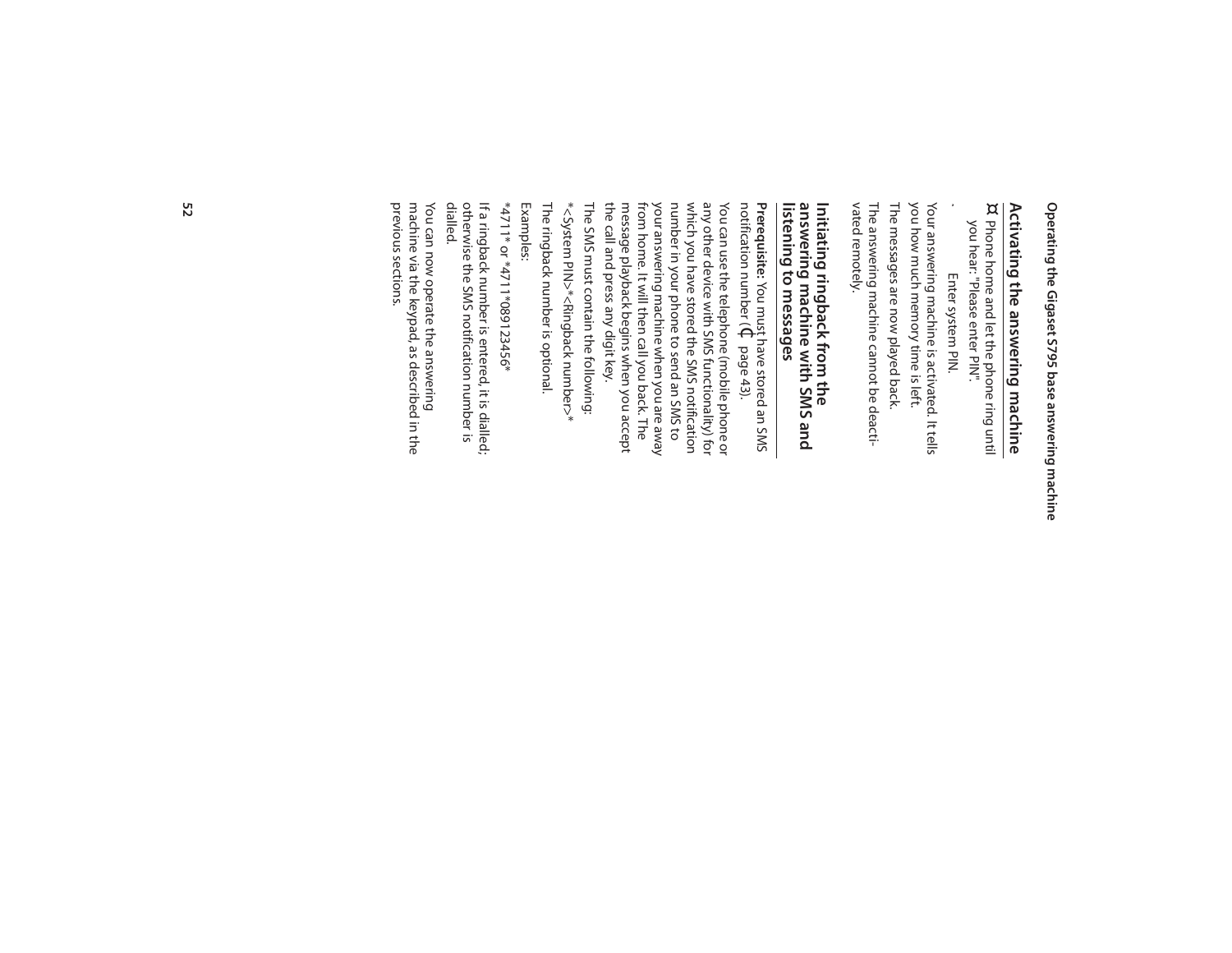## Activating the answering machine

¤ Phone home and let the phone ring until you hear: "Please enter PIN".

~ Enter system PIN.

Your answering machine is activated. It tells you how much memory time is left.

The messages are now played back.

The answering machine cannot be deactivated remotely.

## Initiating ringback from the answering machine with SMS and listening to messages

**Prerequisite:** You must have stored an SMS notification number (£ page 43).

You can use the telephone (mobile phone or any other device with SMS functionality) for which you have stored the SMS notification number in your phone to send an SMS to your answering machine when you are away from home. It will then call you back. The message playback begins when you accept the call and press any digit key.

The SMS must contain the following:

*<System PIN>*<Ringback number>*

The ringback number is optional.

Examples:

*4711* or *4711*089123456*

If a ringback number is entered, it is dialled; otherwise the SMS notification number is dialled.

You can now operate the answering machine via the keypad, as described in the previous sections.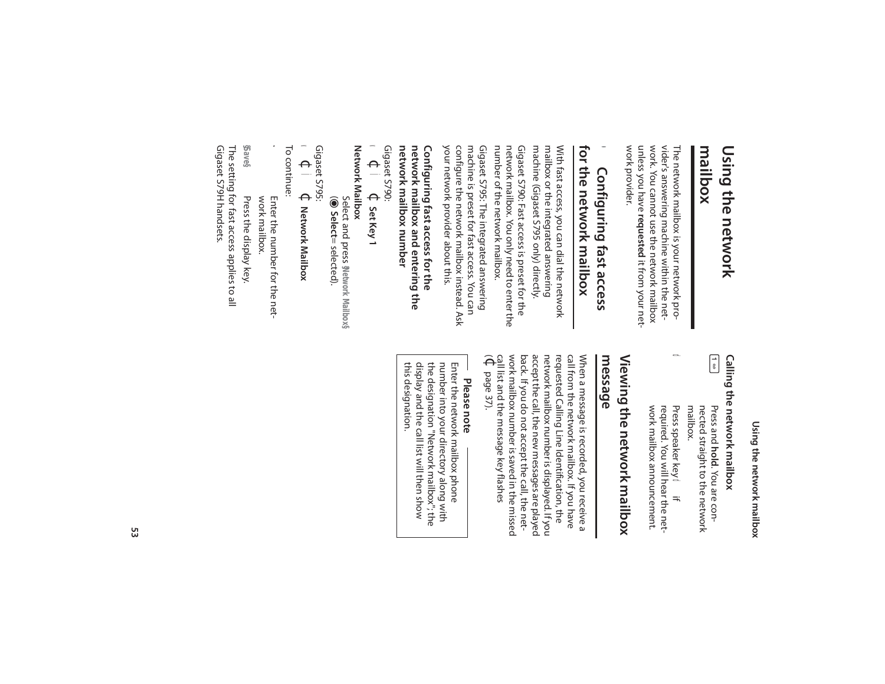# Using the network mailbox

The network mailbox is your network provider's answering machine within the network. You cannot use the network mailbox unless you have **requested** it from your network provider.

## Configuring fast access for the network mailbox

With fast access, you can dial the network mailbox or the integrated answering machine (Gigaset S795 only) directly.

Gigaset S790: Fast access is preset for the network mailbox. You only need to enter the number of the network mailbox.

Gigaset S795: The integrated answering machine is preset for fast access. You can configure the network mailbox instead. Ask your network provider about this.

### Configuring fast access for the network mailbox and entering the network mailbox number

Gigaset S790:

Set Key 1

**Network Mailbox**

Select and press §Network Mailbox§ (◉ **Select** = selected).

Gigaset S795:

**Network Mailbox**

To continue:

Enter the number for the network mailbox.

§Save§ Press the display key.

The setting for fast access applies to all Gigaset S79H handsets.

### Calling the network mailbox

Press and **hold**. You are connected straight to the network mailbox.

Press speaker key if required. You will hear the network mailbox announcement.

## Viewing the network mailbox message

When a message is recorded, you receive a call from the network mailbox. If you have requested Calling Line Identification, the network mailbox number is displayed. If you accept the call, the new messages are played back. If you do not accept the call, the network mailbox number is saved in the missed call list and the message key flashes (page 37).

**Please note**

Enter the network mailbox phone number into your directory along with the designation "Network mailbox"; the display and the call list will then show this designation.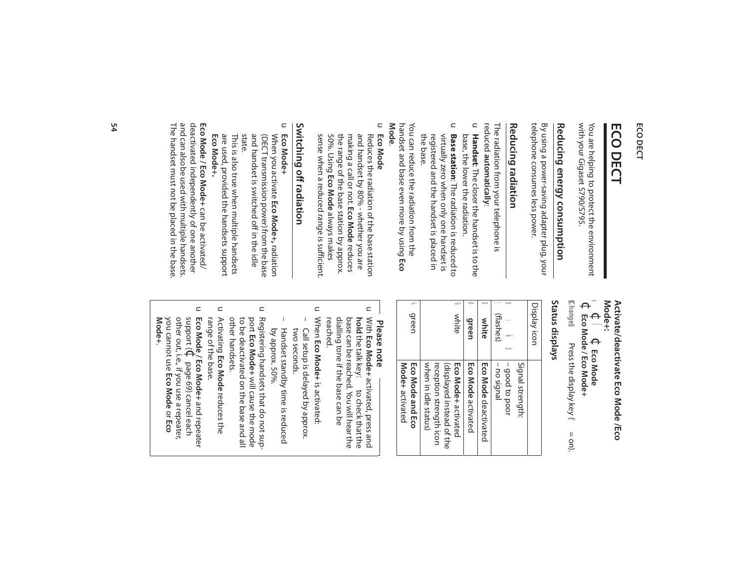# ECO DECT

You are helping to protect the environment with your Gigaset S790/S795.

## Reducing energy consumption

By using a power-saving adapter plug, your telephone consumes less power.

## Reducing radiation

The radiation from your telephone is reduced **automatically**:

- **Handset**: The closer the handset is to the base, the lower the radiation.
- **Base station**: The radiation is reduced to virtually zero when only one handset is registered and the handset is placed in the base.

You can reduce the radiation from the handset and base even more by using **Eco Mode**.

- **Eco Mode**
  Reduces the radiation of the base station and handset by 80% - whether you are making a call or not. **Eco Mode** reduces the range of the base station by approx. 50%. Using **Eco Mode** always makes sense when a reduced range is sufficient.

## Switching off radiation

- **Eco Mode+**
  When you activate **Eco Mode+**, radiation (DECT transmission power) from the base and handset is switched off in the idle state.
  This is also true when multiple handsets are used, provided the handsets support **Eco Mode+**.

**Eco Mode** / **Eco Mode+** can be activated/deactivated independently of one another and can also be used with multiple handsets. The handset must not be placed in the base.

### Activate/deactivate Eco Mode /Eco Mode+:

**Eco Mode**
**Eco Mode / Eco Mode+**

§Change§ Press the display key ( = on).

### Status displays

| Display icon | |
|---|---|
| (flashes) | Signal strength:<br>– good to poor<br>– no signal |
| **white** | **Eco Mode** deactivated |
| **green** | **Eco Mode** activated |
| white | **Eco Mode+** activated (displayed instead of the reception strength icon when in idle status) |
| green | **Eco Mode and Eco Mode+** activated |

**Please note**

- With **Eco Mode+** activated, press and **hold** the talk key to check that the base can be reached. You will hear the dialling tone if the base can be reached.
- When **Eco Mode+** is activated:
  - Call setup is delayed by approx. two seconds.
  - Handset standby time is reduced by approx. 50%.
- Registering handsets that do not support **Eco Mode+** will cause the mode to be deactivated on the base and all other handsets.
- Activating **Eco Mode** reduces the range of the base.
- **Eco Mode** / **Eco Mode+** and repeater support ( page 69) cancel each other out, i.e., if you use a repeater, you cannot use **Eco Mode** or **Eco Mode+**.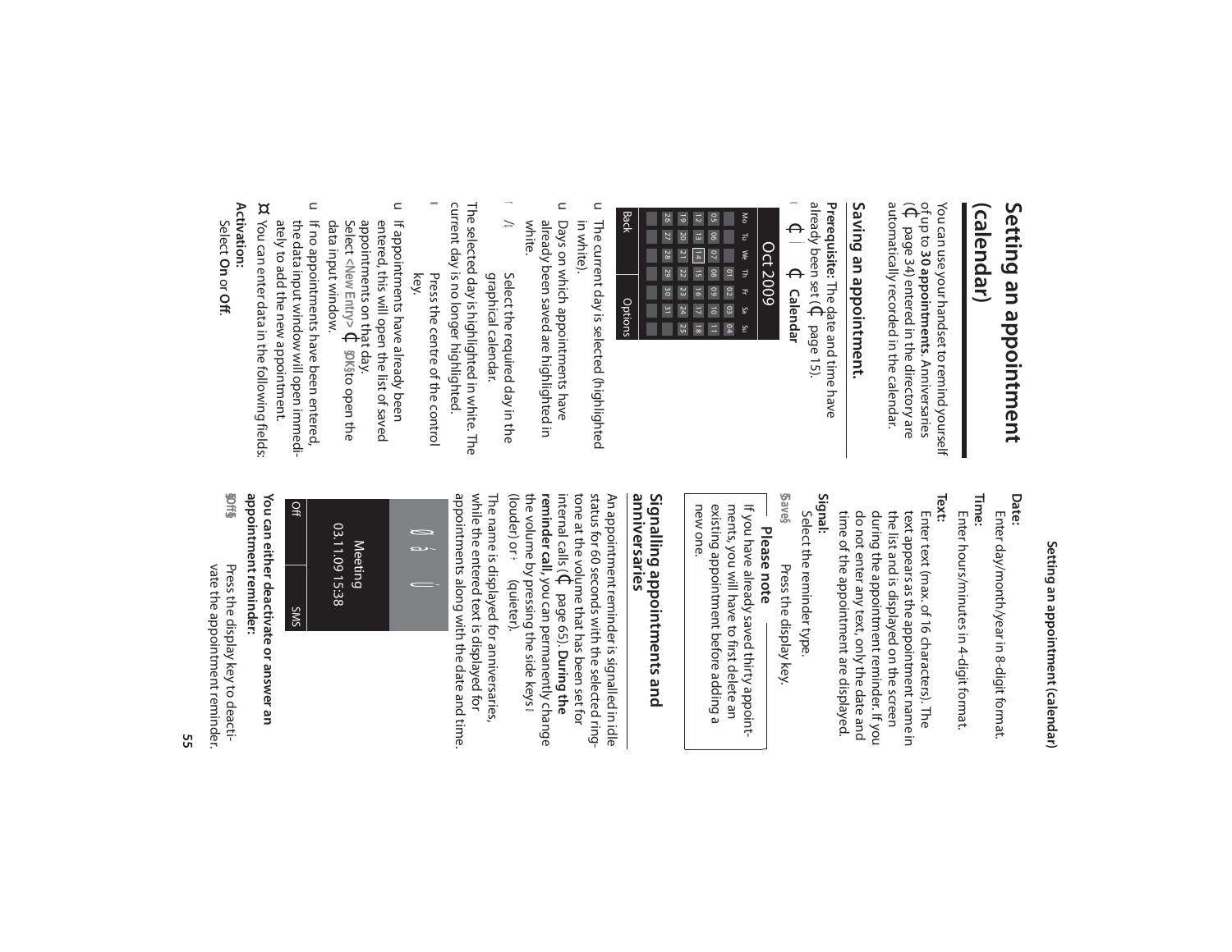# Setting an appointment (calendar)

You can use your handset to remind yourself of up to **30 appointments**. Anniversaries (page 34) entered in the directory are automatically recorded in the calendar.

## Saving an appointment

**Prerequisite:** The date and time have already been set (page 15).

**Calendar**

| Oct 2009 | | | | | | |
|---|---|---|---|---|---|---|
| Mo | Tu | We | Th | Fr | Sa | Su |
| | | | 01 | 02 | 03 | 04 |
| 05 | 06 | 07 | 08 | 09 | 10 | 11 |
| 12 | 13 | 14 | 15 | 16 | 17 | 18 |
| 19 | 20 | 21 | 22 | 23 | 24 | 25 |
| 26 | 27 | 28 | 29 | 30 | 31 | |
| Back | | | | | | Options |

- The current day is selected (highlighted in white).
- Days on which appointments have already been saved are highlighted in white.

Select the required day in the graphical calendar.

The selected day is highlighted in white. The current day is no longer highlighted.

Press the centre of the control key.

- If appointments have already been entered, this will open the list of saved appointments on that day.
  Select **<New Entry>** **OK** to open the data input window.
- If no appointments have been entered, the data input window will open immediately to add the new appointment.

You can enter data in the following fields:

**Activation:**
Select **On** or **Off**.

**Date:**
Enter day/month/year in 8-digit format.

**Time:**
Enter hours/minutes in 4-digit format.

**Text:**
Enter text (max. of 16 characters). The text appears as the appointment name in the list and is displayed on the screen during the appointment reminder. If you do not enter any text, only the date and time of the appointment are displayed.

**Signal:**
Select the reminder type.

**Save** Press the display key.

> **Please note**
>
> If you have already saved thirty appointments, you will have to first delete an existing appointment before adding a new one.

## Signalling appointments and anniversaries

An appointment reminder is signalled in idle status for 60 seconds with the selected ringtone at the volume that has been set for internal calls (page 65). **During the reminder call,** you can permanently change the volume by pressing the side keys (louder) or (quieter).

The name is displayed for anniversaries, while the entered text is displayed for appointments along with the date and time.

Meeting
03.11.09 15:38
Off | SMS

**You can either deactivate or answer an appointment reminder:**

**Off** Press the display key to deactivate the appointment reminder.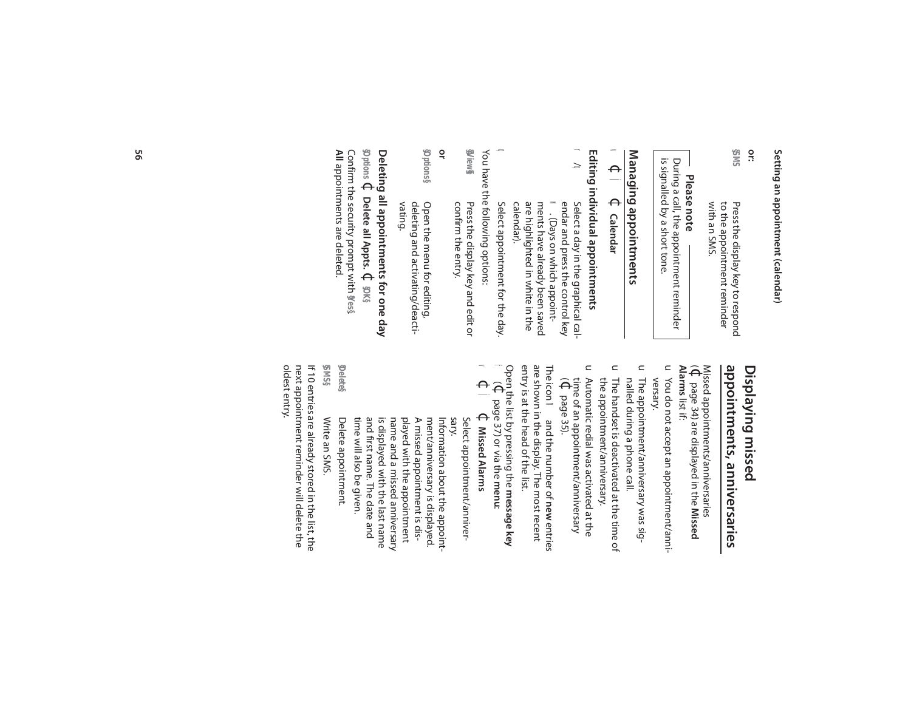**or:**

§SMS§ Press the display key to respond to the appointment reminder with an SMS.

**Please note**

During a call, the appointment reminder is signalled by a short tone.

## Managing appointments

Calendar

### Editing individual appointments

Select a day in the graphical calendar and press the control key. (Days on which appointments have already been saved are highlighted in white in the calendar).

Select appointment for the day.

You have the following options:

§View§ Press the display key and edit or confirm the entry.

**or**

§Options§ Open the menu for editing, deleting and activating/deactivating.

### Deleting all appointments for one day

§Options§ **Delete all Appts.** §OK§

Confirm the security prompt with §Yes§. **All** appointments are deleted.

# Displaying missed appointments, anniversaries

Missed appointments/anniversaries (page 34) are displayed in the **Missed Alarms** list if:

- You do not accept an appointment/anniversary.
- The appointment/anniversary was signalled during a phone call.
- The handset is deactivated at the time of the appointment/anniversary.
- Automatic redial was activated at the time of an appointment/anniversary (page 35).

The icon and the number of **new** entries are shown in the display. The most recent entry is at the head of the list.

Open the list by pressing the **message key** (page 37) or via the **menu**:

**Missed Alarms**

Select appointment/anniversary.

Information about the appointment/anniversary is displayed. A missed appointment is displayed with the appointment name and a missed anniversary is displayed with the last name and first name. The date and time will also be given.

§Delete§ Delete appointment.

§SMS§ Write an SMS.

If 10 entries are already stored in the list, the next appointment reminder will delete the oldest entry.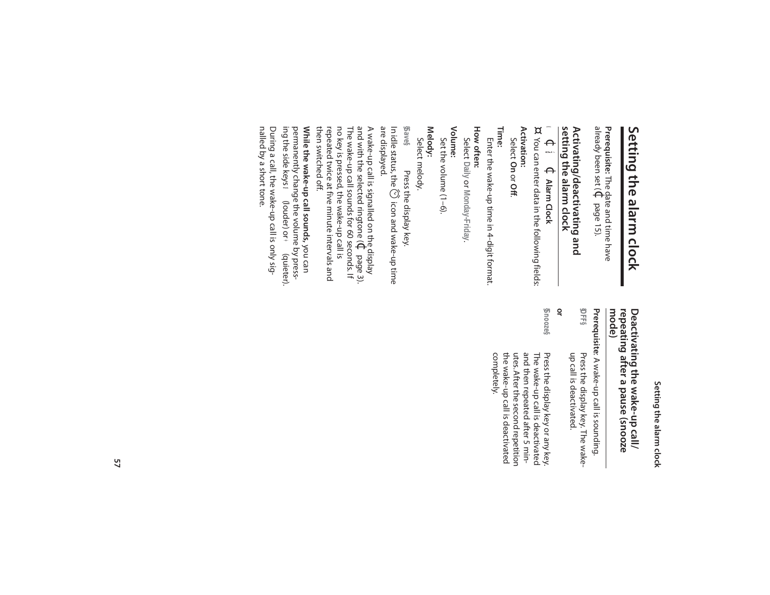# Setting the alarm clock

**Prerequisite:** The date and time have already been set (¢ page 15).

## Activating/deactivating and setting the alarm clock

¡ ¢ í ¢ **Alarm Clock**

¤ You can enter data in the following fields:

**Activation:**
Select **On** or **Off**.

**Time:**
Enter the wake-up time in 4-digit format.

**How often:**
Select **Daily** or **Monday-Friday**.

**Volume:**
Set the volume (1–6).

**Melody:**
Select melody.

§Save§ Press the display key.

In idle status, the icon and wake-up time are displayed.

A wake-up call is signalled on the display and with the selected ringtone (¢ page 3). The wake-up call sounds for 60 seconds. If no key is pressed, the wake-up call is repeated twice at five minute intervals and then switched off.

**While the wake-up call sounds,** you can permanently change the volume by pressing the side keys (louder) or (quieter).

During a call, the wake-up call is only signalled by a short tone.

## Deactivating the wake-up call/repeating after a pause (snooze mode)

**Prerequisite**: A wake-up call is sounding.

§OFF§ Press the display key. The wake-up call is deactivated.

**or**

§Snooze§ Press the display key or any key. The wake-up call is deactivated and then repeated after 5 minutes. After the second repetition the wake-up call is deactivated completely.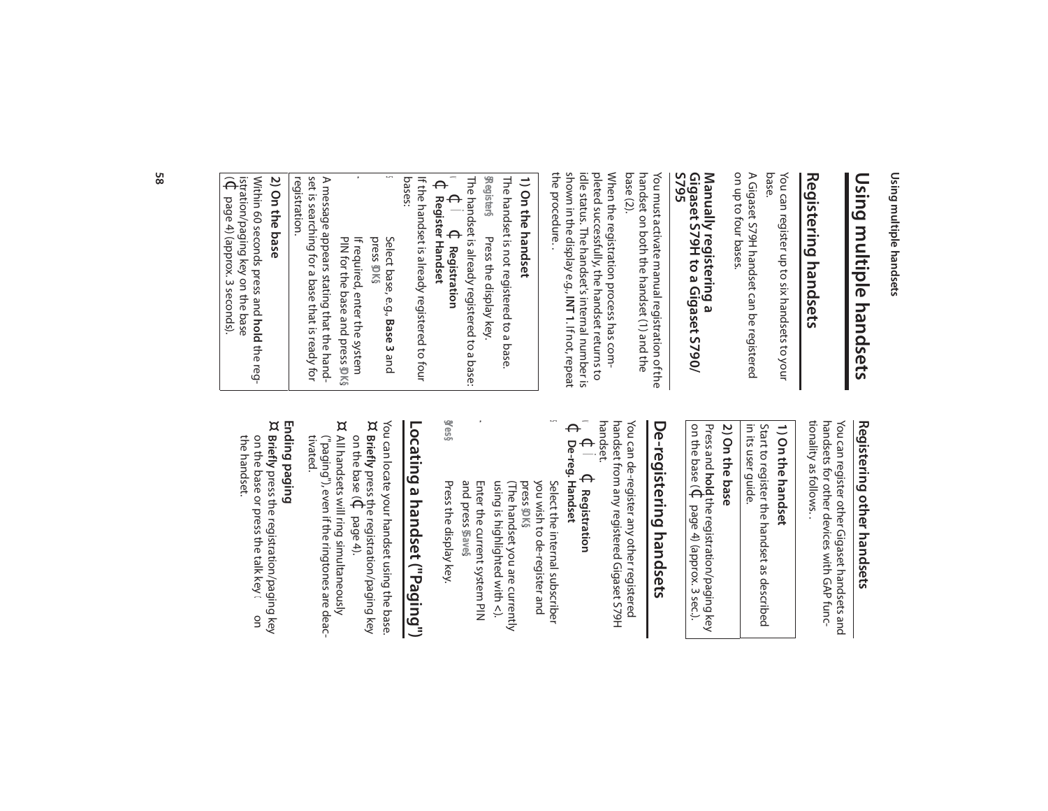# Using multiple handsets

## Registering handsets

You can register up to six handsets to your base.

A Gigaset S79H handset can be registered on up to four bases.

### Manually registering a Gigaset S79H to a Gigaset S790/S795

You must activate manual registration of the handset on both the handset (1) and the base (2).

When the registration process has completed successfully, the handset returns to idle status. The handset's internal number is shown in the display e.g., **INT 1**. If not, repeat the procedure. .

**1) On the handset**

The handset is not registered to a base.

§Register§ Press the display key.

The handset is already registered to a base:

¢ ¢ Registration
¢ Register Handset

If the handset is already registered to four bases:

Select base, e.g., **Base 3** and press §OK§.

If required, enter the system PIN for the base and press §OK§.

A message appears stating that the handset is searching for a base that is ready for registration.

**2) On the base**

Within 60 seconds press and **hold** the registration/paging key on the base (¢ page 4) (approx. 3 seconds).

### Registering other handsets

You can register other Gigaset handsets and handsets for other devices with GAP functionality as follows. .

**1) On the handset**

Start to register the handset as described in its user guide.

**2) On the base**

Press and **hold** the registration/paging key on the base (¢ page 4) (approx. 3 sec.).

## De-registering handsets

You can de-register any other registered handset from any registered Gigaset S79H handset.

¢ ¢ Registration
¢ De-reg. Handset

Select the internal subscriber you wish to de-register and press §OK§.
(The handset you are currently using is highlighted with <).

Enter the current system PIN and press §Save§.

§Yes§ Press the display key.

## Locating a handset ("Paging")

You can locate your handset using the base.

¤ **Briefly** press the registration/paging key on the base (¢ page 4).

¤ All handsets will ring simultaneously ("paging"), even if the ringtones are deactivated.

**Ending paging**

¤ **Briefly** press the registration/paging key on the base or press the talk key c on the handset.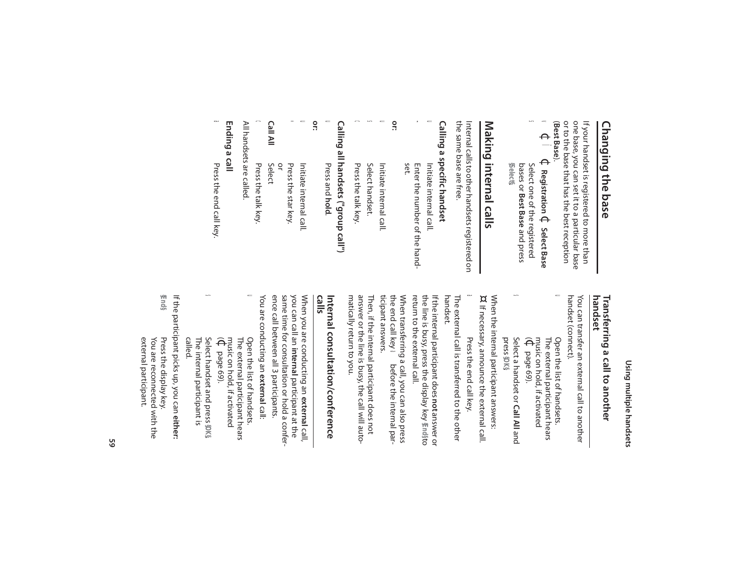## Changing the base

If your handset is registered to more than one base, you can set it to a particular base or to the base that has the best reception (**Best Base**).

¢ Ï ¢ **Registration** ¢ **Select Base**

Select one of the registered bases or **Best Base** and press §Select§.

## Making internal calls

Internal calls to other handsets registered on the same base are free.

### Calling a specific handset

Initiate internal call.

Enter the number of the handset.

**or:**

Initiate internal call.

Select handset.

Press the talk key.

### Calling all handsets ("group call")

Press and **hold**.

**or:**

Initiate internal call.

Press the star key.

or

**Call All** Select

Press the talk key.

All handsets are called.

### Ending a call

Press the end call key.

### Transferring a call to another handset

You can transfer an external call to another handset (connect).

Open the list of handsets. The external participant hears music on hold, if activated (¢ page 69).

Select a handset or **Call All** and press §OK§.

When the internal participant answers:

¤ If necessary, announce the external call.

Press the end call key.

The external call is transferred to the other handset.

If the internal participant does **not** answer or the line is busy, press the display key §End§ to return to the external call.

When transferring a call, you can also press the end call key before the internal participant answers.

Then, if the internal participant does not answer or the line is busy, the call will automatically return to you.

### Internal consultation/conference calls

When you are conducting an **external** call, you can call an **internal** participant at the same time for consultation or hold a conference call between all 3 participants.

You are conducting an **external** call:

Open the list of handsets. The external participant hears music on hold, if activated (¢ page 69).

Select handset and press §OK§. The internal participant is called.

If the participant picks up, you can **either:**

§End§ Press the display key. You are reconnected with the external participant.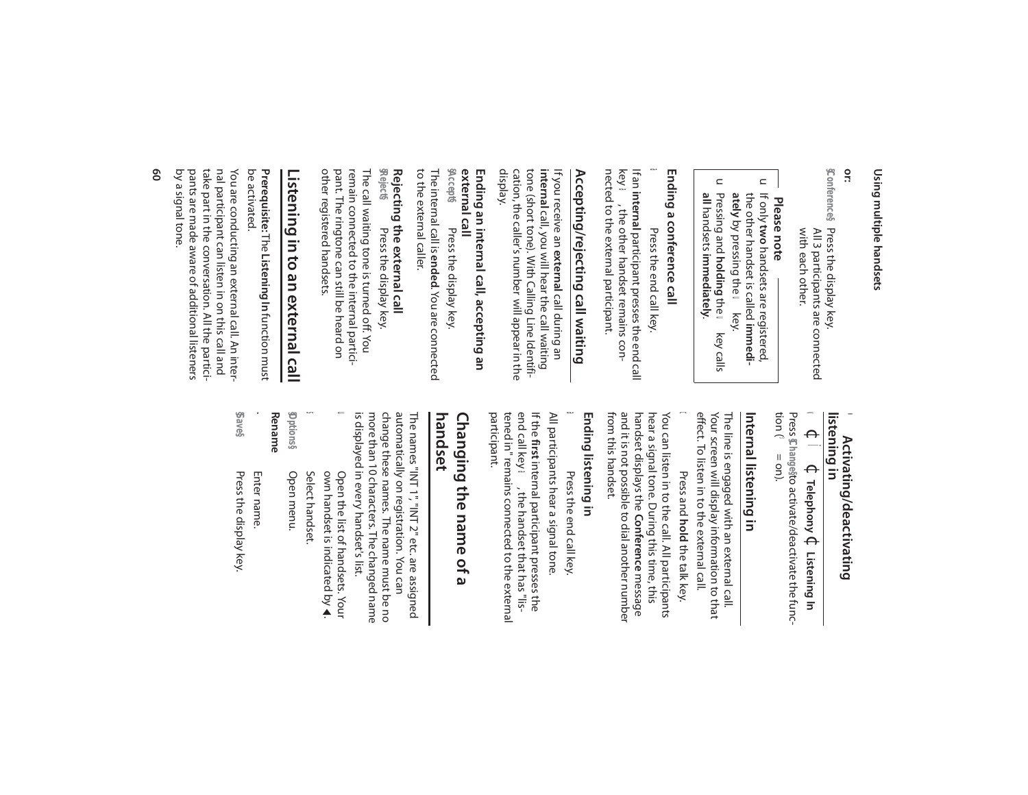**or:**

§Conference§ Press the display key. All 3 participants are connected with each other.

**Please note**

- If only **two** handsets are registered, the other handset is called **immediately** by pressing the key.
- Pressing and **holding** the key calls **all** handsets **immediately**.

### Ending a conference call

Press the end call key.

If an **internal** participant presses the end call key, the other handset remains connected to the external participant.

## Accepting/rejecting call waiting

If you receive an **external** call during an **internal** call, you will hear the call waiting tone (short tone). With Calling Line Identification, the caller's number will appear in the display.

### Ending an internal call, accepting an external call

§Accept§ Press the display key.

The internal call is **ended**. You are connected to the external caller.

### Rejecting the external call

§Reject§ Press the display key.

The call waiting tone is turned off. You remain connected to the internal participant. The ringtone can still be heard on other registered handsets.

## Listening in to an external call

**Prerequisite:** The **Listening In** function must be activated.

You are conducting an external call. An internal participant can listen in on this call and take part in the conversation. All the participants are made aware of additional listeners by a signal tone.

### Activating/deactivating listening in

¢ **Telephony** ¢ **Listening In**

Press §Change§ to activate/deactivate the function ( = on).

### Internal listening in

The line is engaged with an external call. Your screen will display information to that effect. To listen in to the external call.

Press and **hold** the talk key.

You can listen in to the call. All participants hear a signal tone. During this time, this handset displays the **Conference** message and it is not possible to dial another number from this handset.

### Ending listening in

Press the end call key.

All participants hear a signal tone.

If the **first** internal participant presses the end call key, the handset that has "listened in" remains connected to the external participant.

## Changing the name of a handset

The names "INT 1", "INT 2" etc. are assigned automatically on registration. You can change these names. The name must be no more than 10 characters. The changed name is displayed in every handset's list.

Open the list of handsets. Your own handset is indicated by ◄.

Select handset.

§Options§ Open menu.

**Rename**

Enter name.

§Save§ Press the display key.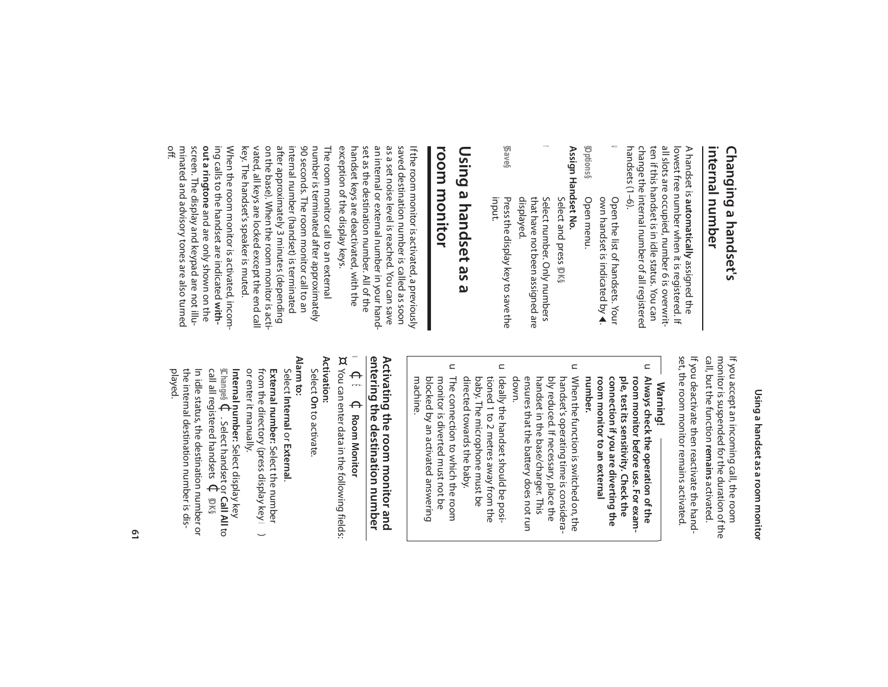## Changing a handset's internal number

A handset is **automatically** assigned the lowest free number when it is registered. If all slots are occupied, number 6 is overwritten if this handset is in idle status. You can change the internal number of all registered handsets (1–6).

Open the list of handsets. Your own handset is indicated by ◄.

§Options§ Open menu.

**Assign Handset No.**

Select and press §OK§.

Select number. Only numbers that have not been assigned are displayed.

§Save§ Press the display key to save the input.

## Using a handset as a room monitor

If the room monitor is activated, a previously saved destination number is called as soon as a set noise level is reached. You can save an internal or external number in your handset as the destination number. All of the handset keys are deactivated, with the exception of the display keys.

The room monitor call to an external number is terminated after approximately 90 seconds. The room monitor call to an internal number (handset) is terminated after approximately 3 minutes (depending on the base). When the room monitor is activated, all keys are locked except the end call key. The handset's speaker is muted.

When the room monitor is activated, incoming calls to the handset are indicated **without a ringtone** and are only shown on the screen. The display and keypad are not illuminated and advisory tones are also turned off.

If you accept an incoming call, the room monitor is suspended for the duration of the call, but the function **remains** activated.

If you deactivate then reactivate the handset, the room monitor remains activated.

**Warning!**

- **Always check the operation of the room monitor before use. For example, test its sensitivity. Check the connection if you are diverting the room monitor to an external number.**
- When the function is switched on, the handset's operating time is considerably reduced. If necessary, place the handset in the base/charger. This ensures that the battery does not run down.
- Ideally the handset should be positioned 1 to 2 metres away from the baby. The microphone must be directed towards the baby.
- The connection to which the room monitor is diverted must not be blocked by an activated answering machine.

### Activating the room monitor and entering the destination number

**Room Monitor**

You can enter data in the following fields:

**Activation:**

Select **On** to activate.

**Alarm to:**

Select **Internal** or **External**.

**External number:** Select the number from the directory (press display key ) or enter it manually.

**Internal number:** Select display key §Change§ . Select handset or **Call All** to call all registered handsets §OK§.

In idle status, the destination number or the internal destination number is displayed.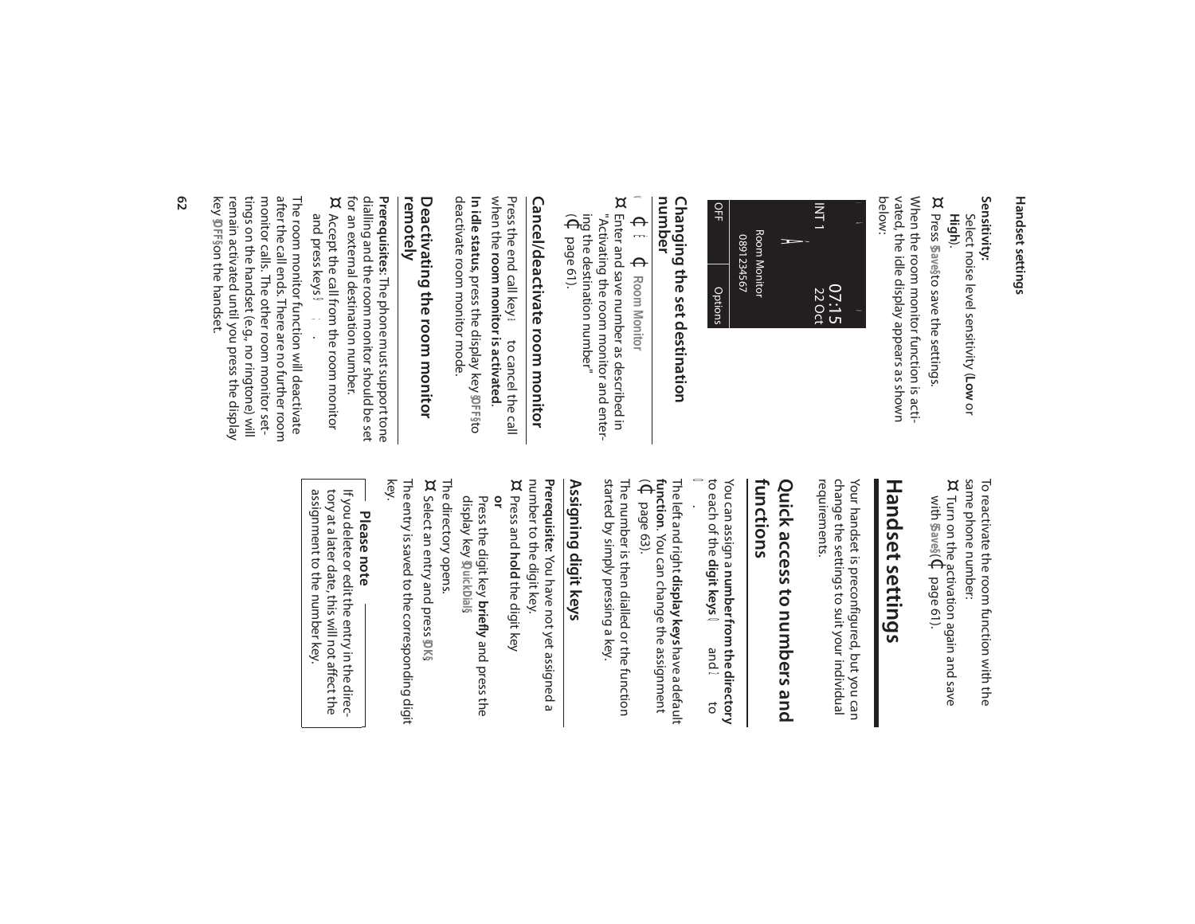**Sensitivity:**

Select noise level sensitivity (**Low** or **High**).

¤ Press §Save§ to save the settings.

When the room monitor function is activated, the idle display appears as shown below:

| | |
|---|---|
| INT 1 | 07:15 |
| | 22 Oct |
| Room Monitor | |
| 089123456 7 | |
| OFF | Options |

## Changing the set destination number

¢ Room Monitor

¤ Enter and save number as described in "Activating the room monitor and entering the destination number" (¢ page 61).

## Cancel/deactivate room monitor

Press the end call key to cancel the call when the **room monitor is activated**.

**In idle status,** press the display key §OFF§ to deactivate room monitor mode.

## Deactivating the room monitor remotely

**Prerequisites**: The phone must support tone dialling and the room monitor should be set for an external destination number.

¤ Accept the call from the room monitor and press keys .

The room monitor function will deactivate after the call ends. There are no further room monitor calls. The other room monitor settings on the handset (e.g., no ringtone) will remain activated until you press the display key §OFF§ on the handset.

To reactivate the room function with the same phone number:

¤ Turn on the activation again and save with §Save§ (¢ page 61).

# Handset settings

Your handset is preconfigured, but you can change the settings to suit your individual requirements.

## Quick access to numbers and functions

You can assign a **number from the directory** to each of the **digit keys** and to .

The left and right **display keys** have a default **function**. You can change the assignment (¢ page 63).

The number is then dialled or the function started by simply pressing a key.

### Assigning digit keys

**Prerequisite:** You have not yet assigned a number to the digit key.

¤ Press and **hold** the digit key

**or**

Press the digit key **briefly** and press the display key §QuickDial§.

The directory opens.

¤ Select an entry and press §OK§.

The entry is saved to the corresponding digit key.

**Please note**

If you delete or edit the entry in the directory at a later date, this will not affect the assignment to the number key.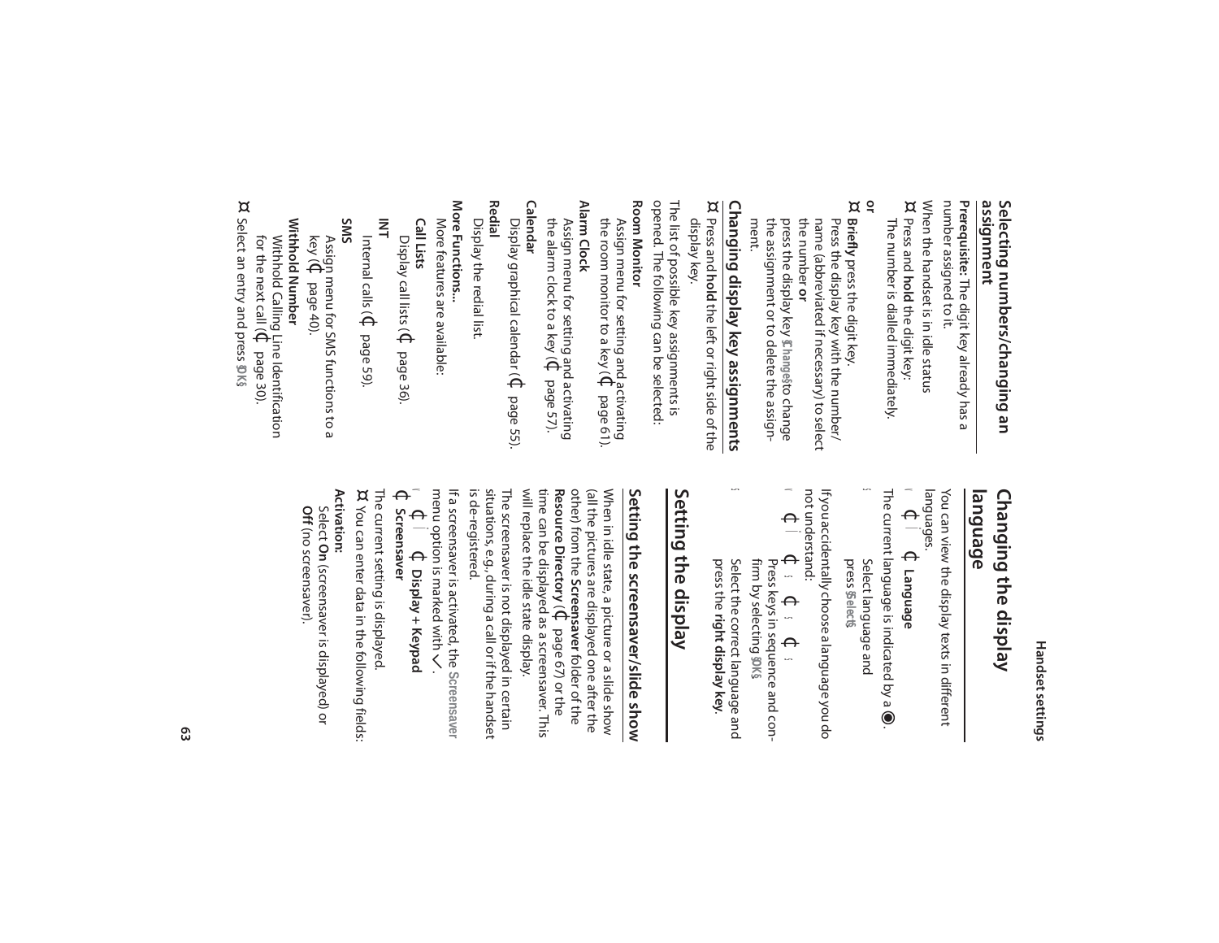## Selecting numbers/changing an assignment

**Prerequisite:** The digit key already has a number assigned to it.

When the handset is in idle status

¤ Press and **hold** the digit key:
The number is dialled immediately.

**or**

¤ **Briefly** press the digit key.
Press the display key with the number/name (abbreviated if necessary) to select the number **or**
press the display key §Change§ to change the assignment or to delete the assignment.

## Changing display key assignments

¤ Press and **hold** the left or right side of the display key.

The list of possible key assignments is opened. The following can be selected:

**Room Monitor**
Assign menu for setting and activating the room monitor to a key (¢ page 61).

**Alarm Clock**
Assign menu for setting and activating the alarm clock to a key (¢ page 57).

**Calendar**
Display graphical calendar (¢ page 55).

**Redial**
Display the redial list.

**More Functions...**
More features are available:

**Call Lists**
Display call lists (¢ page 36).

**INT**
Internal calls (¢ page 59).

**SMS**
Assign menu for SMS functions to a key (¢ page 40).

**Withhold Number**
Withhold Calling Line Identification for the next call (¢ page 30).

¤ Select an entry and press §OK§.

# Setting the display

## Changing the display language

You can view the display texts in different languages.

ï ¢ Ï ¢ **Language**

The current language is indicated by a ◉.

s Select language and press §Select§.

If you accidentally choose a language you do not understand:

ï ¢ Ï s ¢ s ¢ s
Press keys in sequence and confirm by selecting §OK§.

s Select the correct language and press the **right display key**.

## Setting the screensaver/slide show

When in idle state, a picture or a slide show (all the pictures are displayed one after the other) from the **Screensaver** folder of the **Resource Directory** (¢ page 67) or the time can be displayed as a screensaver. This will replace the idle state display.

The screensaver is not displayed in certain situations, e.g., during a call or if the handset is de-registered.

If a screensaver is activated, the **Screensaver** menu option is marked with ✓.

ï ¢ Ï ¢ **Display + Keypad**
¢ **Screensaver**

The current setting is displayed.

¤ You can enter data in the following fields:

**Activation:**
Select **On** (screensaver is displayed) or **Off** (no screensaver).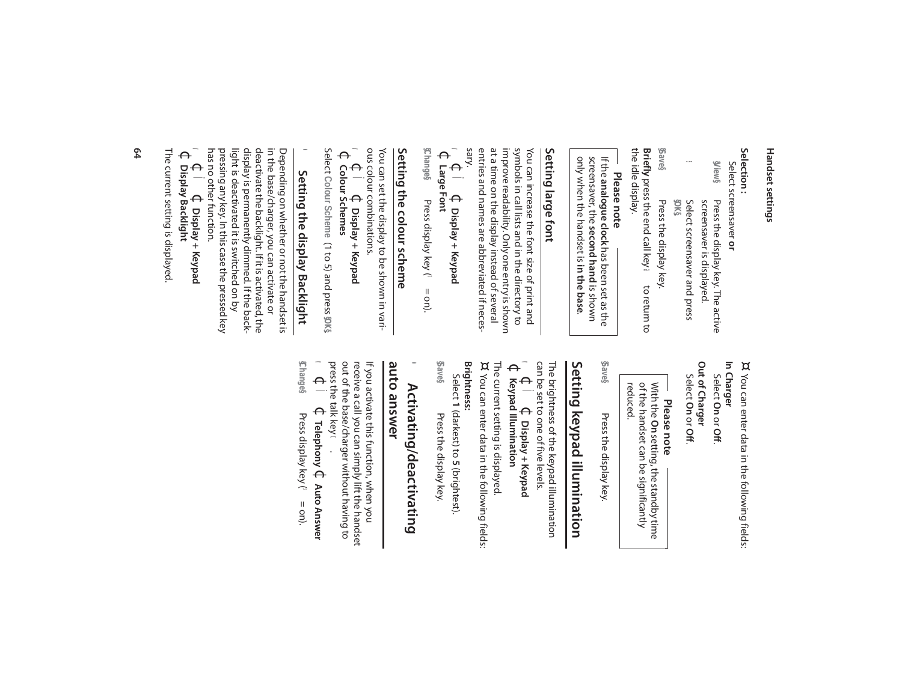**Selection:**

Select screensaver **or**

§View§ Press the display key. The active screensaver is displayed.

Select screensaver and press §OK§.

§Save§ Press the display key.

**Briefly** press the end call key to return to the idle display.

> **Please note**
>
> If the **analogue clock** has been set as the screensaver, the **second hand** is shown only when the handset is **in the base**.

## Setting large font

You can increase the font size of print and symbols in call lists and in the directory to improve readability. Only one entry is shown at a time on the display instead of several entries and names are abbreviated if necessary.

¢ Display + Keypad ¢ Large Font

§Change§ Press display key ( = on).

## Setting the colour scheme

You can set the display to be shown in various colour combinations.

¢ Display + Keypad ¢ Colour Schemes

Select Colour Scheme (1 to 5) and press §OK§.

## Setting the display Backlight

Depending on whether or not the handset is in the base/charger, you can activate or deactivate the backlight. If it is activated, the display is permanently dimmed. If the backlight is deactivated it is switched on by pressing any key. In this case the pressed key has no other function.

¢ Display + Keypad ¢ Display Backlight

The current setting is displayed.

¤ You can enter data in the following fields:

**In Charger**

Select **On** or **Off**.

**Out of Charger**

Select **On** or **Off**.

> **Please note**
>
> With the **On** setting, the standby time of the handset can be significantly reduced.

§Save§ Press the display key.

## Setting keypad illumination

The brightness of the keypad illumination can be set to one of five levels.

¢ Display + Keypad ¢ Keypad Illumination

The current setting is displayed.

¤ You can enter data in the following fields:

**Brightness:**

Select **1** (darkest) to **5** (brightest).

§Save§ Press the display key.

## Activating/deactivating auto answer

If you activate this function, when you receive a call you can simply lift the handset out of the base/charger without having to press the talk key.

¢ Telephony ¢ Auto Answer

§Change§ Press display key ( = on).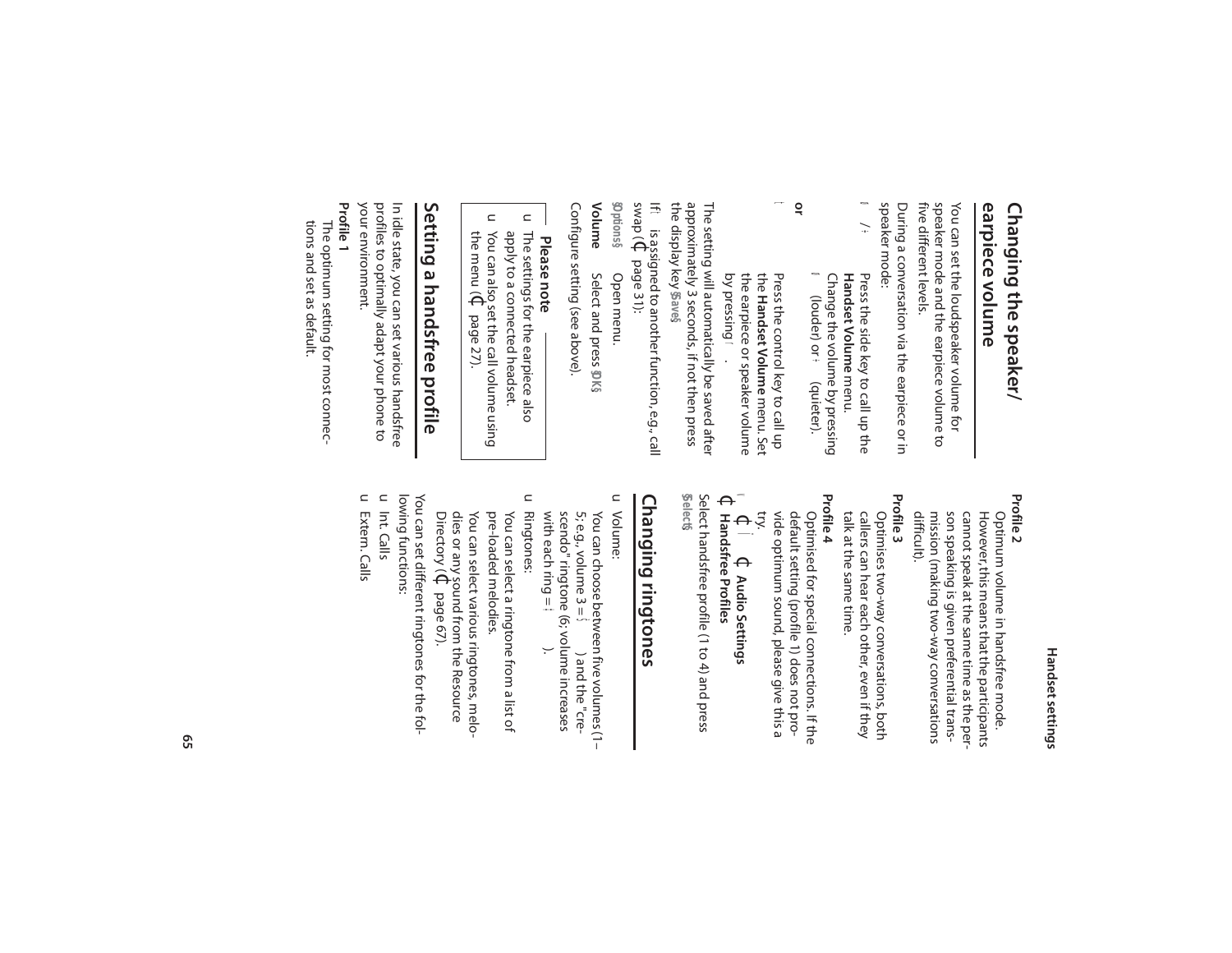## Changing the speaker/earpiece volume

You can set the loudspeaker volume for speaker mode and the earpiece volume to five different levels.

During a conversation via the earpiece or in speaker mode:

- / Press the side key to call up the **Handset Volume** menu. Change the volume by pressing (louder) or (quieter).

**or**

- Press the control key to call up the **Handset Volume** menu. Set the earpiece or speaker volume by pressing .

The setting will automatically be saved after approximately 3 seconds, if not then press the display key §Save§.

If is assigned to another function, e.g., call swap (page 31):

§Options§ Open menu.

**Volume** Select and press §OK§.

Configure setting (see above).

> **Please note**
> - The settings for the earpiece also apply to a connected headset.
> - You can also set the call volume using the menu (page 27).

## Setting a handsfree profile

In idle state, you can set various handsfree profiles to optimally adapt your phone to your environment.

**Profile 1**
The optimum setting for most connections and set as default.

**Profile 2**
Optimum volume in handsfree mode. However, this means that the participants cannot speak at the same time as the person speaking is given preferential transmission (making two-way conversations difficult).

**Profile 3**
Optimises two-way conversations, both callers can hear each other, even if they talk at the same time.

**Profile 4**
Optimised for special connections. If the default setting (profile 1) does not provide optimum sound, please give this a try.

**Audio Settings** **Handsfree Profiles**

Select handsfree profile (1 to 4) and press §Select§.

## Changing ringtones

- Volume:
  You can choose between five volumes (1–5; e.g., volume 3 = ) and the "crescendo" ringtone (6; volume increases with each ring = ).
- Ringtones:
  You can select a ringtone from a list of pre-loaded melodies.
  You can select various ringtones, melodies or any sound from the Resource Directory (page 67).

You can set different ringtones for the following functions:

- Int. Calls
- Extern. Calls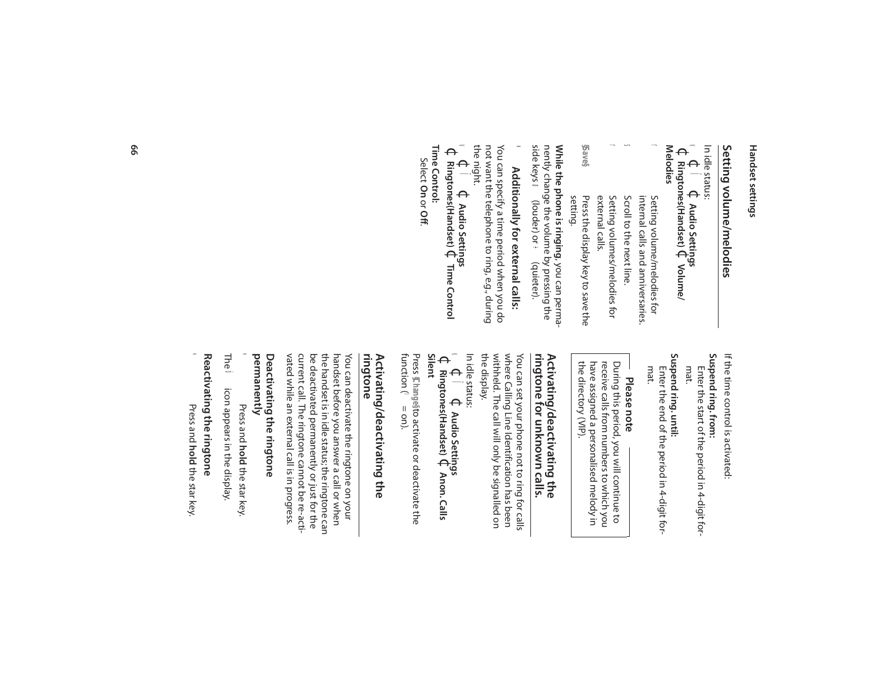## Setting volume/melodies

In idle status:

¢ Audio Settings
¢ Ringtones(Handset) ¢ Volume/ Melodies

Setting volume/melodies for internal calls and anniversaries.

Scroll to the next line.

Setting volumes/melodies for external calls.

§Save§ Press the display key to save the setting.

**While the phone is ringing**, you can permanently change the volume by pressing the side keys (louder) or (quieter).

**Additionally for external calls:**

You can specify a time period when you do not want the telephone to ring, e.g., during the night.

¢ Audio Settings
¢ Ringtones(Handset) ¢ Time Control

**Time Control:**
Select **On** or **Off**.

If the time control is activated:

**Suspend ring. from:**
Enter the start of the period in 4-digit format.

**Suspend ring. until:**
Enter the end of the period in 4-digit format.

**Please note**

During this period, you will continue to receive calls from numbers to which you have assigned a personalised melody in the directory (VIP).

## Activating/deactivating the ringtone for unknown calls.

You can set your phone not to ring for calls where Calling Line Identification has been withheld. The call will only be signalled on the display.

In idle status:

¢ Audio Settings
¢ Ringtones(Handset) ¢ Anon. Calls Silent

Press §Change§ to activate or deactivate the function ( = on).

## Activating/deactivating the ringtone

You can deactivate the ringtone on your handset before you answer a call or when the handset is in idle status; the ringtone can be deactivated permanently or just for the current call. The ringtone cannot be re-activated while an external call is in progress.

### Deactivating the ringtone permanently

Press and **hold** the star key.

The icon appears in the display.

### Reactivating the ringtone

Press and **hold** the star key.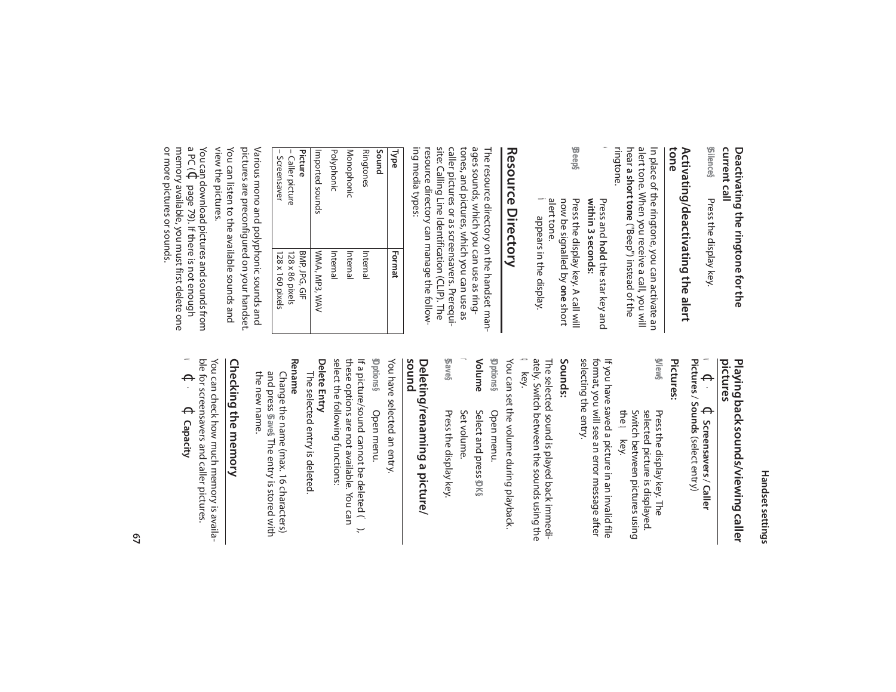### Deactivating the ringtone for the current call

§Silence§ Press the display key.

### Activating/deactivating the alert tone

In place of the ringtone, you can activate an alert tone. When you receive a call, you will hear **a short tone** ("Beep") instead of the ringtone.

Press and **hold** the star key and **within 3 seconds:**

§Beep§ Press the display key. A call will now be signalled by **one** short alert tone. appears in the display.

## Resource Directory

The resource directory on the handset manages sounds, which you can use as ringtones, and pictures, which you can use as caller pictures or as screensavers. Prerequisite: Calling Line Identification (CLIP). The resource directory can manage the following media types:

| Type | Format |
|---|---|
| **Sound** | |
| Ringtones | Internal |
| Monophonic | Internal |
| Polyphonic | Internal |
| Imported sounds | WMA, MP3, WAV |
| **Picture** | BMP, JPG, GIF |
| – Caller picture | 128 x 86 pixels |
| – Screensaver | 128 x 160 pixels |

Various mono and polyphonic sounds and pictures are preconfigured on your handset.

You can listen to the available sounds and view the pictures.

You can download pictures and sounds from a PC (page 79). If there is not enough memory available, you must first delete one or more pictures or sounds.

### Playing back sounds/viewing caller pictures

**Screensavers** / **Caller Pictures** / **Sounds** (select entry)

#### Pictures:

§View§ Press the display key. The selected picture is displayed. Switch between pictures using the key.

If you have saved a picture in an invalid file format, you will see an error message after selecting the entry.

#### Sounds:

The selected sound is played back immediately. Switch between the sounds using the key.

You can set the volume during playback.

§Options§ Open menu.

**Volume** Select and press §OK§.

Set volume.

§Save§ Press the display key.

### Deleting/renaming a picture/sound

You have selected an entry.

§Options§ Open menu.

If a picture/sound cannot be deleted ( ), these options are not available. You can select the following functions:

**Delete Entry**

The selected entry is deleted.

**Rename**

Change the name (max. 16 characters) and press §Save§. The entry is stored with the new name.

### Checking the memory

You can check how much memory is available for screensavers and caller pictures.

**Capacity**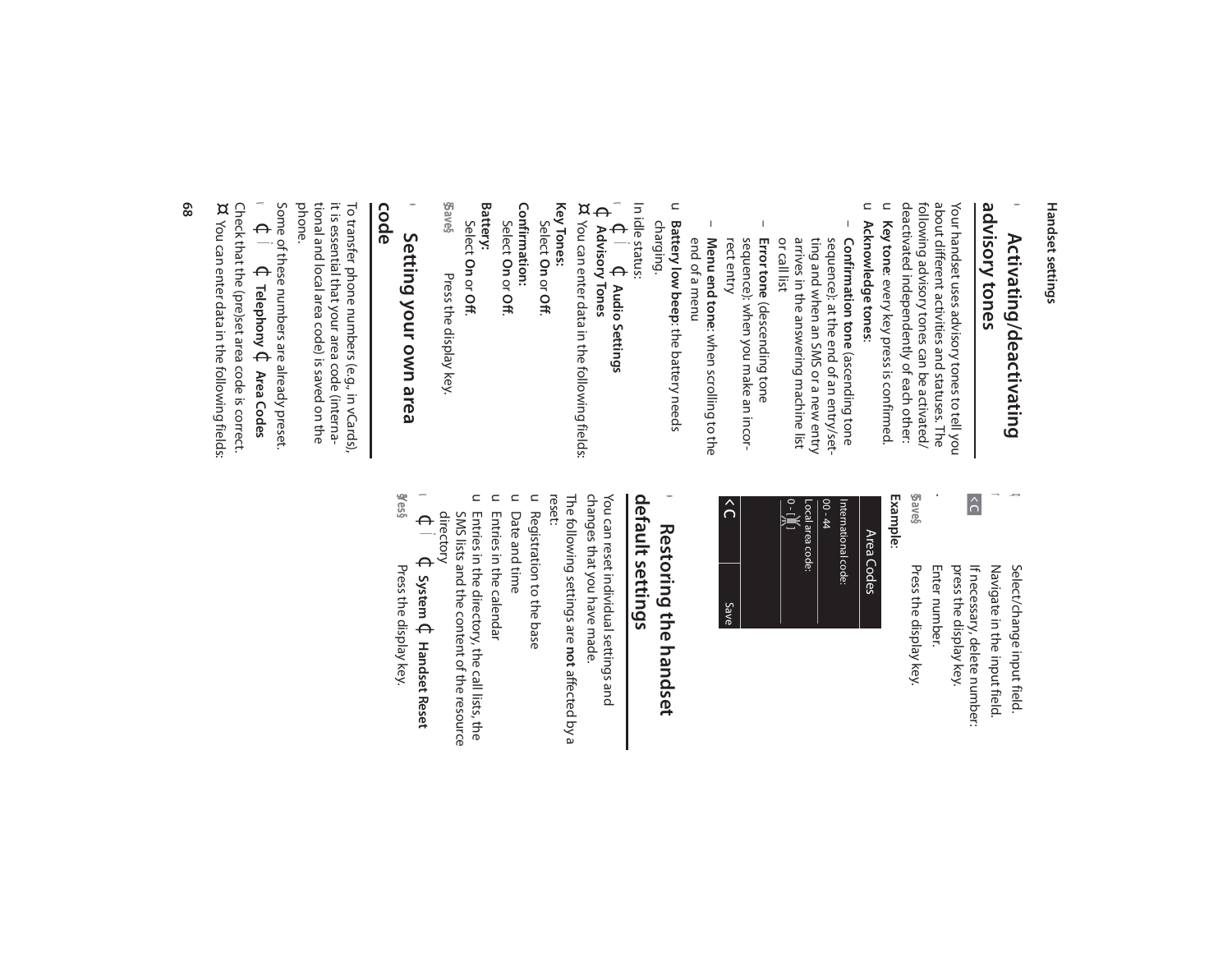## Activating/deactivating advisory tones

Your handset uses advisory tones to tell you about different activities and statuses. The following advisory tones can be activated/deactivated independently of each other:

- **Key tone**: every key press is confirmed.
- **Acknowledge tones**:
  - **Confirmation tone** (ascending tone sequence): at the end of an entry/setting and when an SMS or a new entry arrives in the answering machine list or call list
  - **Error tone** (descending tone sequence): when you make an incorrect entry
  - **Menu end tone**: when scrolling to the end of a menu
- **Battery low beep**: the battery needs charging.

In idle status:

¢ ¢ **Audio Settings** ¢ **Advisory Tones**

¤ You can enter data in the following fields:

**Key Tones**:
Select **On** or **Off**.

**Confirmation**:
Select **On** or **Off**.

**Battery**:
Select **On** or **Off**.

§Save§ Press the display key.

## Setting your own area code

To transfer phone numbers (e.g., in vCards), it is essential that your area code (international and local area code) is saved on the phone.

Some of these numbers are already preset.

¢ ¢ **Telephony** ¢ **Area Codes**

Check that the (pre)set area code is correct.

¤ You can enter data in the following fields:

Select/change input field.

Navigate in the input field.

< C If necessary, delete number: press the display key.

Enter number.

§Save§ Press the display key.

**Example**:

| Area Codes |
| --- |
| International code: |
| 00 - 44 |
| Local area code: |
| 0 - [ ] |
| < C Save |

## Restoring the handset default settings

You can reset individual settings and changes that you have made.

The following settings are **not** affected by a reset:

- Registration to the base
- Date and time
- Entries in the calendar
- Entries in the directory, the call lists, the SMS lists and the content of the resource directory

¢ ¢ **System** ¢ **Handset Reset**

§Yes§ Press the display key.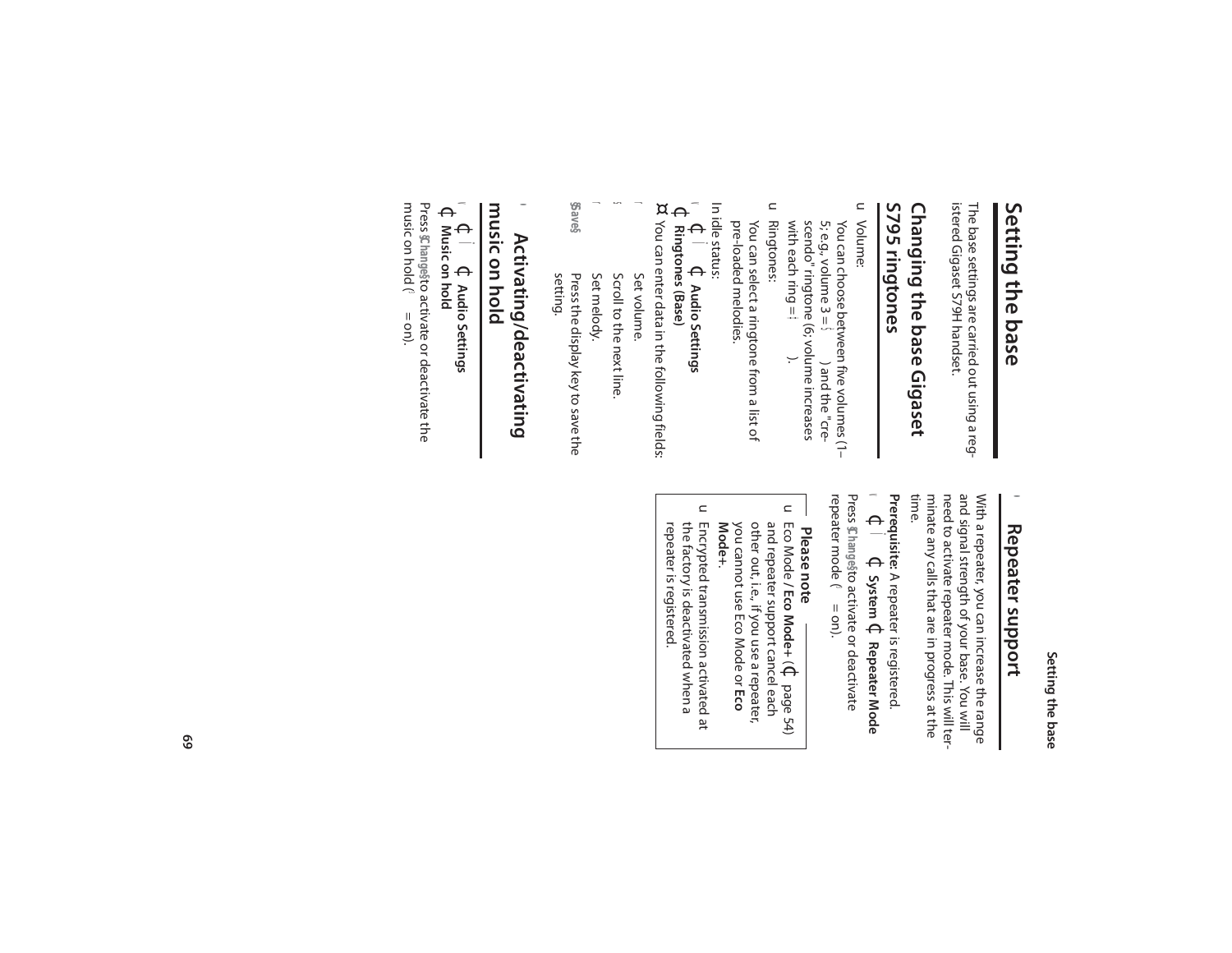# Setting the base

The base settings are carried out using a registered Gigaset S79H handset.

## Changing the base Gigaset S795 ringtones

- Volume:

  You can choose between five volumes (1–5; e.g., volume 3 = ) and the "crescendo" ringtone (6; volume increases with each ring = ).

- Ringtones:

  You can select a ringtone from a list of pre-loaded melodies.

In idle status:

¢ Audio Settings ¢ Ringtones (Base)

¤ You can enter data in the following fields:

Set volume.

Scroll to the next line.

Set melody.

§Save§ Press the display key to save the setting.

## Activating/deactivating music on hold

¢ Audio Settings ¢ Music on hold

Press §Change§ to activate or deactivate the music on hold ( = on).

## Repeater support

With a repeater, you can increase the range and signal strength of your base. You will need to activate repeater mode. This will terminate any calls that are in progress at the time.

**Prerequisite:** A repeater is registered.

¢ System ¢ Repeater Mode

Press §Change§ to activate or deactivate repeater mode ( = on).

**Please note**

- Eco Mode / **Eco Mode+** (¢ page 54) and repeater support cancel each other out, i.e., if you use a repeater, you cannot use Eco Mode or **Eco Mode+**.
- Encrypted transmission activated at the factory is deactivated when a repeater is registered.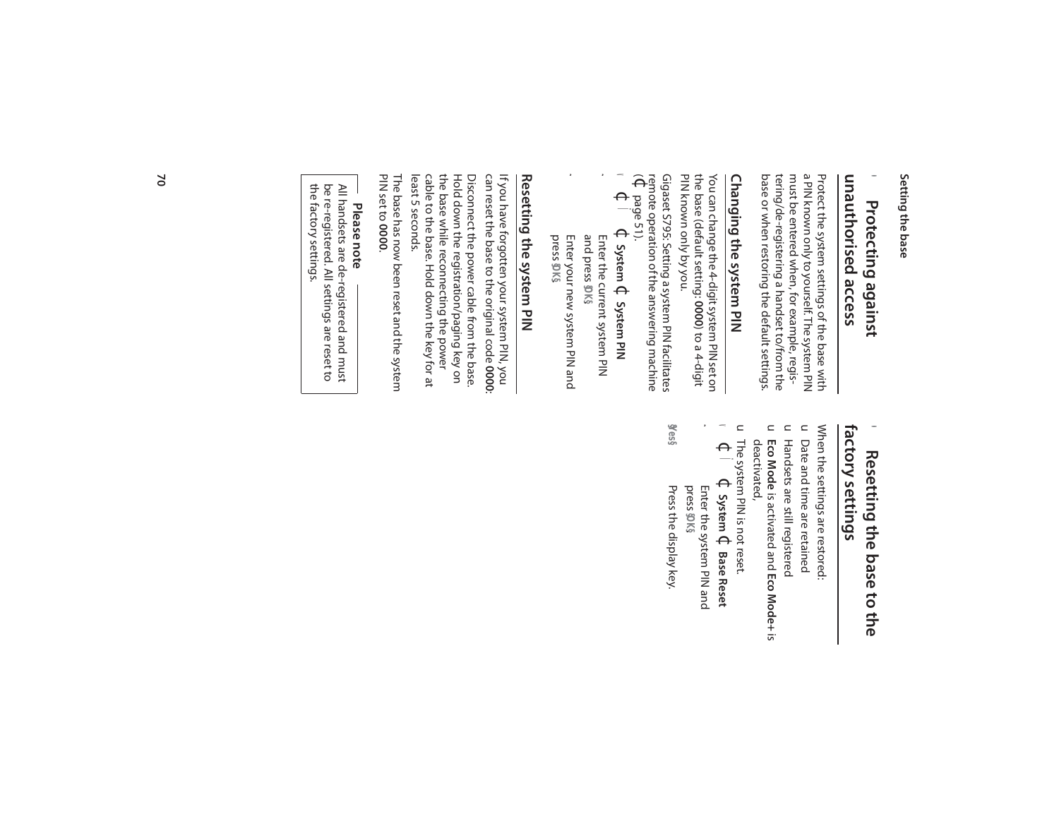## Protecting against unauthorised access

Protect the system settings of the base with a PIN known only to yourself. The system PIN must be entered when, for example, registering/de-registering a handset to/from the base or when restoring the default settings.

### Changing the system PIN

You can change the 4-digit system PIN set on the base (default setting: **0000**) to a 4-digit PIN known only by you.

Gigaset S795: Setting a system PIN facilitates remote operation of the answering machine (¢ page 51).

¢ **System** ¢ **System PIN**

Enter the current system PIN and press **§OK§**.

Enter your new system PIN and press **§OK§**.

### Resetting the system PIN

If you have forgotten your system PIN, you can reset the base to the original code **0000**:

Disconnect the power cable from the base. Hold down the registration/paging key on the base while reconnecting the power cable to the base. Hold down the key for at least 5 seconds.

The base has now been reset and the system PIN set to **0000**.

**Please note**

All handsets are de-registered and must be re-registered. All settings are reset to the factory settings.

## Resetting the base to the factory settings

When the settings are restored:

- Date and time are retained
- Handsets are still registered
- **Eco Mode** is activated and **Eco Mode+** is deactivated,
- The system PIN is not reset.

¢ **System** ¢ **Base Reset**

Enter the system PIN and press **§OK§**.

**§Yes§** Press the display key.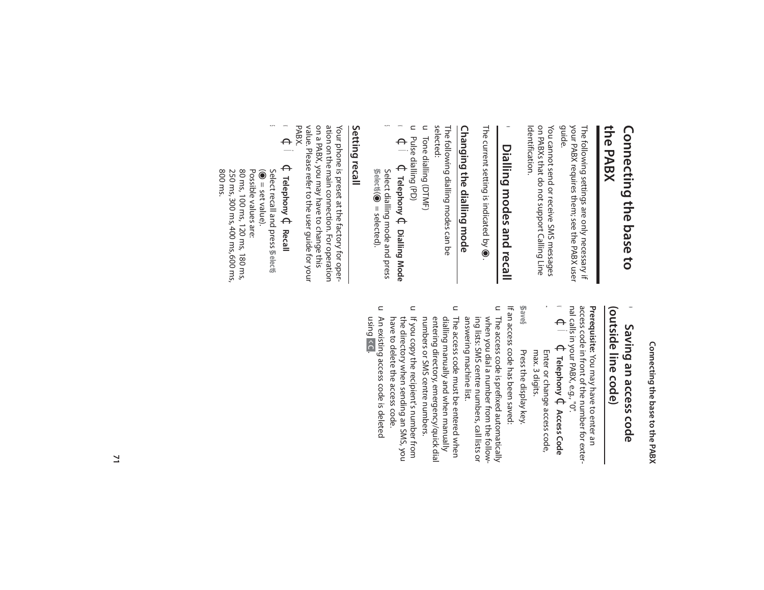# Connecting the base to the PABX

The following settings are only necessary if your PABX requires them; see the PABX user guide.

You cannot send or receive SMS messages on PABXs that do not support Calling Line Identification.

## Dialling modes and recall

The current setting is indicated by ◉.

### Changing the dialling mode

The following dialling modes can be selected:

- Tone dialling (DTMF)
- Pulse dialling (PD)

¢ Telephony ¢ Dialling Mode

Select dialling mode and press §Select§ (◉ = selected).

### Setting recall

Your phone is preset at the factory for operation on the main connection. For operation on a PABX, you may have to change this value. Please refer to the user guide for your PABX.

¢ Telephony ¢ Recall

Select recall and press §Select§ (◉ = set value).

Possible values are:
80 ms, 100 ms, 120 ms, 180 ms, 250 ms, 300 ms, 400 ms, 600 ms, 800 ms.

## Saving an access code (outside line code)

**Prerequisite:** You may have to enter an access code in front of the number for external calls in your PABX, e.g., "0".

¢ Telephony ¢ Access Code

Enter or change access code, max. 3 digits.

§Save§ Press the display key.

If an access code has been saved:

- The access code is prefixed automatically when you dial a number from the following lists: SMS centre numbers, call lists or answering machine list.
- The access code must be entered when dialling manually and when manually entering directory, emergency/quick dial numbers or SMS centre numbers.
- If you copy the recipient's number from the directory when sending an SMS, you have to delete the access code.
- An existing access code is deleted using <C.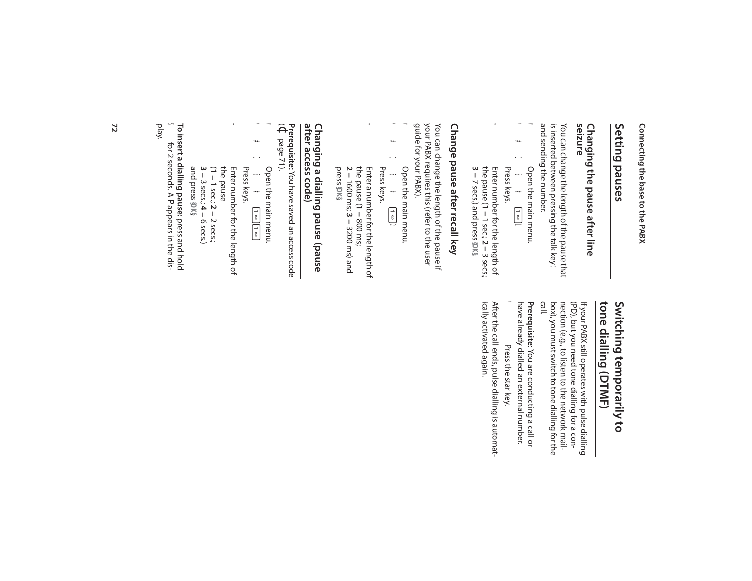# Setting pauses

## Changing the pause after line seizure

You can change the length of the pause that is inserted between pressing the talk key and sending the number.

Open the main menu.

Press keys.

Enter number for the length of the pause (**1** = 1 sec.; **2** = 3 secs.; **3** = 7 secs.) and press **OK**.

## Change pause after recall key

You can change the length of the pause if your PABX requires this (refer to the user guide for your PABX).

Open the main menu.

Press keys.

Enter a number for the length of the pause (**1** = 800 ms; **2** = 1600 ms; **3** = 3200 ms) and press **OK**.

## Changing a dialling pause (pause after access code)

**Prerequisite:** You have saved an access code (page 71).

Open the main menu.

Press keys.

Enter number for the length of the pause (**1** = 1 sec.; **2** = 2 secs.; **3** = 3 secs.; **4** = 6 secs.) and press **OK**.

**To insert a dialling pause:** press and hold for 2 seconds. A P appears in the display.

# Switching temporarily to tone dialling (DTMF)

If your PABX still operates with pulse dialling (PD), but you need tone dialling for a connection (e.g., to listen to the network mailbox), you must switch to tone dialling for the call.

**Prerequisite:** You are conducting a call or have already dialled an external number.

Press the star key.

After the call ends, pulse dialling is automatically activated again.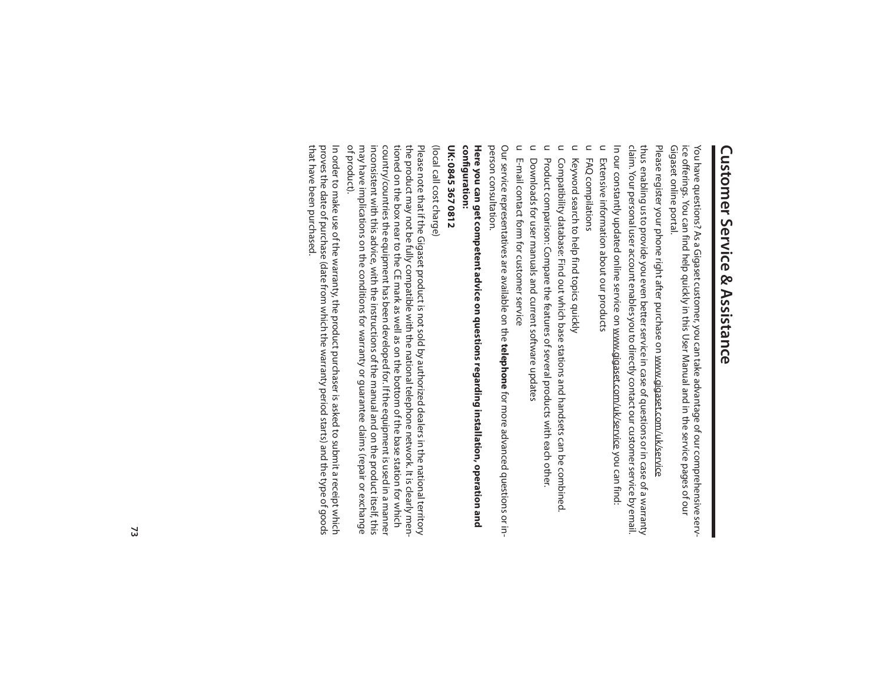# Customer Service & Assistance

You have questions? As a Gigaset customer, you can take advantage of our comprehensive service offerings. You can find help quickly in this User Manual and in the service pages of our Gigaset online portal.

Please register your phone right after purchase on www.gigaset.com/uk/service thus enabling us to provide you even better service in case of questions or in case of a warranty claim. Your personal user account enables you to directly contact our customer service by email.

In our constantly updated online service on www.gigaset.com/uk/service you can find:

- Extensive information about our products
- FAQ compilations
- Keyword search to help find topics quickly
- Compatibility database: Find out which base stations and handsets can be combined.
- Product comparison: Compare the features of several products with each other.
- Downloads for user manuals and current software updates
- E-mail contact form for customer service

Our service representatives are available on the **telephone** for more advanced questions or in-person consultation.

**Here you can get competent advice on questions regarding installation, operation and configuration:**

**UK: 0845 367 0812**

(local call cost charge)

Please note that if the Gigaset product is not sold by authorized dealers in the national territory the product may not be fully compatible with the national telephone network. It is clearly mentioned on the box near to the CE mark as well as on the bottom of the base station for which country/countries the equipment has been developed for. If the equipment is used in a manner inconsistent with this advice, with the instructions of the manual and on the product itself, this may have implications on the conditions for warranty or guarantee claims (repair or exchange of product).

In order to make use of the warranty, the product purchaser is asked to submit a receipt which proves the date of purchase (date from which the warranty period starts) and the type of goods that have been purchased.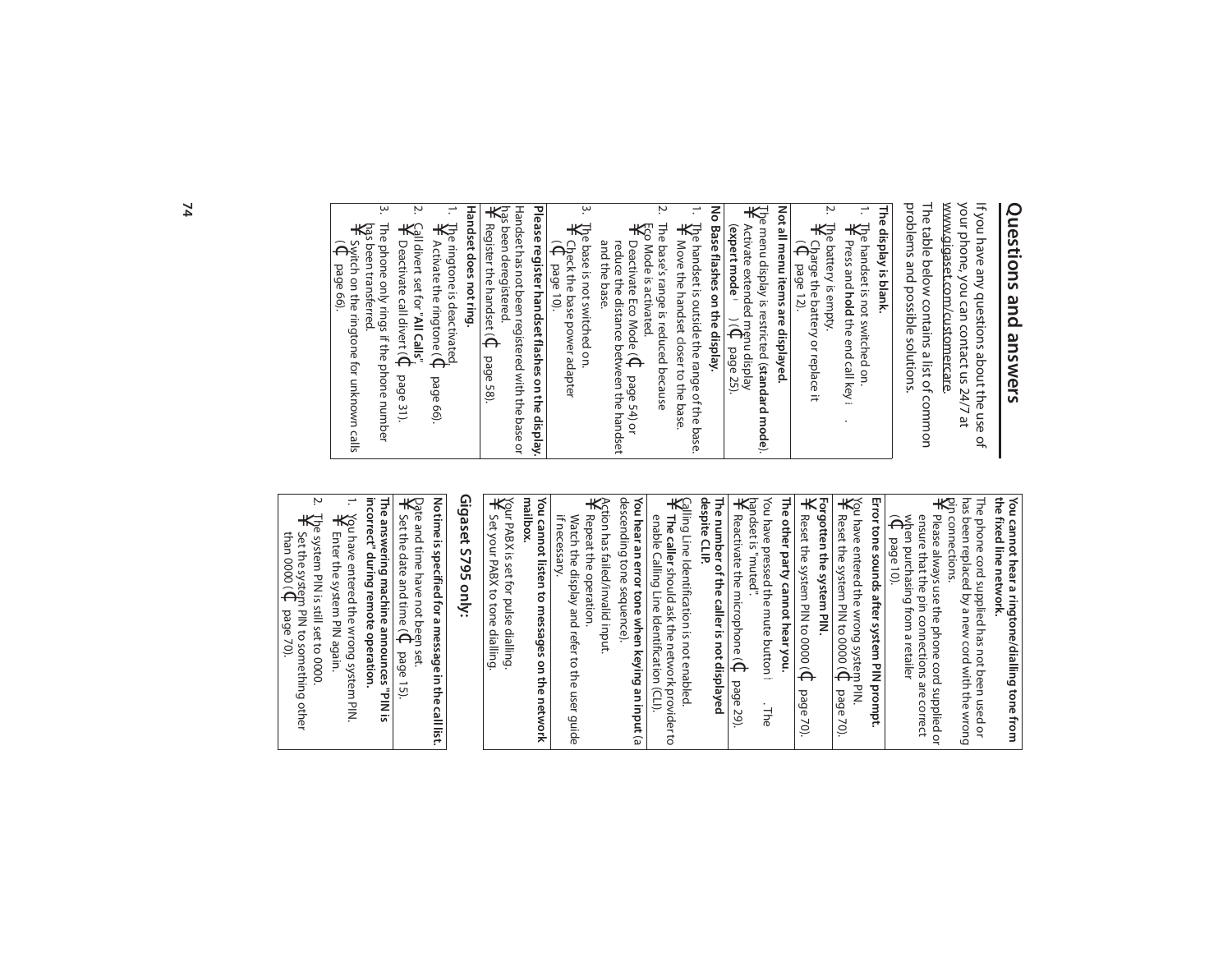# Questions and answers

If you have any questions about the use of your phone, you can contact us 24/7 at www.gigaset.com/customercare.

The table below contains a list of common problems and possible solutions.

**The display is blank.**

1. The handset is not switched on.
   - Press and **hold** the end call key.
2. The battery is empty.
   - Charge the battery or replace it (page 12).

**Not all menu items are displayed.**

The menu display is restricted (**standard mode**).
- Activate extended menu display (**expert mode**) (page 25).

**No Base flashes on the display.**

1. The handset is outside the range of the base.
   - Move the handset closer to the base.
2. The base's range is reduced because Eco Mode is activated.
   - Deactivate Eco Mode (page 54) or reduce the distance between the handset and the base.
3. The base is not switched on.
   - Check the base power adapter (page 10).

**Please register handset flashes on the display.**

Handset has not been registered with the base or has been deregistered.
- Register the handset (page 58).

**Handset does not ring.**

1. The ringtone is deactivated.
   - Activate the ringtone (page 66).
2. Call divert set for **"All Calls"**.
   - Deactivate call divert (page 31).
3. The phone only rings if the phone number has been transferred.
   - Switch on the ringtone for unknown calls (page 66).

**You cannot hear a ringtone/dialling tone from the fixed line network.**

The phone cord supplied has not been used or has been replaced by a new cord with the wrong pin connections.
- Please always use the phone cord supplied or ensure that the pin connections are correct when purchasing from a retailer (page 10).

**Error tone sounds after system PIN prompt.**

You have entered the wrong system PIN.
- Reset the system PIN to 0000 (page 70).

**Forgotten the system PIN.**
- Reset the system PIN to 0000 (page 70).

**The other party cannot hear you.**

You have pressed the mute button. The handset is "muted".
- Reactivate the microphone (page 29).

**The number of the caller is not displayed despite CLIP.**

Calling Line Identification is not enabled.
- **The caller** should ask the network provider to enable Calling Line Identification (CLI).

**You hear an error tone when keying an input** (a descending tone sequence).

Action has failed/invalid input.
- Repeat the operation.
  Watch the display and refer to the user guide if necessary.

**You cannot listen to messages on the network mailbox.**

Your PABX is set for pulse dialling.
- Set your PABX to tone dialling.

## Gigaset S795 only:

**No time is specified for a message in the call list.**

Date and time have not been set.
- Set the date and time (page 15).

**The answering machine announces "PIN is incorrect" during remote operation.**

1. You have entered the wrong system PIN.
   - Enter the system PIN again.
2. The system PIN is still set to 0000.
   - Set the system PIN to something other than 0000 (page 70).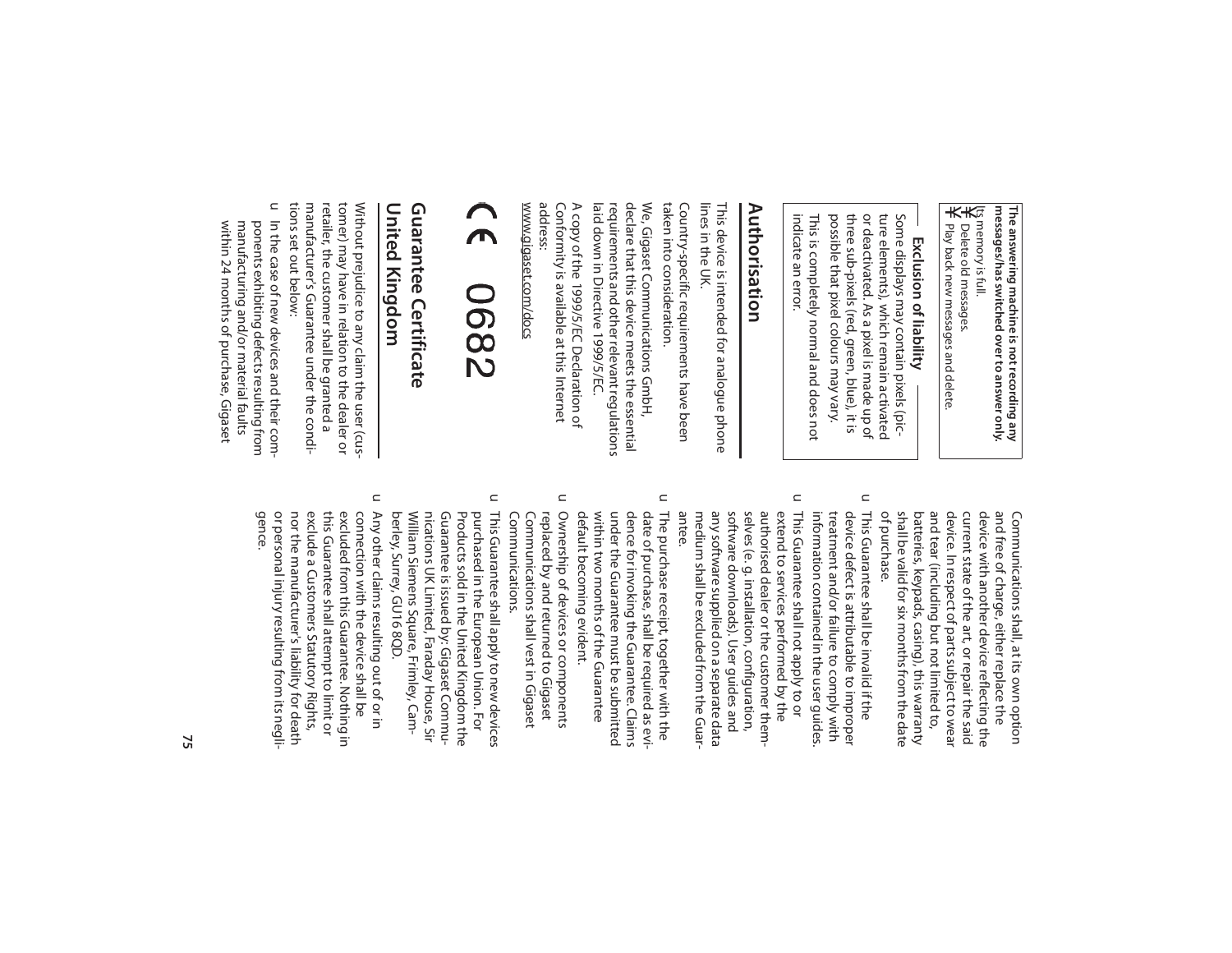**The answering machine is not recording any messages/has switched over to answer only.**

Its memory is full.

- Delete old messages.
- Play back new messages and delete.

**Exclusion of liability**

Some displays may contain pixels (picture elements), which remain activated or deactivated. As a pixel is made up of three sub-pixels (red, green, blue), it is possible that pixel colours may vary.

This is completely normal and does not indicate an error.

# Authorisation

This device is intended for analogue phone lines in the UK.

Country-specific requirements have been taken into consideration.

We, Gigaset Communications GmbH, declare that this device meets the essential requirements and other relevant regulations laid down in Directive 1999/5/EC.

A copy of the 1999/5/EC Declaration of Conformity is available at this Internet address:

www.gigaset.com/docs

CE 0682

# Guarantee Certificate United Kingdom

Without prejudice to any claim the user (customer) may have in relation to the dealer or retailer, the customer shall be granted a manufacturer's Guarantee under the conditions set out below:

- In the case of new devices and their components exhibiting defects resulting from manufacturing and/or material faults within 24 months of purchase, Gigaset Communications shall, at its own option and free of charge, either replace the device with another device reflecting the current state of the art, or repair the said device. In respect of parts subject to wear and tear (including but not limited to, batteries, keypads, casing), this warranty shall be valid for six months from the date of purchase.
- This Guarantee shall be invalid if the device defect is attributable to improper treatment and/or failure to comply with information contained in the user guides.
- This Guarantee shall not apply to or extend to services performed by the authorised dealer or the customer themselves (e.g. installation, configuration, software downloads). User guides and any software supplied on a separate data medium shall be excluded from the Guarantee.
- The purchase receipt, together with the date of purchase, shall be required as evidence for invoking the Guarantee. Claims under the Guarantee must be submitted within two months of the Guarantee default becoming evident.
- Ownership of devices or components replaced by and returned to Gigaset Communications shall vest in Gigaset Communications.
- This Guarantee shall apply to new devices purchased in the European Union. For Products sold in the United Kingdom the Guarantee is issued by: Gigaset Communications UK Limited, Faraday House, Sir William Siemens Square, Frimley, Camberley, Surrey, GU16 8QD.
- Any other claims resulting out of or in connection with the device shall be excluded from this Guarantee. Nothing in this Guarantee shall attempt to limit or exclude a Customers Statutory Rights, nor the manufacturer's liability for death or personal injury resulting from its negligence.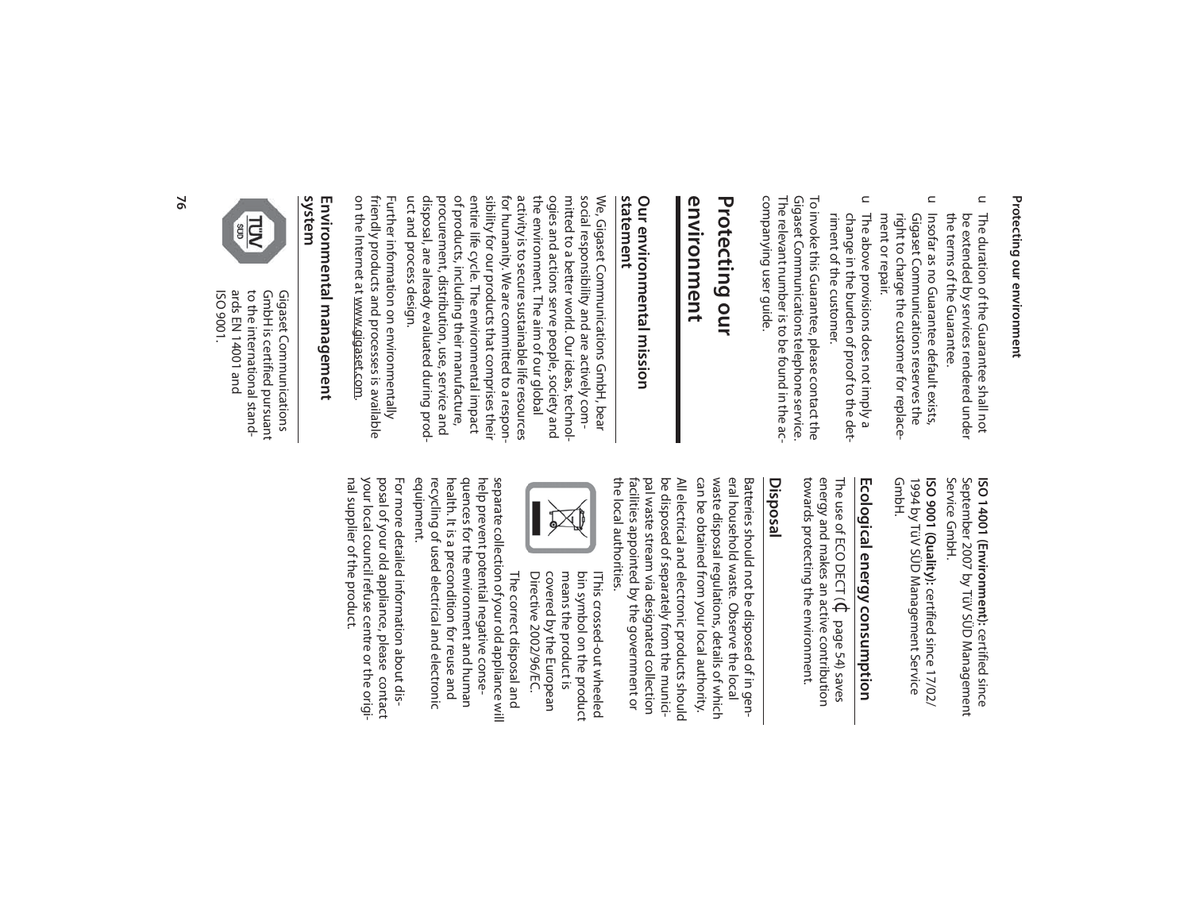- The duration of the Guarantee shall not be extended by services rendered under the terms of the Guarantee.
- Insofar as no Guarantee default exists, Gigaset Communications reserves the right to charge the customer for replacement or repair.
- The above provisions does not imply a change in the burden of proof to the detriment of the customer.

To invoke this Guarantee, please contact the Gigaset Communications telephone service. The relevant number is to be found in the accompanying user guide.

# Protecting our environment

## Our environmental mission statement

We, Gigaset Communications GmbH, bear social responsibility and are actively committed to a better world. Our ideas, technologies and actions serve people, society and the environment. The aim of our global activity is to secure sustainable life resources for humanity. We are committed to a responsibility for our products that comprises their entire life cycle. The environmental impact of products, including their manufacture, procurement, distribution, use, service and disposal, are already evaluated during product and process design.

Further information on environmentally friendly products and processes is available on the Internet at www.gigaset.com.

## Environmental management system

Gigaset Communications GmbH is certified pursuant to the international standards EN 14001 and ISO 9001.

**ISO 14001 (Environment):** certified since September 2007 by TüV SÜD Management Service GmbH.

**ISO 9001 (Quality):** certified since 17/02/1994 by TüV SÜD Management Service GmbH.

## Ecological energy consumption

The use of ECO DECT (page 54) saves energy and makes an active contribution towards protecting the environment.

## Disposal

Batteries should not be disposed of in general household waste. Observe the local waste disposal regulations, details of which can be obtained from your local authority.

All electrical and electronic products should be disposed of separately from the municipal waste stream via designated collection facilities appointed by the government or the local authorities.

This crossed-out wheeled bin symbol on the product means the product is covered by the European Directive 2002/96/EC.

The correct disposal and separate collection of your old appliance will help prevent potential negative consequences for the environment and human health. It is a precondition for reuse and recycling of used electrical and electronic equipment.

For more detailed information about disposal of your old appliance, please contact your local council refuse centre or the original supplier of the product.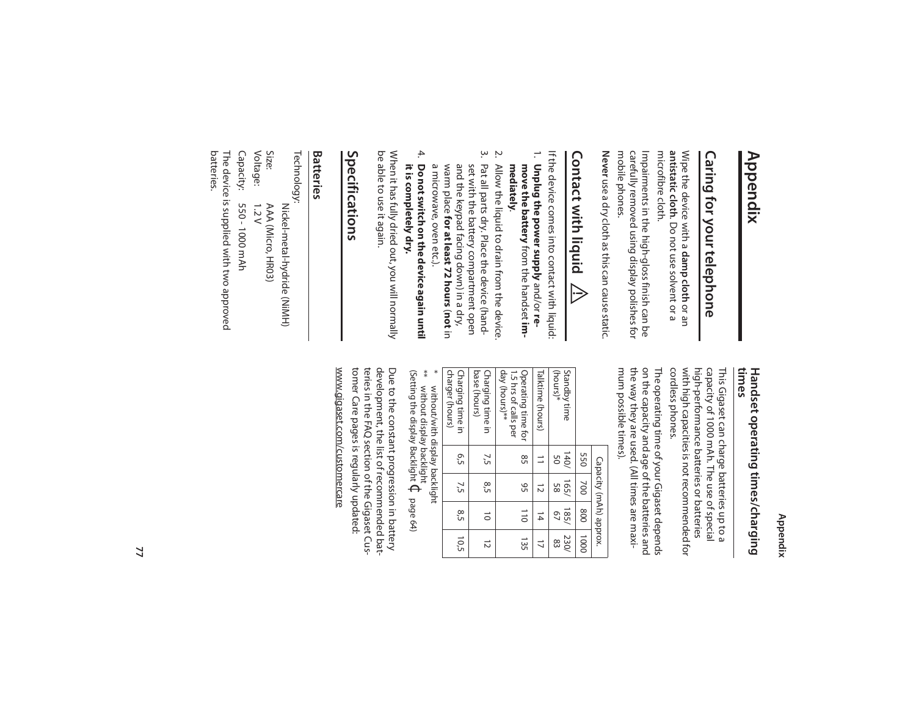# Appendix

## Caring for your telephone

Wipe the device with a **damp cloth** or an **antistatic cloth**. Do not use solvent or a microfibre cloth.

Impairments in the high-gloss finish can be carefully removed using display polishes for mobile phones.

**Never** use a dry cloth as this can cause static.

## Contact with liquid

If the device comes into contact with liquid:

1. **Unplug the power supply** and/or **remove the battery** from the handset **immediately**.
2. Allow the liquid to drain from the device.
3. Pat all parts dry. Place the device (handset with the battery compartment open and the keypad facing down) in a dry, warm place **for at least 72 hours** (**not** in a microwave, oven etc.).
4. **Do not switch on the device again until it is completely dry.**

When it has fully dried out, you will normally be able to use it again.

## Specifications

### Batteries

Technology: Nickel-metal-hydride (NiMH)

Size: AAA (Micro, HR03)

Voltage: 1.2 V

Capacity: 550 - 1000 mAh

The device is supplied with two approved batteries.

### Handset operating times/charging times

This Gigaset can charge batteries up to a capacity of 1000 mAh. The use of special high-performance batteries or batteries with high capacities is not recommended for cordless phones.

The operating time of your Gigaset depends on the capacity and age of the batteries and the way they are used. (All times are maximum possible times).

| | Capacity (mAh) approx. | | | |
|---|---|---|---|---|
| | 550 | 700 | 800 | 1000 |
| Standby time (hours)* | 140/ 50 | 165/ 58 | 185/ 67 | 230/ 83 |
| Talktime (hours) | 11 | 12 | 14 | 17 |
| Operating time for 1,5 hrs of calls per day (hours)** | 85 | 95 | 110 | 135 |
| Charging time in base (hours) | 7,5 | 8,5 | 10 | 12 |
| Charging time in charger (hours) | 6,5 | 7,5 | 8,5 | 10,5 |

\* without/with display backlight

\*\* without display backlight (Setting the display Backlight → page 64)

Due to the constant progression in battery development, the list of recommended batteries in the FAQ section of the Gigaset Customer Care pages is regularly updated: www.gigaset.com/customercare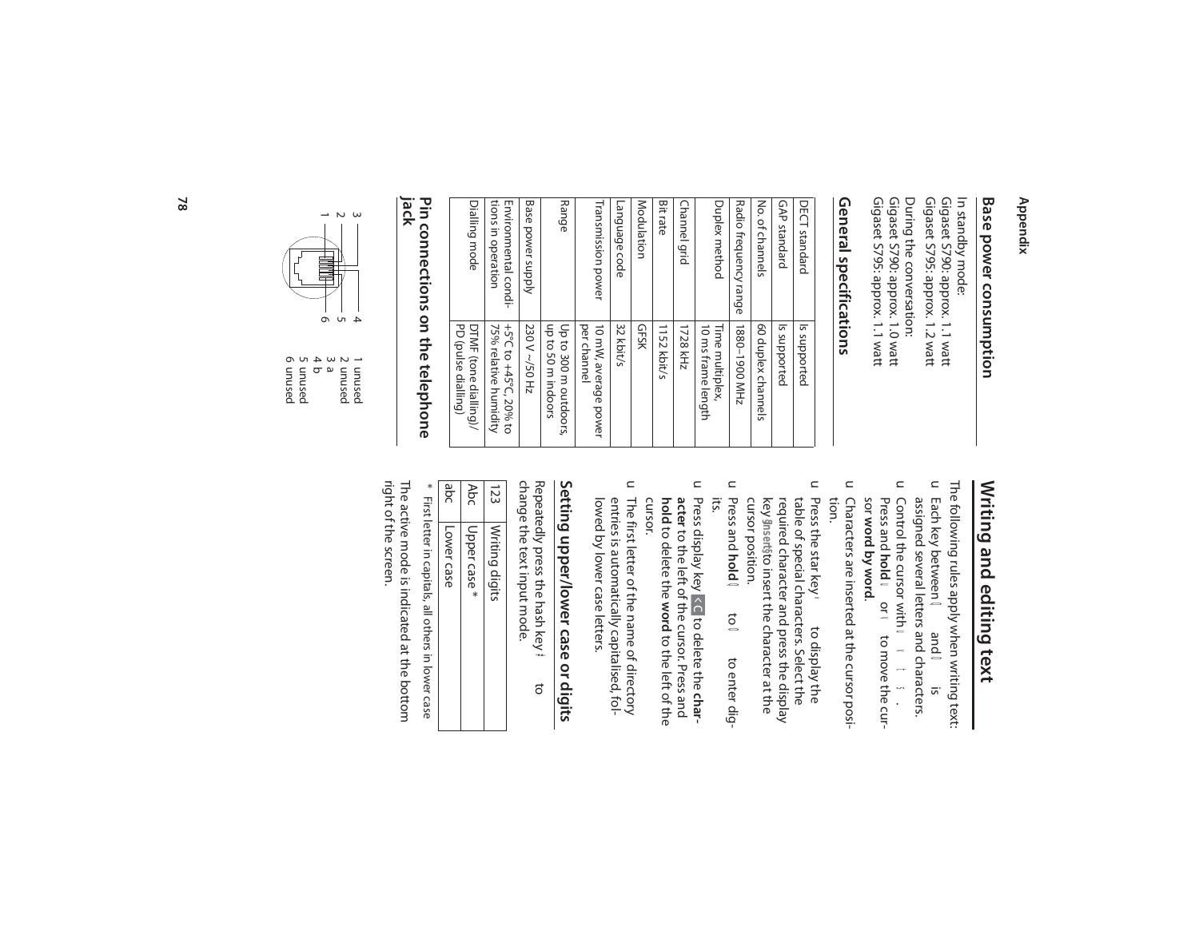## Base power consumption

In standby mode:
Gigaset S790: approx. 1.1 watt
Gigaset S795: approx. 1.2 watt

During the conversation:
Gigaset S790: approx. 1.0 watt
Gigaset S795: approx. 1.1 watt

## General specifications

| | |
|---|---|
| DECT standard | Is supported |
| GAP standard | Is supported |
| No. of channels | 60 duplex channels |
| Radio frequency range | 1880–1900 MHz |
| Duplex method | Time multiplex, 10 ms frame length |
| Channel grid | 1728 kHz |
| Bit rate | 1152 kbit/s |
| Modulation | GFSK |
| Language code | 32 kbit/s |
| Transmission power | 10 mW, average power per channel |
| Range | Up to 300 m outdoors, up to 50 m indoors |
| Base power supply | 230 V ~/50 Hz |
| Environmental conditions in operation | +5°C to +45°C, 20% to 75% relative humidity |
| Dialling mode | DTMF (tone dialling)/ PD (pulse dialling) |

## Pin connections on the telephone jack

1 unused
2 unused
3 a
4 b
5 unused
6 unused

# Writing and editing text

The following rules apply when writing text:

- Each key between and is assigned several letters and characters.
- Control the cursor with . Press and **hold** or to move the cursor **word by word**.
- Characters are inserted at the cursor position.
- Press the star key to display the table of special characters. Select the required character and press the display key §Insert§ to insert the character at the cursor position.
- Press and **hold** to to enter digits.
- Press display key <C to delete the **character** to the left of the cursor. Press and **hold** to delete the **word** to the left of the cursor.
- The first letter of the name of directory entries is automatically capitalised, followed by lower case letters.

## Setting upper/lower case or digits

Repeatedly press the hash key to change the text input mode.

| | |
|---|---|
| 123 | Writing digits |
| Abc | Upper case * |
| abc | Lower case |

\* First letter in capitals, all others in lower case

The active mode is indicated at the bottom right of the screen.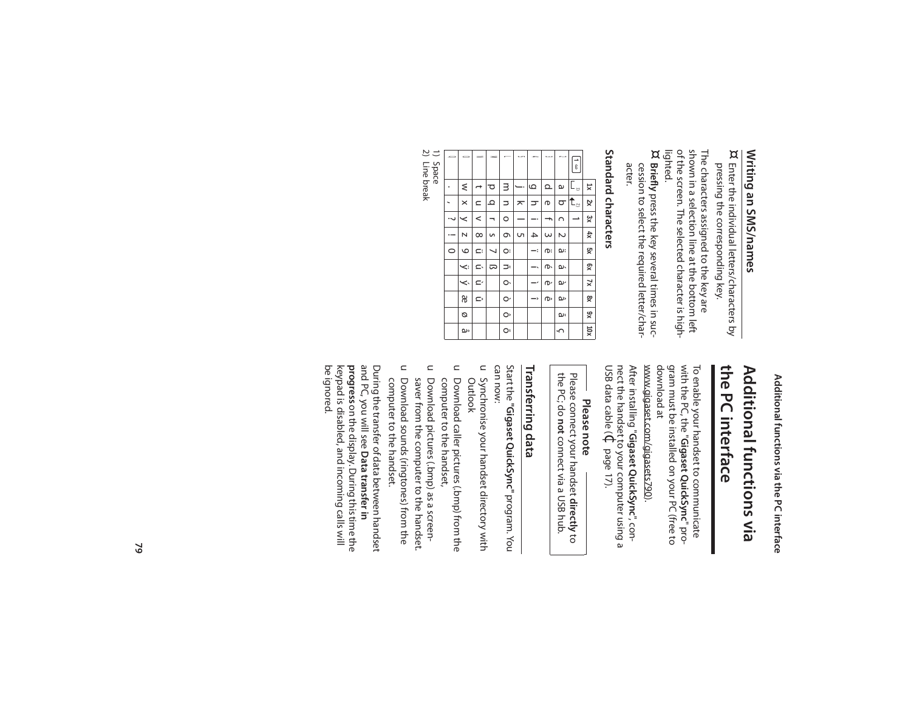## Writing an SMS/names

¤ Enter the individual letters/characters by pressing the corresponding key.

The characters assigned to the key are shown in a selection line at the bottom left of the screen. The selected character is highlighted.

¤ **Briefly** press the key several times in succession to select the required letter/character.

### Standard characters

| | 1x | 2x | 3x | 4x | 5x | 6x | 7x | 8x | 9x | 10x |
|---|---|---|---|---|---|---|---|---|---|---|
| 1 | ␣ 1) | ↵ 2) | 1 | | | | | | | |
| 2 | a | b | c | 2 | ä | á | à | â | ã | ç |
| 3 | d | e | f | 3 | ë | é | è | ê | | |
| 4 | g | h | i | 4 | ï | í | ì | î | | |
| 5 | j | k | l | 5 | | | | | | |
| 6 | m | n | o | 6 | ö | ñ | ó | ò | ô | õ |
| 7 | p | q | r | s | 7 | ß | | | | |
| 8 | t | u | v | 8 | ü | ú | ù | û | | |
| 9 | w | x | y | z | 9 | ÿ | ý | æ | ø | å |
| 0 | . | , | ? | ! | 0 | | | | | |

1) Space
2) Line break

# Additional functions via the PC interface

To enable your handset to communicate with the PC, the **"Gigaset QuickSync"** program must be installed on your PC (free to download at www.gigaset.com/gigasets790).

After installing **"Gigaset QuickSync"**, connect the handset to your computer using a USB data cable (£ page 17).

> **Please note**
>
> Please connect your handset **directly** to the PC; do **not** connect via a USB hub.

## Transferring data

Start the **"Gigaset QuickSync"** program. You can now:

- Synchronise your handset directory with Outlook
- Download caller pictures (.bmp) from the computer to the handset,
- Download pictures (.bmp) as a screensaver from the computer to the handset.
- Download sounds (ringtones) from the computer to the handset.

During the transfer of data between handset and PC, you will see **Data transfer in progress** on the display. During this time the keypad is disabled, and incoming calls will be ignored.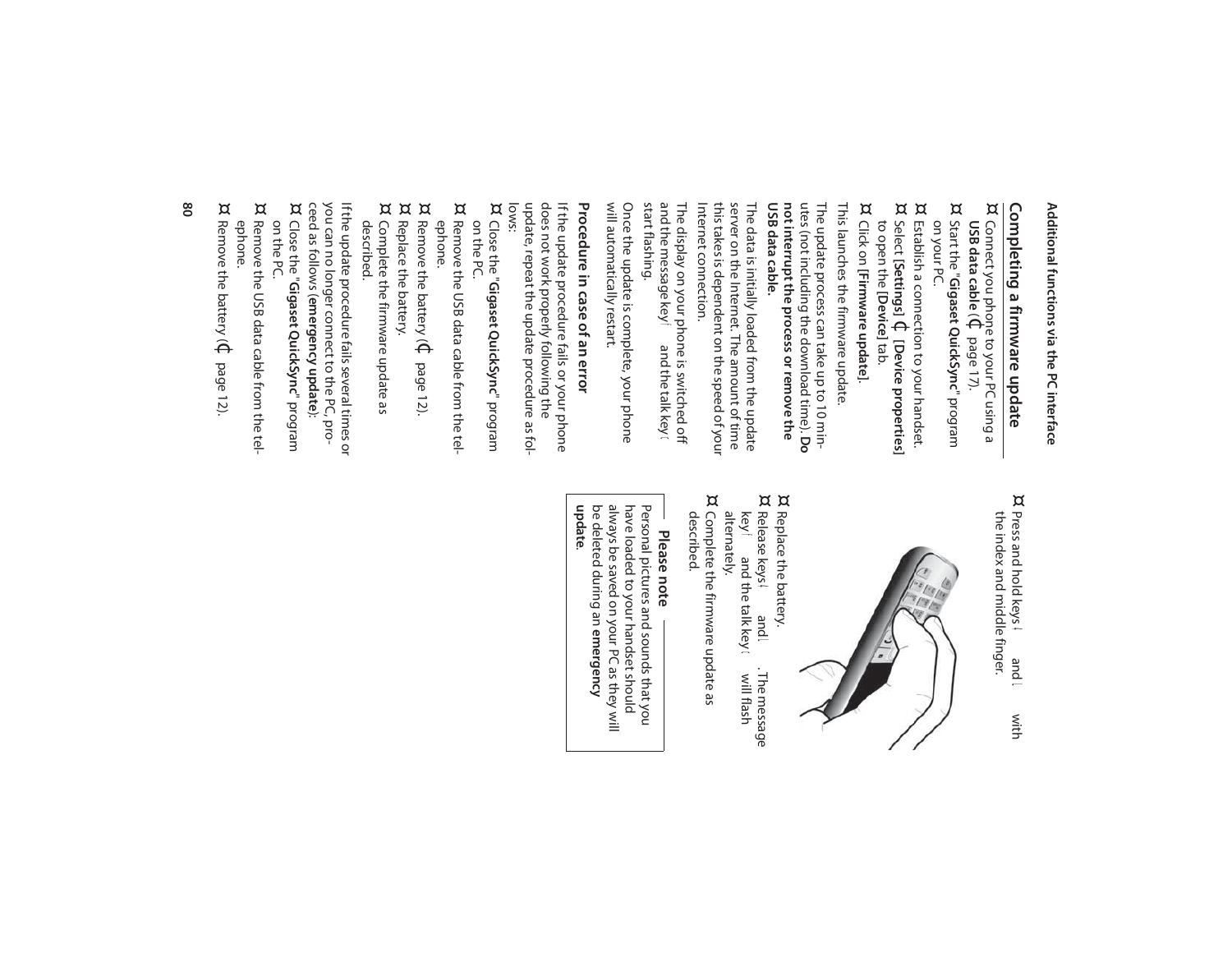## Completing a firmware update

¤ Connect you phone to your PC using a **USB data cable** (£ page 17).

¤ Start the "**Gigaset QuickSync**" program on your PC.

¤ Establish a connection to your handset.

¤ Select **[Settings]** £ **[Device properties]** to open the **[Device]** tab.

¤ Click on **[Firmware update]**.

This launches the firmware update.

The update process can take up to 10 minutes (not including the download time). **Do not interrupt the process or remove the USB data cable.**

The data is initially loaded from the update server on the Internet. The amount of time this takes is dependent on the speed of your Internet connection.

The display on your phone is switched off and the message key and the talk key start flashing.

Once the update is complete, your phone will automatically restart.

### Procedure in case of an error

If the update procedure fails or your phone does not work properly following the update, repeat the update procedure as follows:

¤ Close the "**Gigaset QuickSync**" program on the PC.

¤ Remove the USB data cable from the telephone.

¤ Remove the battery (£ page 12).

¤ Replace the battery.

¤ Complete the firmware update as described.

If the update procedure fails several times or you can no longer connect to the PC, proceed as follows (**emergency update**):

¤ Close the "**Gigaset QuickSync**" program on the PC.

¤ Remove the USB data cable from the telephone.

¤ Remove the battery (£ page 12).

¤ Press and hold keys and with the index and middle finger.

¤ Replace the battery.

¤ Release keys and . The message key and the talk key will flash alternately.

¤ Complete the firmware update as described.

**Please note**

Personal pictures and sounds that you have loaded to your handset should always be saved on your PC as they will be deleted during an **emergency update**.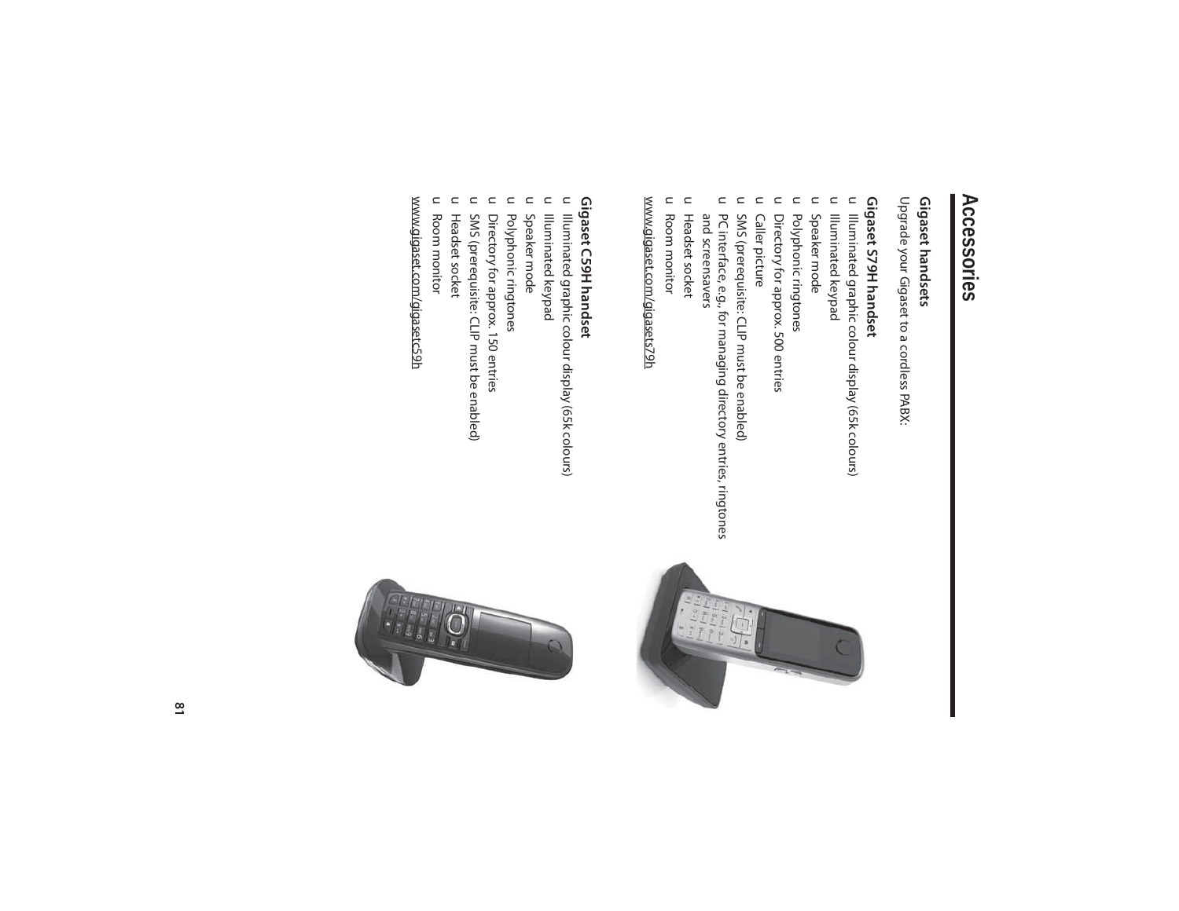# Accessories

## Gigaset handsets

Upgrade your Gigaset to a cordless PABX:

### Gigaset S79H handset

- Illuminated graphic colour display (65k colours)
- Illuminated keypad
- Speaker mode
- Polyphonic ringtones
- Directory for approx. 500 entries
- Caller picture
- SMS (prerequisite: CLIP must be enabled)
- PC interface, e.g., for managing directory entries, ringtones and screensavers
- Headset socket
- Room monitor

www.gigaset.com/gigasets79h

### Gigaset C59H handset

- Illuminated graphic colour display (65k colours)
- Illuminated keypad
- Speaker mode
- Polyphonic ringtones
- Directory for approx. 150 entries
- SMS (prerequisite: CLIP must be enabled)
- Headset socket
- Room monitor

www.gigaset.com/gigasetc59h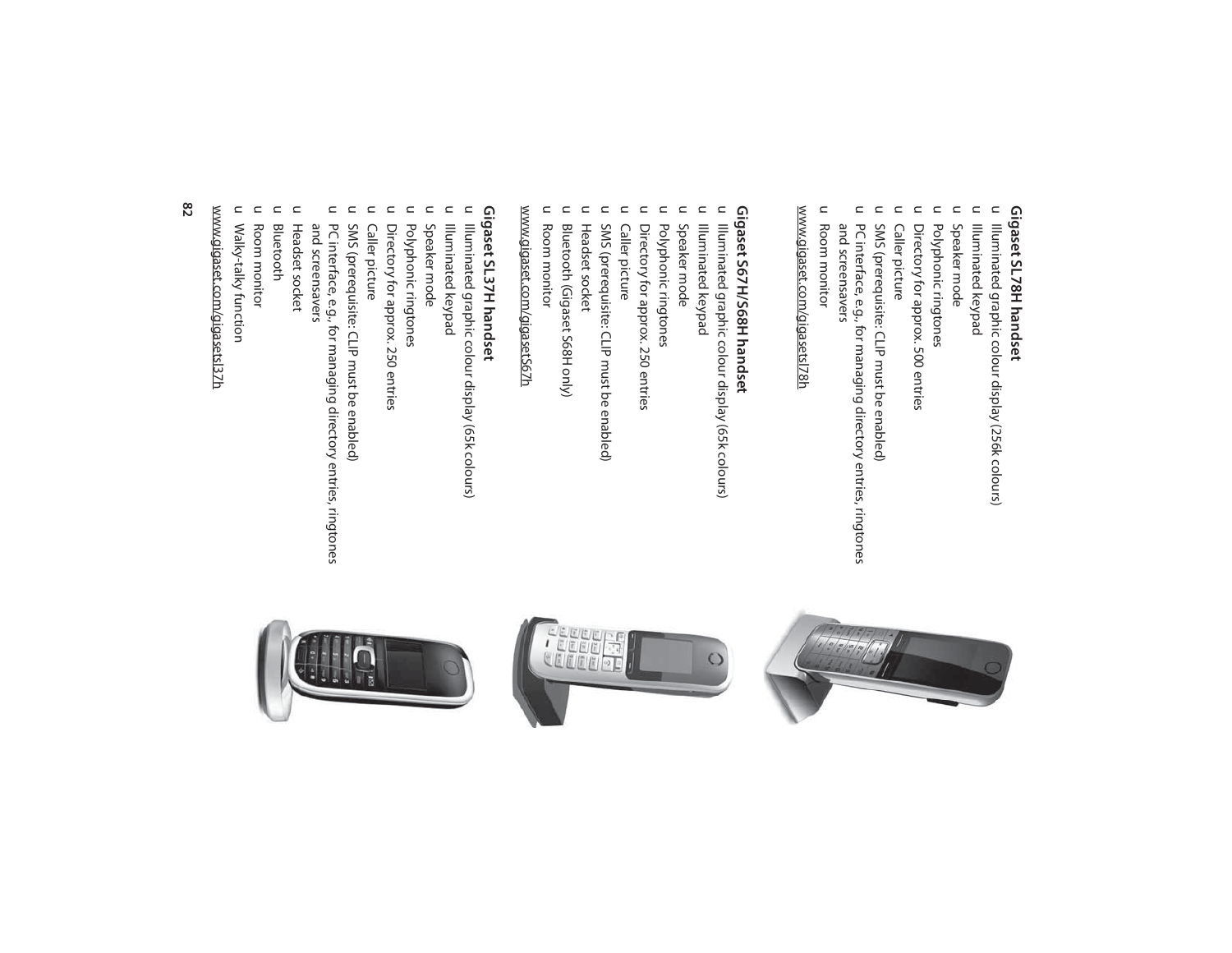### Gigaset SL78H handset

- Illuminated graphic colour display (256k colours)
- Illuminated keypad
- Speaker mode
- Polyphonic ringtones
- Directory for approx. 500 entries
- Caller picture
- SMS (prerequisite: CLIP must be enabled)
- PC interface, e.g., for managing directory entries, ringtones and screensavers
- Room monitor

www.gigaset.com/gigasetsl78h

### Gigaset S67H/S68H handset

- Illuminated graphic colour display (65k colours)
- Illuminated keypad
- Speaker mode
- Polyphonic ringtones
- Directory for approx. 250 entries
- Caller picture
- SMS (prerequisite: CLIP must be enabled)
- Headset socket
- Bluetooth (Gigaset S68H only)
- Room monitor

www.gigaset.com/gigasetS67h

### Gigaset SL37H handset

- Illuminated graphic colour display (65k colours)
- Illuminated keypad
- Speaker mode
- Polyphonic ringtones
- Directory for approx. 250 entries
- Caller picture
- SMS (prerequisite: CLIP must be enabled)
- PC interface, e.g., for managing directory entries, ringtones and screensavers
- Headset socket
- Bluetooth
- Room monitor
- Walky-talky function

www.gigaset.com/gigasetsl37h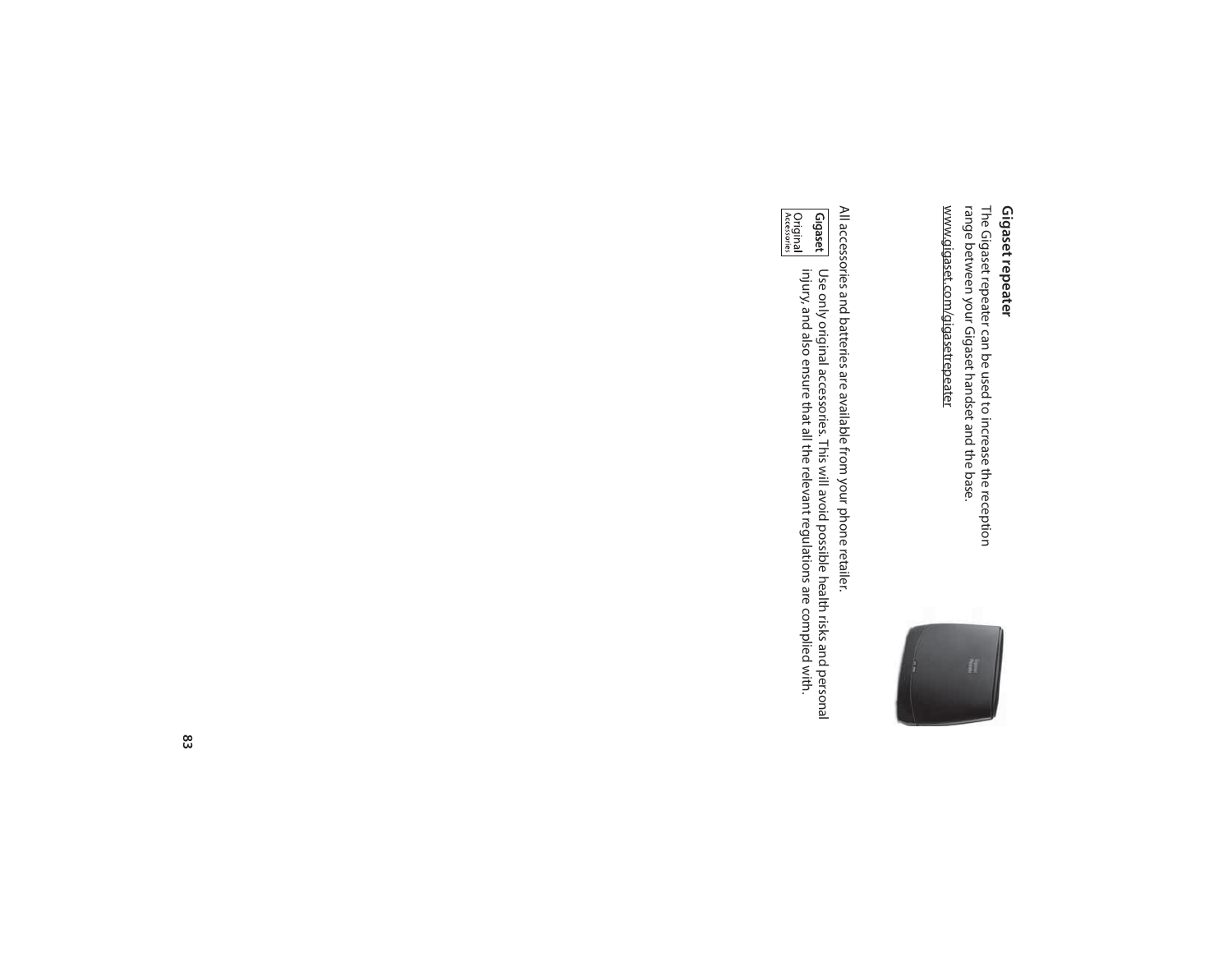### Gigaset repeater

The Gigaset repeater can be used to increase the reception range between your Gigaset handset and the base.

www.gigaset.com/gigasetrepeater

All accessories and batteries are available from your phone retailer.

Gigaset Original Accessories

Use only original accessories. This will avoid possible health risks and personal injury, and also ensure that all the relevant regulations are complied with.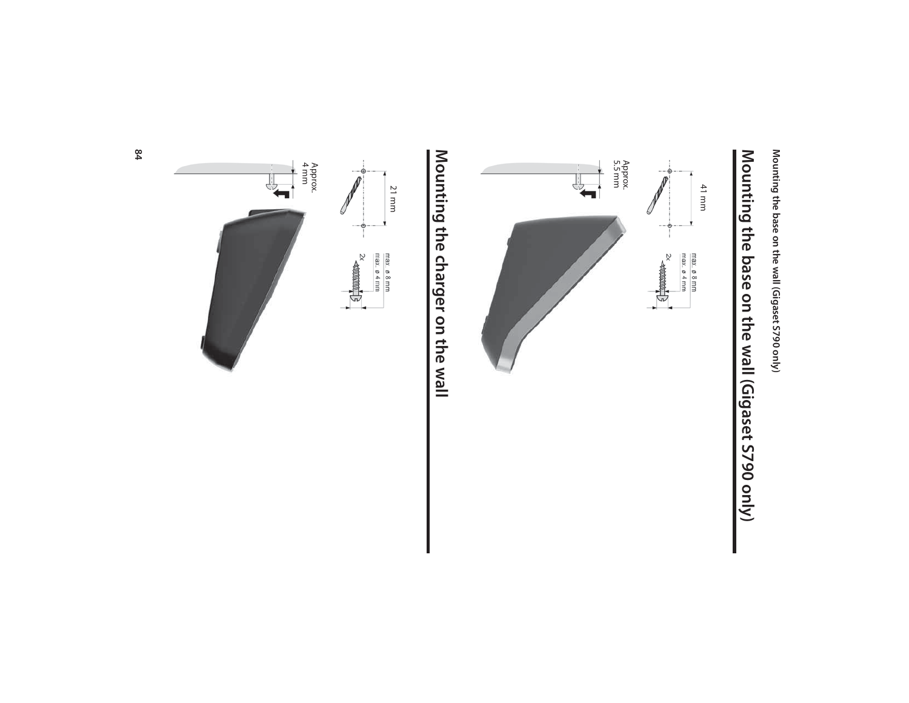## Mounting the base on the wall (Gigaset S790 only)

41 mm

max. ø 8 mm
max. ø 4 mm
2x

Approx.
5.5 mm

## Mounting the charger on the wall

21 mm

max. ø 8 mm
max. ø 4 mm
2x

Approx.
4 mm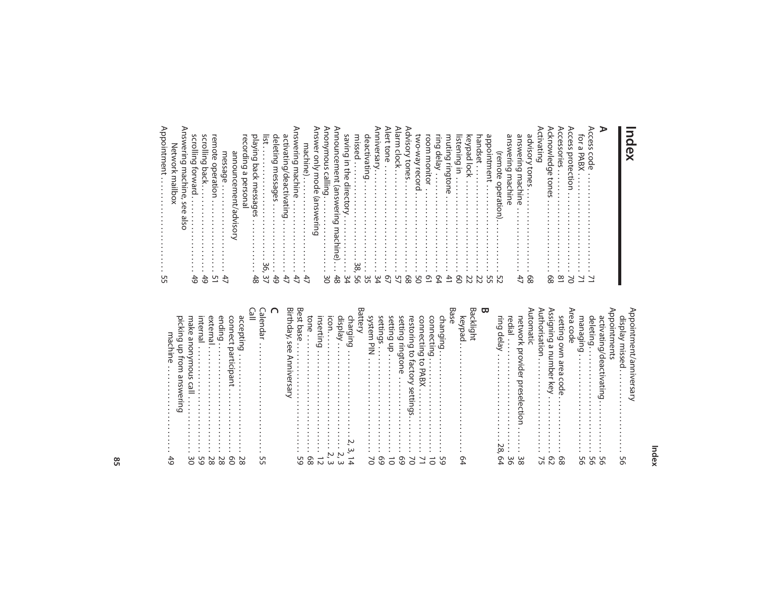# Index

## A

Access code . . . . . . . . . . . . . . . . . . . . 71
  for a PABX . . . . . . . . . . . . . . . . . . . 71
Access protection . . . . . . . . . . . . . . . 70
Accessories . . . . . . . . . . . . . . . . . . . . 81
Acknowledge tones . . . . . . . . . . . . . . 68
Activating
  advisory tones . . . . . . . . . . . . . . . . 68
  answering machine . . . . . . . . . . . . 47
  answering machine
    (remote operation) . . . . . . . . . . 52
  appointment . . . . . . . . . . . . . . . . . 55
  handset . . . . . . . . . . . . . . . . . . . . . 22
  keypad lock . . . . . . . . . . . . . . . . . . 22
  listening in . . . . . . . . . . . . . . . . . . 60
  muting ringtone . . . . . . . . . . . . . . 41
  ring delay . . . . . . . . . . . . . . . . . . . 64
  room monitor . . . . . . . . . . . . . . . . 61
  two-way record . . . . . . . . . . . . . . . 50
Advisory tones . . . . . . . . . . . . . . . . . 68
Alarm clock . . . . . . . . . . . . . . . . . . . . 57
Alert tone . . . . . . . . . . . . . . . . . . . . . 67
Anniversary . . . . . . . . . . . . . . . . . . . . 34
  deactivating . . . . . . . . . . . . . . . . . 35
  missed . . . . . . . . . . . . . . . . . . . 38, 56
  saving in the directory . . . . . . . . . 34
Announcement (answering machine) . . . 48
Anonymous calling . . . . . . . . . . . . . . 30
Answer only mode (answering
  machine) . . . . . . . . . . . . . . . . . . . . 47
Answering machine . . . . . . . . . . . . . . 47
  activating/deactivating . . . . . . . . . 47
  deleting messages . . . . . . . . . . . . 49
  list . . . . . . . . . . . . . . . . . . . . . . 36, 37
  playing back messages . . . . . . . . . 48
  recording a personal
    announcement/advisory
    message . . . . . . . . . . . . . . . . . . 47
  remote operation . . . . . . . . . . . . . 51
  scrolling back . . . . . . . . . . . . . . . . 49
  scrolling forward . . . . . . . . . . . . . . 49
Answering machine, see also
  Network mailbox
Appointment . . . . . . . . . . . . . . . . . . . 55
Appointment/anniversary
  display missed . . . . . . . . . . . . . . . 56
Appointments
  activating/deactivating . . . . . . . . . 56
  deleting . . . . . . . . . . . . . . . . . . . . 56
  managing . . . . . . . . . . . . . . . . . . . 56
Area code
  setting own area code . . . . . . . . . 68
Assigning a number key . . . . . . . . . . 62
Authorisation . . . . . . . . . . . . . . . . . . 75
Automatic
  network provider preselection . . . . 38
  redial . . . . . . . . . . . . . . . . . . . . . . 36
  ring delay . . . . . . . . . . . . . . . . 28, 64

## B

Backlight
  keypad . . . . . . . . . . . . . . . . . . . . . 64
Base
  changing . . . . . . . . . . . . . . . . . . . . 59
  connecting . . . . . . . . . . . . . . . . . . 10
  connecting to PABX . . . . . . . . . . . 71
  restoring to factory settings . . . . . 70
  setting ringtone . . . . . . . . . . . . . . 69
  setting up . . . . . . . . . . . . . . . . . . . 10
  settings . . . . . . . . . . . . . . . . . . . . . 69
  system PIN . . . . . . . . . . . . . . . . . . 70
Battery
  charging . . . . . . . . . . . . . . . . 2, 3, 14
  display . . . . . . . . . . . . . . . . . . . . 2, 3
  icon . . . . . . . . . . . . . . . . . . . . . . 2, 3
  inserting . . . . . . . . . . . . . . . . . . . . 12
  tone . . . . . . . . . . . . . . . . . . . . . . . 68
Best base . . . . . . . . . . . . . . . . . . . . . 59
Birthday, see Anniversary

## C

Calendar . . . . . . . . . . . . . . . . . . . . . 55
Call
  accepting . . . . . . . . . . . . . . . . . . . 28
  connect participant . . . . . . . . . . . 60
  ending . . . . . . . . . . . . . . . . . . . . . 28
  external . . . . . . . . . . . . . . . . . . . . 28
  internal . . . . . . . . . . . . . . . . . . . . 59
  make anonymous call . . . . . . . . . . 30
  picking up from answering
    machine . . . . . . . . . . . . . . . . . . 49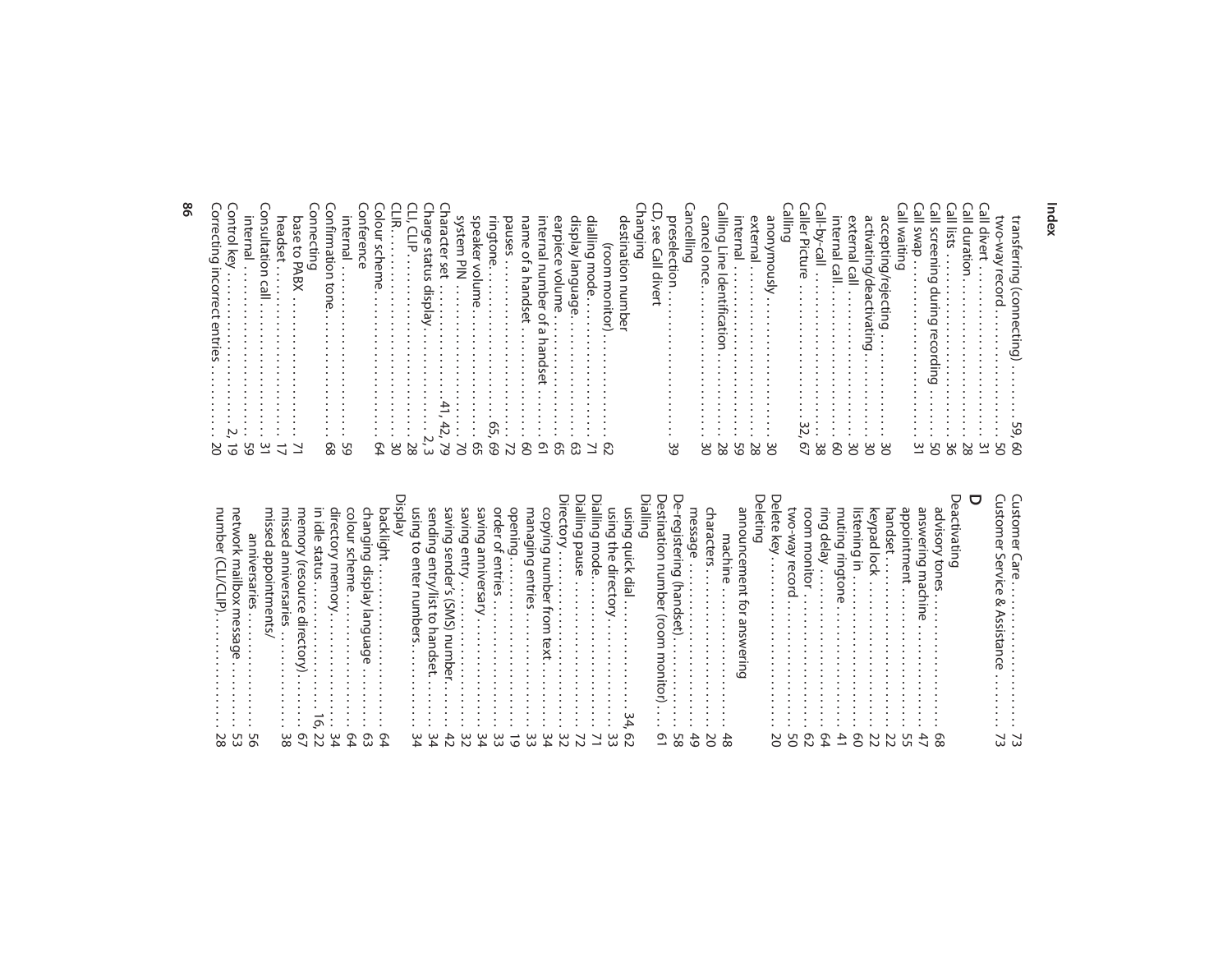## Index

transferring (connecting) . . . . . . . . 59, 60
two-way record . . . . . . . . . . . . . . . . . . 50
Call divert . . . . . . . . . . . . . . . . . . . . . . . 31
Call duration . . . . . . . . . . . . . . . . . . . . 28
Call lists . . . . . . . . . . . . . . . . . . . . . . . . 36
Call screening during recording . . . . . . 50
Call swap . . . . . . . . . . . . . . . . . . . . . . . . 31
Call waiting
accepting/rejecting . . . . . . . . . . . . . . 30
activating/deactivating . . . . . . . . . . . 30
external call . . . . . . . . . . . . . . . . . . . . 30
internal call . . . . . . . . . . . . . . . . . . . . 60
Call-by-call . . . . . . . . . . . . . . . . . . . . . . 38
Caller Picture . . . . . . . . . . . . . . . . . 32, 67
Calling
anonymously . . . . . . . . . . . . . . . . . . . 30
external . . . . . . . . . . . . . . . . . . . . . . . 28
internal . . . . . . . . . . . . . . . . . . . . . . . 59
Calling Line Identification . . . . . . . . . . 28
cancel once . . . . . . . . . . . . . . . . . . . . 30
Cancelling
preselection . . . . . . . . . . . . . . . . . . . 39
CD, see Call divert
Changing
destination number
(room monitor) . . . . . . . . . . . . . . . 62
dialling mode . . . . . . . . . . . . . . . . . . 71
display language . . . . . . . . . . . . . . . 63
earpiece volume . . . . . . . . . . . . . . . . 65
internal number of a handset . . . . . . 61
name of a handset . . . . . . . . . . . . . . 60
pauses . . . . . . . . . . . . . . . . . . . . . . . . 72
ringtone . . . . . . . . . . . . . . . . . . . . 65, 69
speaker volume . . . . . . . . . . . . . . . . . 65
system PIN . . . . . . . . . . . . . . . . . . . . 70
Character set . . . . . . . . . . . . . . . . 41, 42, 79
Charge status display . . . . . . . . . . . . . 2, 3
CLI, CLIP . . . . . . . . . . . . . . . . . . . . . . . 28
CLIR . . . . . . . . . . . . . . . . . . . . . . . . . . . 30
Colour scheme . . . . . . . . . . . . . . . . . . . 64
Conference
internal . . . . . . . . . . . . . . . . . . . . . . . 59
Confirmation tone . . . . . . . . . . . . . . . . 68
Connecting
base to PABX . . . . . . . . . . . . . . . . . . 71
headset . . . . . . . . . . . . . . . . . . . . . . . 17
Consultation call . . . . . . . . . . . . . . . . . 31
internal . . . . . . . . . . . . . . . . . . . . . . . 59
Control key . . . . . . . . . . . . . . . . . . . 2, 19
Correcting incorrect entries . . . . . . . . . 20

Customer Care . . . . . . . . . . . . . . . . . . . 73
Customer Service & Assistance . . . . . . 73

### D

Deactivating
advisory tones . . . . . . . . . . . . . . . . . 68
answering machine . . . . . . . . . . . . . 47
appointment . . . . . . . . . . . . . . . . . . . 55
handset . . . . . . . . . . . . . . . . . . . . . . . 22
keypad lock . . . . . . . . . . . . . . . . . . . . 22
listening in . . . . . . . . . . . . . . . . . . . . . 60
muting ringtone . . . . . . . . . . . . . . . . 41
ring delay . . . . . . . . . . . . . . . . . . . . . 64
room monitor . . . . . . . . . . . . . . . . . . 62
two-way record . . . . . . . . . . . . . . . . . 50
Delete key . . . . . . . . . . . . . . . . . . . . . . 20
Deleting
announcement for answering
machine . . . . . . . . . . . . . . . . . . . . 48
characters . . . . . . . . . . . . . . . . . . . . . 20
message . . . . . . . . . . . . . . . . . . . . . . 49
De-registering (handset) . . . . . . . . . . . 58
Destination number (room monitor) . . . 61
Dialling
using quick dial . . . . . . . . . . . . . . 34, 62
using the directory . . . . . . . . . . . . . . 33
Dialling mode . . . . . . . . . . . . . . . . . . . . 71
Dialling pause . . . . . . . . . . . . . . . . . . . 72
Directory . . . . . . . . . . . . . . . . . . . . . . . 32
copying number from text . . . . . . . . 34
managing entries . . . . . . . . . . . . . . . 33
opening . . . . . . . . . . . . . . . . . . . . . . . 19
order of entries . . . . . . . . . . . . . . . . . 33
saving anniversary . . . . . . . . . . . . . . 34
saving entry . . . . . . . . . . . . . . . . . . . . 32
saving sender's (SMS) number . . . . . 42
sending entry/list to handset . . . . . . 34
using to enter numbers . . . . . . . . . . 34
Display
backlight . . . . . . . . . . . . . . . . . . . . . . 64
changing display language . . . . . . . 63
colour scheme . . . . . . . . . . . . . . . . . . 64
directory memory . . . . . . . . . . . . . . . 34
in idle status . . . . . . . . . . . . . . . . 16, 22
memory (resource directory) . . . . . . 67
missed anniversaries . . . . . . . . . . . . . 38
missed appointments/
anniversaries . . . . . . . . . . . . . . . . 56
network mailbox message . . . . . . . . 53
number (CLI/CLIP) . . . . . . . . . . . . . . 28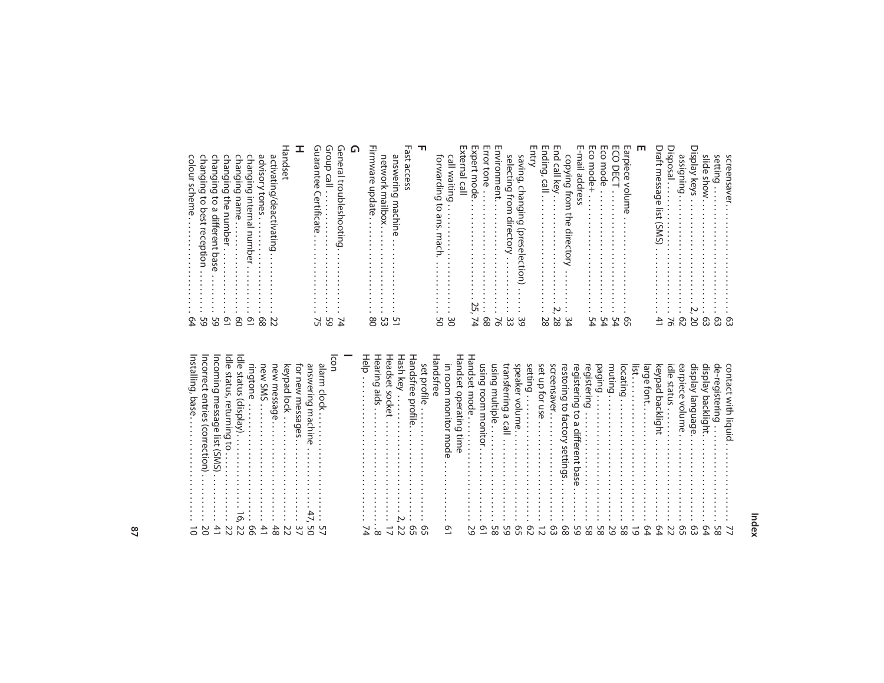screensaver . . . . . . . . . . . . . . . . . . . . 63
setting . . . . . . . . . . . . . . . . . . . . . . . 63
slide show . . . . . . . . . . . . . . . . . . . . 63

Display keys . . . . . . . . . . . . . . . . . . 2, 20
assigning . . . . . . . . . . . . . . . . . . . . . 62

Disposal . . . . . . . . . . . . . . . . . . . . . . . 76

Draft message list (SMS) . . . . . . . . . . . 41

## E

Earpiece volume . . . . . . . . . . . . . . . . . 65

ECO DECT . . . . . . . . . . . . . . . . . . . . . 54

Eco mode . . . . . . . . . . . . . . . . . . . . . . 54

Eco mode+ . . . . . . . . . . . . . . . . . . . . . 54

E-mail address
copying from the directory . . . . . . . . 34

End call key . . . . . . . . . . . . . . . . . . . 2, 28

Ending, call . . . . . . . . . . . . . . . . . . . . . 28

Entry
saving, changing (preselection) . . . . 39
selecting from directory . . . . . . . . . . 33

Environment . . . . . . . . . . . . . . . . . . . . 76

Error tone . . . . . . . . . . . . . . . . . . . . . . 68

Expert mode . . . . . . . . . . . . . . . . . 25, 74

External call
call waiting . . . . . . . . . . . . . . . . . . . . 30
forwarding to ans. mach. . . . . . . . . . 50

## F

Fast access
answering machine . . . . . . . . . . . . . . 51
network mailbox . . . . . . . . . . . . . . . . 53

Firmware update . . . . . . . . . . . . . . . . . 80

## G

General troubleshooting . . . . . . . . . . . 74

Group call . . . . . . . . . . . . . . . . . . . . . . 59

Guarantee Certificate . . . . . . . . . . . . . 75

## H

Handset
activating/deactivating . . . . . . . . . . . 22
advisory tones . . . . . . . . . . . . . . . . . 68
changing internal number . . . . . . . . . 61
changing name . . . . . . . . . . . . . . . . . 60
changing the number . . . . . . . . . . . . 61
changing to a different base . . . . . . . 59
changing to best reception . . . . . . . . 59
colour scheme . . . . . . . . . . . . . . . . . 64
contact with liquid . . . . . . . . . . . . . . 77
de-registering . . . . . . . . . . . . . . . . . . 58
display backlight . . . . . . . . . . . . . . . 64
display language . . . . . . . . . . . . . . . 63
earpiece volume . . . . . . . . . . . . . . . . 65
idle status . . . . . . . . . . . . . . . . . . . . . 22
keypad backlight . . . . . . . . . . . . . . . 64
large font . . . . . . . . . . . . . . . . . . . . . 64
list . . . . . . . . . . . . . . . . . . . . . . . . . . 19
locating . . . . . . . . . . . . . . . . . . . . . . 58
muting . . . . . . . . . . . . . . . . . . . . . . . 29
paging . . . . . . . . . . . . . . . . . . . . . . . 58
registering . . . . . . . . . . . . . . . . . . . . 58
registering to a different base . . . . . . 59
restoring to factory settings . . . . . . . 68
screensaver . . . . . . . . . . . . . . . . . . . 63
set up for use . . . . . . . . . . . . . . . . . . 12
setting . . . . . . . . . . . . . . . . . . . . . . . 62
speaker volume . . . . . . . . . . . . . . . . 65
transferring a call . . . . . . . . . . . . . . . 59
using multiple . . . . . . . . . . . . . . . . . . 58
using room monitor . . . . . . . . . . . . . 61

Handset mode . . . . . . . . . . . . . . . . . . . 29

Handset operating time
in room monitor mode . . . . . . . . . . . 61

Handsfree
set profile . . . . . . . . . . . . . . . . . . . . . 65

Handsfree profile . . . . . . . . . . . . . . . . . 65

Hash key . . . . . . . . . . . . . . . . . . . . . 2, 22

Headset socket . . . . . . . . . . . . . . . . . . 17

Hearing aids . . . . . . . . . . . . . . . . . . . . . 8

Help . . . . . . . . . . . . . . . . . . . . . . . . . . . 74

## I

Icon
alarm clock . . . . . . . . . . . . . . . . . . . 57
answering machine . . . . . . . . . . . 47, 50
for new messages . . . . . . . . . . . . . . 37
keypad lock . . . . . . . . . . . . . . . . . . . 22
new message . . . . . . . . . . . . . . . . . . 48
new SMS . . . . . . . . . . . . . . . . . . . . . 41
ringtone . . . . . . . . . . . . . . . . . . . . . . 66

Idle status (display) . . . . . . . . . . . . 16, 22

Idle status, returning to . . . . . . . . . . . . 22

Incoming message list (SMS) . . . . . . . . 41

Incorrect entries (correction) . . . . . . . . 20

Installing, base . . . . . . . . . . . . . . . . . . . 10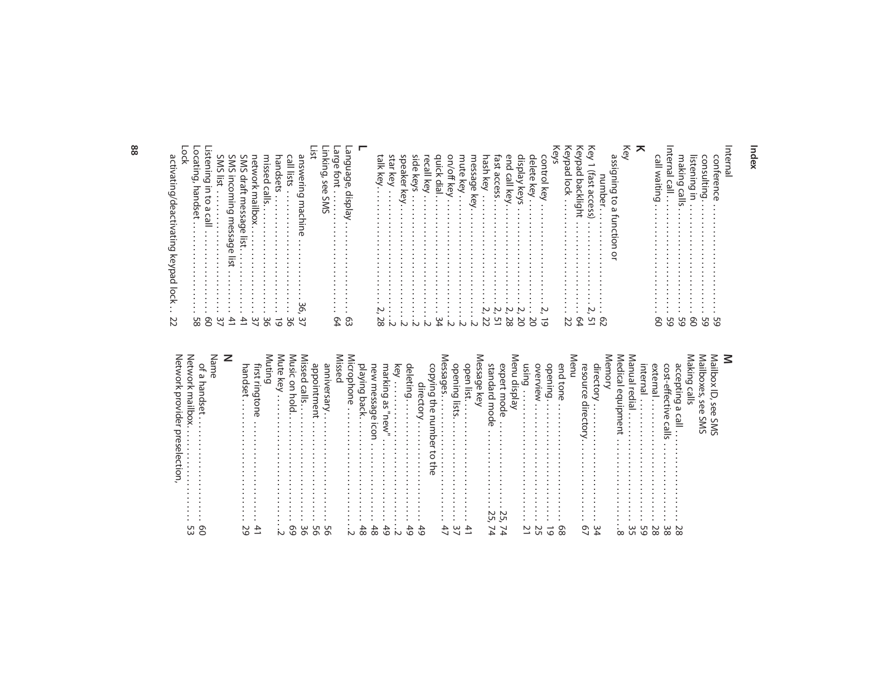## Index

Internal
- conference . . . . . . . . . . . . . . . . . . . . . 59
- consulting. . . . . . . . . . . . . . . . . . . . . . 59
- listening in . . . . . . . . . . . . . . . . . . . . 60
- making calls . . . . . . . . . . . . . . . . . . . . 59

Internal call. . . . . . . . . . . . . . . . . . . . . . 59
- call waiting . . . . . . . . . . . . . . . . . . . . 60

### K

Key
- assigning to a function or number. . . . . . . . . . . . . . . . . . . . 62

Key 1 (fast access) . . . . . . . . . . . . . 2, 51
Keypad backlight . . . . . . . . . . . . . . . . 64
Keypad lock . . . . . . . . . . . . . . . . . . . . 22
Keys
- control key . . . . . . . . . . . . . . . . . . 2, 19
- delete key. . . . . . . . . . . . . . . . . . . . . 20
- display keys . . . . . . . . . . . . . . . . . 2, 20
- end call key. . . . . . . . . . . . . . . . . . 2, 28
- fast access. . . . . . . . . . . . . . . . . . . 2, 51
- hash key . . . . . . . . . . . . . . . . . . . . 2, 22
- message key. . . . . . . . . . . . . . . . . . . . 2
- mute key . . . . . . . . . . . . . . . . . . . . . . 2
- on/off key . . . . . . . . . . . . . . . . . . . . . 2
- quick dial. . . . . . . . . . . . . . . . . . . . . 34
- recall key . . . . . . . . . . . . . . . . . . . . . . 2
- side keys . . . . . . . . . . . . . . . . . . . . . . 2
- speaker key. . . . . . . . . . . . . . . . . . . . . 2
- star key . . . . . . . . . . . . . . . . . . . . . . . 2
- talk key. . . . . . . . . . . . . . . . . . . . . 2, 28

### L

Language, display. . . . . . . . . . . . . . . 63
Large font . . . . . . . . . . . . . . . . . . . . . 64
Linking, see SMS
List
- answering machine . . . . . . . . . . . . 36, 37
- call lists . . . . . . . . . . . . . . . . . . . . . 36
- handsets . . . . . . . . . . . . . . . . . . . . . 19
- missed calls. . . . . . . . . . . . . . . . . . . 36
- network mailbox. . . . . . . . . . . . . . . 37
- SMS draft message list. . . . . . . . . . . 41
- SMS incoming message list . . . . . . . 41
- SMS list . . . . . . . . . . . . . . . . . . . . . 37

Listening in to a call . . . . . . . . . . . . . . 60
Locating, handset . . . . . . . . . . . . . . . 58
Lock
- activating/deactivating keypad lock. . 22

### M

Mailbox ID, see SMS
Mailboxes, see SMS
Making calls
- accepting a call . . . . . . . . . . . . . . . 28
- cost-effective calls . . . . . . . . . . . . . 38
- external. . . . . . . . . . . . . . . . . . . . . 28
- internal . . . . . . . . . . . . . . . . . . . . . 59

Manual redial. . . . . . . . . . . . . . . . . . . 35
Medical equipment . . . . . . . . . . . . . . . 8
Memory
- directory . . . . . . . . . . . . . . . . . . . . 34
- resource directory. . . . . . . . . . . . . . 67

Menu
- end tone . . . . . . . . . . . . . . . . . . . . 68
- opening. . . . . . . . . . . . . . . . . . . . . 19
- overview . . . . . . . . . . . . . . . . . . . . 25
- using . . . . . . . . . . . . . . . . . . . . . . . 21

Menu display
- expert mode . . . . . . . . . . . . . . . 25, 74
- standard mode . . . . . . . . . . . . . 25, 74

Message key
- open list. . . . . . . . . . . . . . . . . . . . . 41
- opening lists. . . . . . . . . . . . . . . . . . 37

Messages. . . . . . . . . . . . . . . . . . . . . . 47
- copying the number to the directory. . . . . . . . . . . . . . . . . . . . . 49
- deleting. . . . . . . . . . . . . . . . . . . . . 49
- key . . . . . . . . . . . . . . . . . . . . . . . . . 2
- marking as "new" . . . . . . . . . . . . . . 49
- new message icon . . . . . . . . . . . . . . 48
- playing back. . . . . . . . . . . . . . . . . . 48

Microphone . . . . . . . . . . . . . . . . . . . . 2
Missed
- anniversary. . . . . . . . . . . . . . . . . . . 56
- appointment . . . . . . . . . . . . . . . . . 56

Missed calls. . . . . . . . . . . . . . . . . . . . 36
Music on hold. . . . . . . . . . . . . . . . . . . 69
Mute key . . . . . . . . . . . . . . . . . . . . . . 2
Muting
- first ringtone . . . . . . . . . . . . . . . . . 41
- handset. . . . . . . . . . . . . . . . . . . . . 29

### N

Name
- of a handset. . . . . . . . . . . . . . . . . . 60

Network mailbox. . . . . . . . . . . . . . . . . 53
Network provider preselection,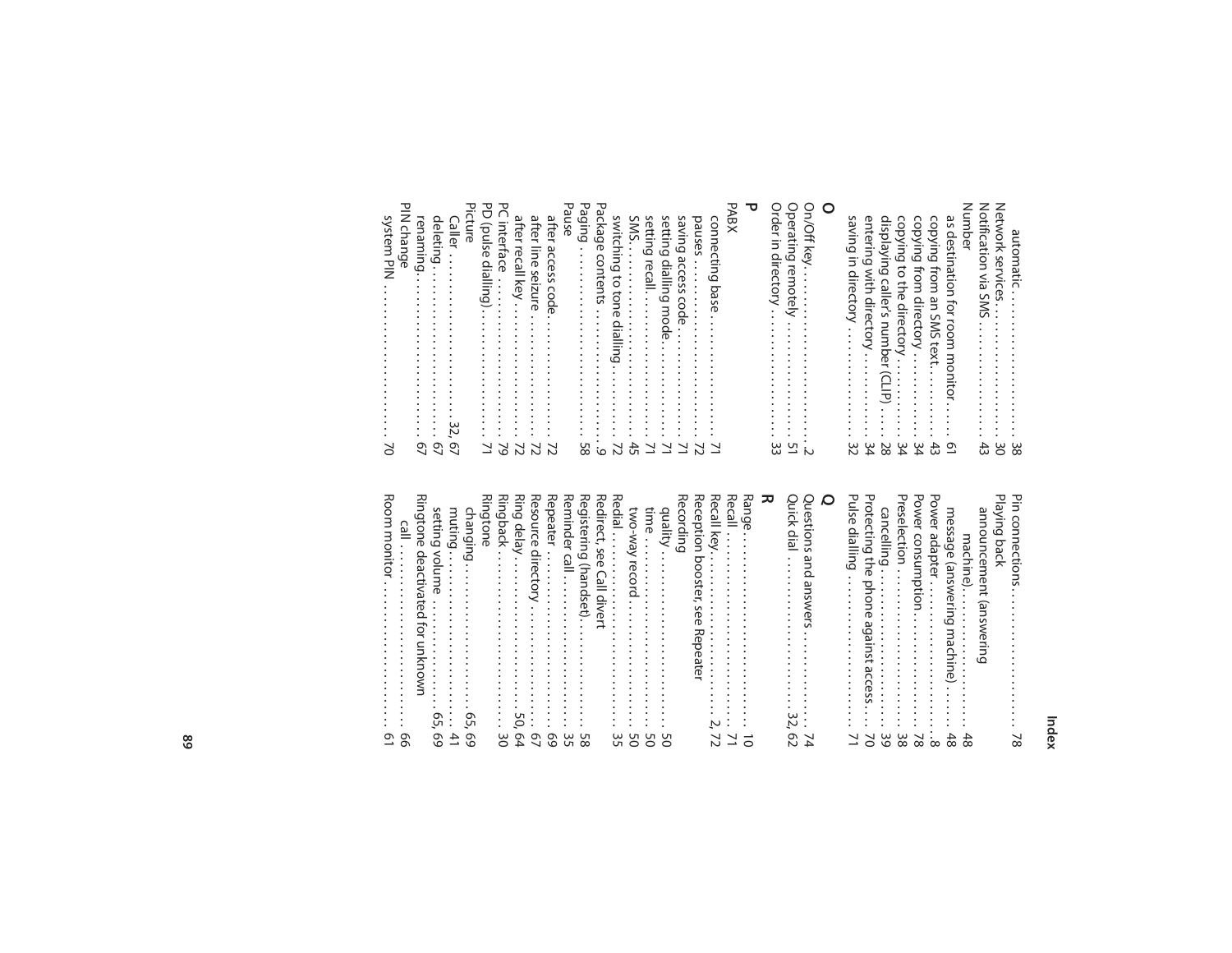automatic . . . . . . . . . . . . . . . . . . 38
Network services. . . . . . . . . . . . . . . . . . . 30
Notification via SMS . . . . . . . . . . . . . . . 43
Number
as destination for room monitor . . . . . 61
copying from an SMS text. . . . . . . . . . 43
copying from directory . . . . . . . . . . . . 34
copying to the directory . . . . . . . . . . . 34
displaying caller's number (CLIP) . . . . 28
entering with directory . . . . . . . . . . . 34
saving in directory . . . . . . . . . . . . . . . 32

**O**

On/Off key. . . . . . . . . . . . . . . . . . . . . . . 2
Operating remotely . . . . . . . . . . . . . . . . 51
Order in directory . . . . . . . . . . . . . . . . . 33

**P**

PABX
connecting base. . . . . . . . . . . . . . . . . 71
pauses . . . . . . . . . . . . . . . . . . . . . . . . 72
saving access code . . . . . . . . . . . . . . . 71
setting dialling mode. . . . . . . . . . . . . . 71
setting recall. . . . . . . . . . . . . . . . . . . . 71
SMS. . . . . . . . . . . . . . . . . . . . . . . . . . . 45
switching to tone dialling . . . . . . . . . . 72
Package contents . . . . . . . . . . . . . . . . . . 9
Paging . . . . . . . . . . . . . . . . . . . . . . . . . . 58
Pause
after access code. . . . . . . . . . . . . . . . . 72
after line seizure . . . . . . . . . . . . . . . . . 72
after recall key . . . . . . . . . . . . . . . . . . 72
PC interface . . . . . . . . . . . . . . . . . . . . . . 79
PD (pulse dialling). . . . . . . . . . . . . . . . . 71
Picture
Caller . . . . . . . . . . . . . . . . . . . . . . 32, 67
deleting. . . . . . . . . . . . . . . . . . . . . . . . 67
renaming. . . . . . . . . . . . . . . . . . . . . . . 67
PIN change
system PIN . . . . . . . . . . . . . . . . . . . . . 70

Pin connections. . . . . . . . . . . . . . . . . . . 78
Playing back
announcement (answering
machine). . . . . . . . . . . . . . . . . . . . . 48
message (answering machine) . . . . . . 48
Power adapter . . . . . . . . . . . . . . . . . . . . . 8
Power consumption. . . . . . . . . . . . . . . . 78
Preselection . . . . . . . . . . . . . . . . . . . . . . 38
cancelling . . . . . . . . . . . . . . . . . . . . . . 39
Protecting the phone against access. . . . 70
Pulse dialling . . . . . . . . . . . . . . . . . . . . . 71

**Q**

Questions and answers . . . . . . . . . . . . . 74
Quick dial . . . . . . . . . . . . . . . . . . . . 32, 62

**R**

Range. . . . . . . . . . . . . . . . . . . . . . . . . . . 10
Recall . . . . . . . . . . . . . . . . . . . . . . . . . . . 71
Recall key. . . . . . . . . . . . . . . . . . . . . . 2, 72
Reception booster, see Repeater
Recording
quality . . . . . . . . . . . . . . . . . . . . . . . . 50
time . . . . . . . . . . . . . . . . . . . . . . . . . . 50
two-way record . . . . . . . . . . . . . . . . . 50
Redial. . . . . . . . . . . . . . . . . . . . . . . . . . . 35
Redirect, see Call divert
Registering (handset). . . . . . . . . . . . . . . 58
Reminder call . . . . . . . . . . . . . . . . . . . . . 35
Repeater . . . . . . . . . . . . . . . . . . . . . . . . . 69
Resource directory . . . . . . . . . . . . . . . . . 67
Ring delay . . . . . . . . . . . . . . . . . . . . 50, 64
Ringback . . . . . . . . . . . . . . . . . . . . . . . . 30
Ringtone
changing. . . . . . . . . . . . . . . . . . . . 65, 69
muting . . . . . . . . . . . . . . . . . . . . . . . . 41
setting volume . . . . . . . . . . . . . . . 65, 69
Ringtone deactivated for unknown
call . . . . . . . . . . . . . . . . . . . . . . . . . . 66
Room monitor . . . . . . . . . . . . . . . . . . . . 61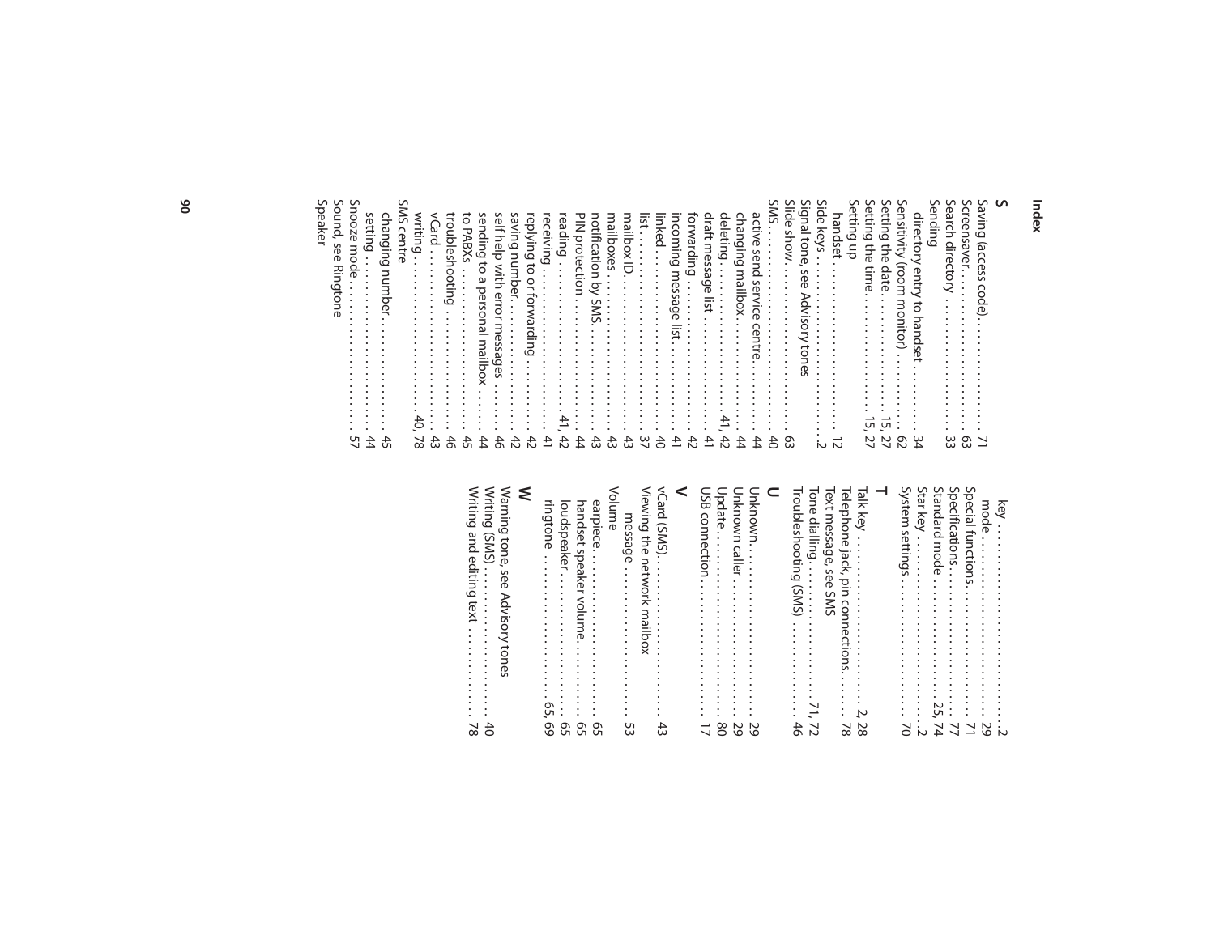# Index

## S

Saving (access code) . . . . . . . . . . . . . 71
Screensaver . . . . . . . . . . . . . . . . . . . . 63
Search directory . . . . . . . . . . . . . . . . 33
Sending
  directory entry to handset . . . . . . . . . 34
Sensitivity (room monitor) . . . . . . . . . 62
Setting the date . . . . . . . . . . . . . . . . 15, 27
Setting the time . . . . . . . . . . . . . . . . 15, 27
Setting up
  handset . . . . . . . . . . . . . . . . . . . . . 12
Side keys . . . . . . . . . . . . . . . . . . . . . . 2
Signal tone, see Advisory tones
Slide show . . . . . . . . . . . . . . . . . . . . 63
SMS . . . . . . . . . . . . . . . . . . . . . . . . . 40
  active send service centre . . . . . . . . . 44
  changing mailbox . . . . . . . . . . . . . . 44
  deleting . . . . . . . . . . . . . . . . . . . . . 41, 42
  draft message list . . . . . . . . . . . . . . 41
  forwarding . . . . . . . . . . . . . . . . . . . 42
  incoming message list . . . . . . . . . . . 41
  linked . . . . . . . . . . . . . . . . . . . . . . . 40
  list . . . . . . . . . . . . . . . . . . . . . . . . . 37
  mailbox ID . . . . . . . . . . . . . . . . . . . 43
  mailboxes . . . . . . . . . . . . . . . . . . . 43
  notification by SMS . . . . . . . . . . . . 43
  PIN protection . . . . . . . . . . . . . . . . 44
  reading . . . . . . . . . . . . . . . . . . . . . 41, 42
  receiving . . . . . . . . . . . . . . . . . . . . 41
  replying to or forwarding . . . . . . . . . 42
  saving number . . . . . . . . . . . . . . . . 42
  self help with error messages . . . . . . 46
  sending to a personal mailbox . . . . . 44
  to PABXs . . . . . . . . . . . . . . . . . . . . 45
  troubleshooting . . . . . . . . . . . . . . . 46
  vCard . . . . . . . . . . . . . . . . . . . . . . 43
  writing . . . . . . . . . . . . . . . . . . . . . 40, 78
SMS centre
  changing number . . . . . . . . . . . . . . 45
  setting . . . . . . . . . . . . . . . . . . . . . . 44
Snooze mode . . . . . . . . . . . . . . . . . . 57
Sound, see Ringtone
Speaker
  key . . . . . . . . . . . . . . . . . . . . . . . . . 2
  mode . . . . . . . . . . . . . . . . . . . . . . . 29
Special functions . . . . . . . . . . . . . . . . 71
Specifications . . . . . . . . . . . . . . . . . . 77
Standard mode . . . . . . . . . . . . . . . . . 25, 74
Star key . . . . . . . . . . . . . . . . . . . . . . . 2
System settings . . . . . . . . . . . . . . . . . 70

## T

Talk key . . . . . . . . . . . . . . . . . . . . . . 2, 28
Telephone jack, pin connections . . . . . 78
Text message, see SMS
Tone dialling . . . . . . . . . . . . . . . . . . . 71, 72
Troubleshooting (SMS) . . . . . . . . . . . 46

## U

Unknown . . . . . . . . . . . . . . . . . . . . . . 29
Unknown caller . . . . . . . . . . . . . . . . . 29
Update . . . . . . . . . . . . . . . . . . . . . . . 80
USB connection . . . . . . . . . . . . . . . . . 17

## V

vCard (SMS) . . . . . . . . . . . . . . . . . . . 43
Viewing the network mailbox
  message . . . . . . . . . . . . . . . . . . . . 53
Volume
  earpiece . . . . . . . . . . . . . . . . . . . . 65
  handset speaker volume . . . . . . . . . . 65
  loudspeaker . . . . . . . . . . . . . . . . . . 65
  ringtone . . . . . . . . . . . . . . . . . . . . 65, 69

## W

Warning tone, see Advisory tones
Writing (SMS) . . . . . . . . . . . . . . . . . . 40
Writing and editing text . . . . . . . . . . . 78